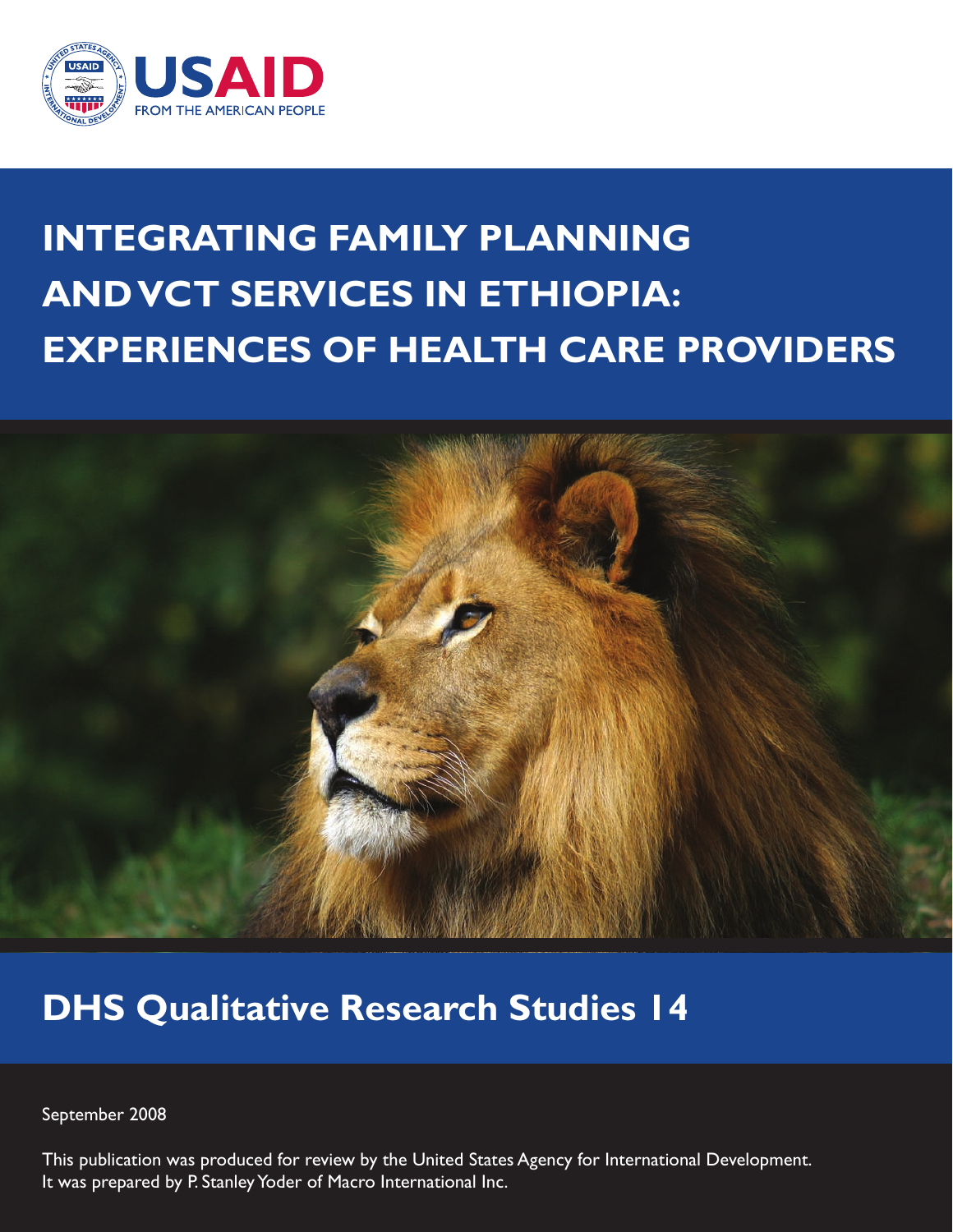USAID

FROM THE AMERICAN PEOPLE

# INTEGRATING FAMILY PLANNING AND VCT SERVICES IN ETHIOPIA: EXPERIENCES OF HEALTH CARE PROVIDERS

## DHS Qualitative Research Studies 14

September 2008

This publication was produced for review by the United States Agency for International Development. It was prepared by P. Stanley Yoder of Macro International Inc.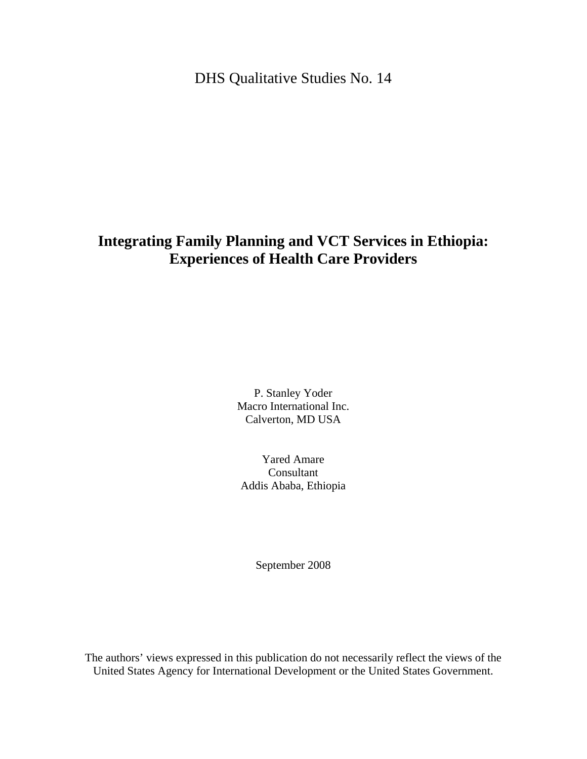DHS Qualitative Studies No. 14

# Integrating Family Planning and VCT Services in Ethiopia: Experiences of Health Care Providers

P. Stanley Yoder
Macro International Inc.
Calverton, MD USA

Yared Amare
Consultant
Addis Ababa, Ethiopia

September 2008

The authors' views expressed in this publication do not necessarily reflect the views of the United States Agency for International Development or the United States Government.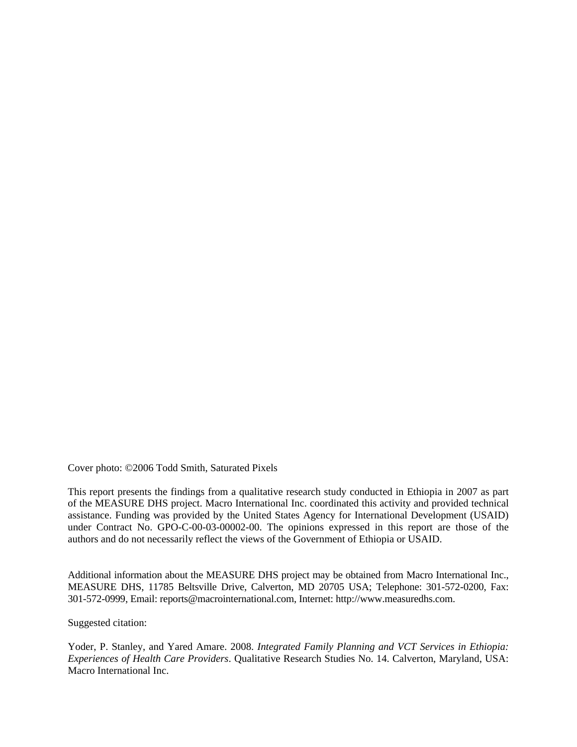Cover photo: ©2006 Todd Smith, Saturated Pixels

This report presents the findings from a qualitative research study conducted in Ethiopia in 2007 as part of the MEASURE DHS project. Macro International Inc. coordinated this activity and provided technical assistance. Funding was provided by the United States Agency for International Development (USAID) under Contract No. GPO-C-00-03-00002-00. The opinions expressed in this report are those of the authors and do not necessarily reflect the views of the Government of Ethiopia or USAID.

Additional information about the MEASURE DHS project may be obtained from Macro International Inc., MEASURE DHS, 11785 Beltsville Drive, Calverton, MD 20705 USA; Telephone: 301-572-0200, Fax: 301-572-0999, Email: reports@macrointernational.com, Internet: http://www.measuredhs.com.

Suggested citation:

Yoder, P. Stanley, and Yared Amare. 2008. *Integrated Family Planning and VCT Services in Ethiopia: Experiences of Health Care Providers*. Qualitative Research Studies No. 14. Calverton, Maryland, USA: Macro International Inc.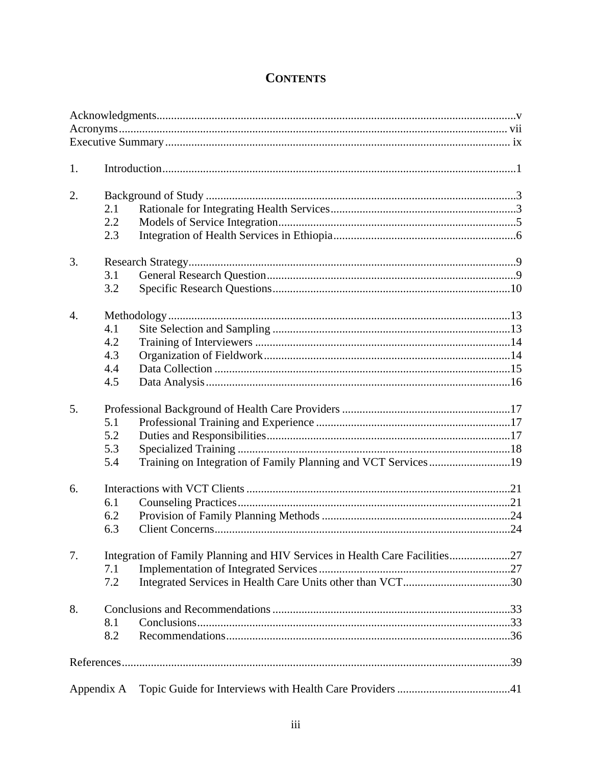# CONTENTS

Acknowledgments .......... v
Acronyms .......... vii
Executive Summary .......... ix

1. Introduction .......... 1

2. Background of Study .......... 3
   - 2.1 Rationale for Integrating Health Services .......... 3
   - 2.2 Models of Service Integration .......... 5
   - 2.3 Integration of Health Services in Ethiopia .......... 6

3. Research Strategy .......... 9
   - 3.1 General Research Question .......... 9
   - 3.2 Specific Research Questions .......... 10

4. Methodology .......... 13
   - 4.1 Site Selection and Sampling .......... 13
   - 4.2 Training of Interviewers .......... 14
   - 4.3 Organization of Fieldwork .......... 14
   - 4.4 Data Collection .......... 15
   - 4.5 Data Analysis .......... 16

5. Professional Background of Health Care Providers .......... 17
   - 5.1 Professional Training and Experience .......... 17
   - 5.2 Duties and Responsibilities .......... 17
   - 5.3 Specialized Training .......... 18
   - 5.4 Training on Integration of Family Planning and VCT Services .......... 19

6. Interactions with VCT Clients .......... 21
   - 6.1 Counseling Practices .......... 21
   - 6.2 Provision of Family Planning Methods .......... 24
   - 6.3 Client Concerns .......... 24

7. Integration of Family Planning and HIV Services in Health Care Facilities .......... 27
   - 7.1 Implementation of Integrated Services .......... 27
   - 7.2 Integrated Services in Health Care Units other than VCT .......... 30

8. Conclusions and Recommendations .......... 33
   - 8.1 Conclusions .......... 33
   - 8.2 Recommendations .......... 36

References .......... 39

Appendix A Topic Guide for Interviews with Health Care Providers .......... 41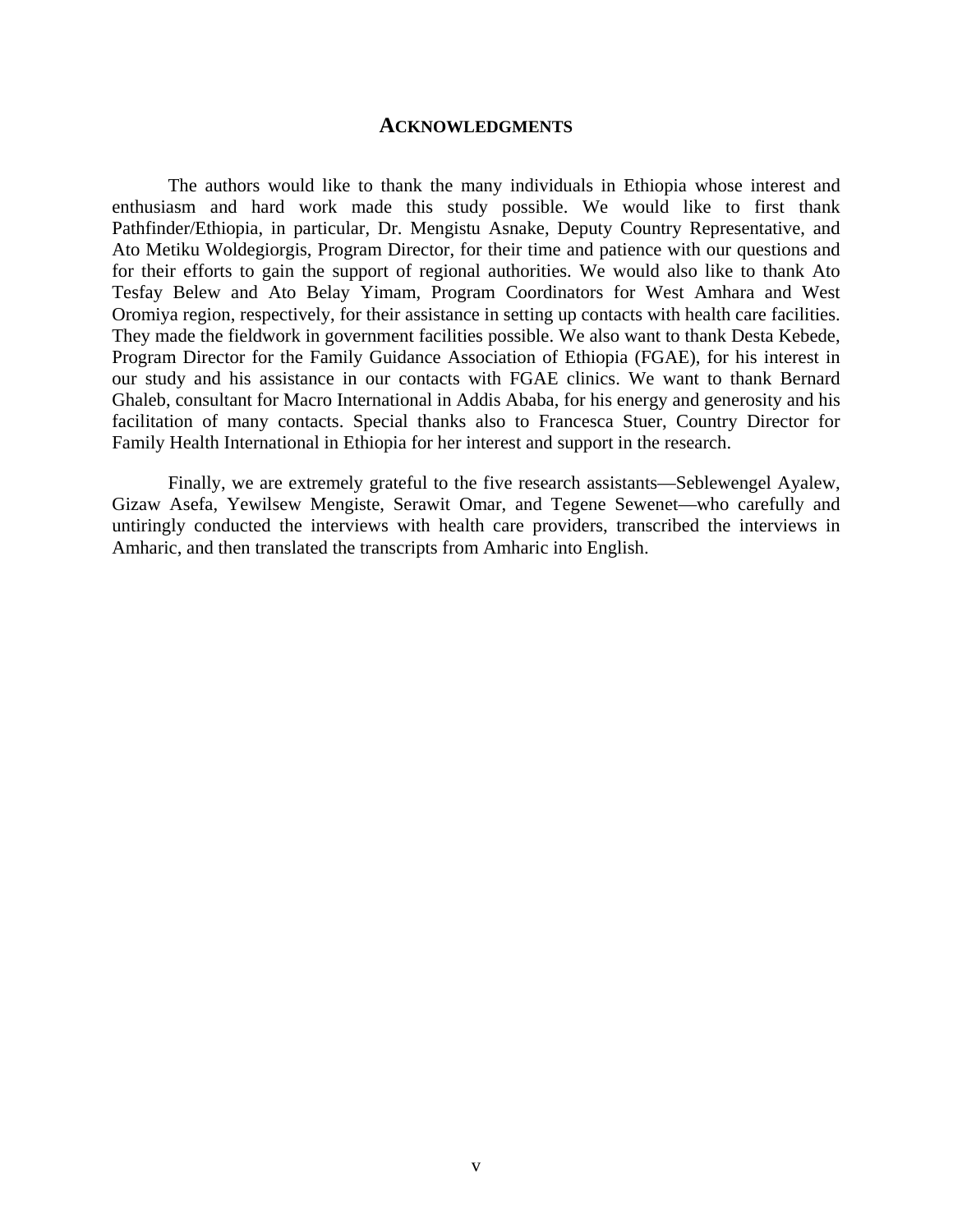# ACKNOWLEDGMENTS

The authors would like to thank the many individuals in Ethiopia whose interest and enthusiasm and hard work made this study possible. We would like to first thank Pathfinder/Ethiopia, in particular, Dr. Mengistu Asnake, Deputy Country Representative, and Ato Metiku Woldegiorgis, Program Director, for their time and patience with our questions and for their efforts to gain the support of regional authorities. We would also like to thank Ato Tesfay Belew and Ato Belay Yimam, Program Coordinators for West Amhara and West Oromiya region, respectively, for their assistance in setting up contacts with health care facilities. They made the fieldwork in government facilities possible. We also want to thank Desta Kebede, Program Director for the Family Guidance Association of Ethiopia (FGAE), for his interest in our study and his assistance in our contacts with FGAE clinics. We want to thank Bernard Ghaleb, consultant for Macro International in Addis Ababa, for his energy and generosity and his facilitation of many contacts. Special thanks also to Francesca Stuer, Country Director for Family Health International in Ethiopia for her interest and support in the research.

Finally, we are extremely grateful to the five research assistants—Seblewengel Ayalew, Gizaw Asefa, Yewilsew Mengiste, Serawit Omar, and Tegene Sewenet—who carefully and untiringly conducted the interviews with health care providers, transcribed the interviews in Amharic, and then translated the transcripts from Amharic into English.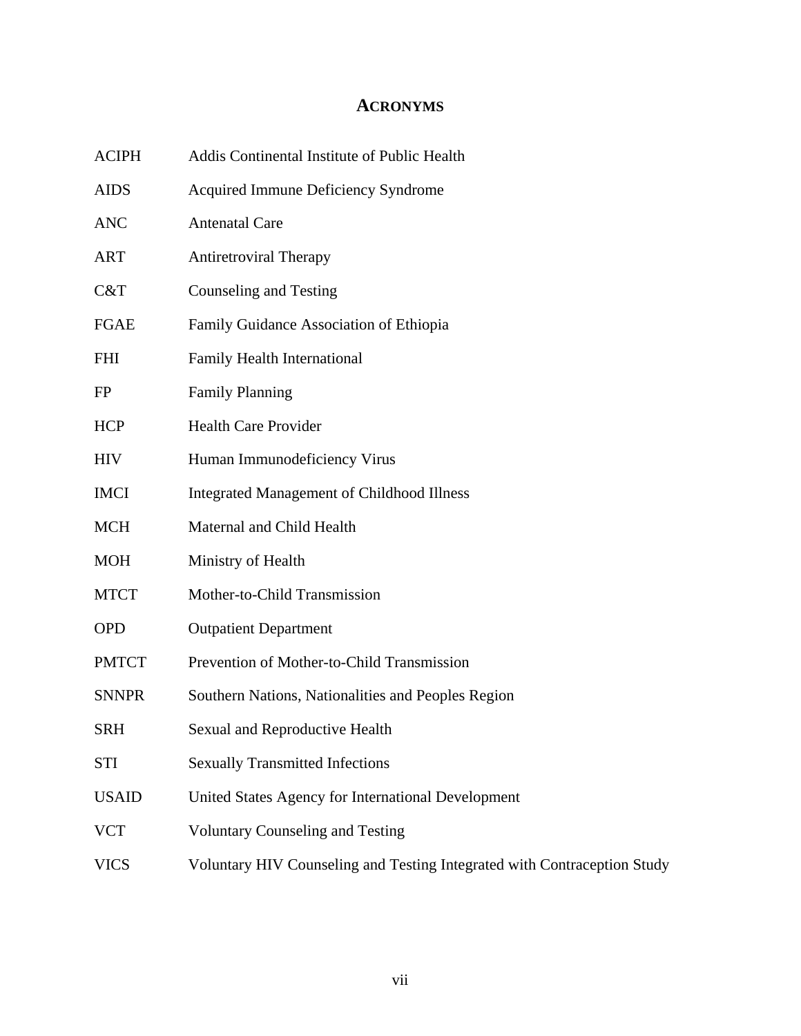# ACRONYMS

| | |
|---|---|
| ACIPH | Addis Continental Institute of Public Health |
| AIDS | Acquired Immune Deficiency Syndrome |
| ANC | Antenatal Care |
| ART | Antiretroviral Therapy |
| C&T | Counseling and Testing |
| FGAE | Family Guidance Association of Ethiopia |
| FHI | Family Health International |
| FP | Family Planning |
| HCP | Health Care Provider |
| HIV | Human Immunodeficiency Virus |
| IMCI | Integrated Management of Childhood Illness |
| MCH | Maternal and Child Health |
| MOH | Ministry of Health |
| MTCT | Mother-to-Child Transmission |
| OPD | Outpatient Department |
| PMTCT | Prevention of Mother-to-Child Transmission |
| SNNPR | Southern Nations, Nationalities and Peoples Region |
| SRH | Sexual and Reproductive Health |
| STI | Sexually Transmitted Infections |
| USAID | United States Agency for International Development |
| VCT | Voluntary Counseling and Testing |
| VICS | Voluntary HIV Counseling and Testing Integrated with Contraception Study |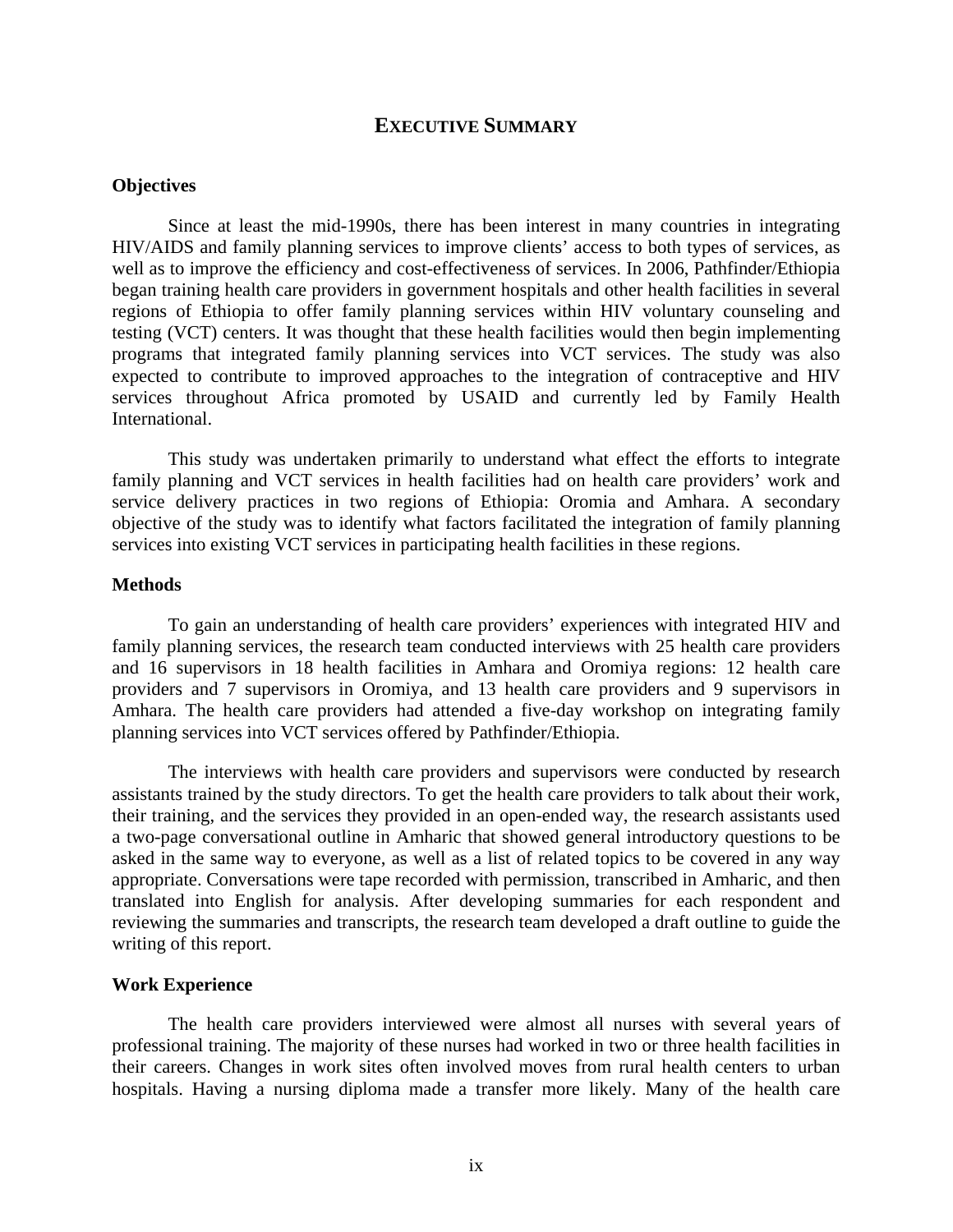# EXECUTIVE SUMMARY

## Objectives

Since at least the mid-1990s, there has been interest in many countries in integrating HIV/AIDS and family planning services to improve clients' access to both types of services, as well as to improve the efficiency and cost-effectiveness of services. In 2006, Pathfinder/Ethiopia began training health care providers in government hospitals and other health facilities in several regions of Ethiopia to offer family planning services within HIV voluntary counseling and testing (VCT) centers. It was thought that these health facilities would then begin implementing programs that integrated family planning services into VCT services. The study was also expected to contribute to improved approaches to the integration of contraceptive and HIV services throughout Africa promoted by USAID and currently led by Family Health International.

This study was undertaken primarily to understand what effect the efforts to integrate family planning and VCT services in health facilities had on health care providers' work and service delivery practices in two regions of Ethiopia: Oromia and Amhara. A secondary objective of the study was to identify what factors facilitated the integration of family planning services into existing VCT services in participating health facilities in these regions.

## Methods

To gain an understanding of health care providers' experiences with integrated HIV and family planning services, the research team conducted interviews with 25 health care providers and 16 supervisors in 18 health facilities in Amhara and Oromiya regions: 12 health care providers and 7 supervisors in Oromiya, and 13 health care providers and 9 supervisors in Amhara. The health care providers had attended a five-day workshop on integrating family planning services into VCT services offered by Pathfinder/Ethiopia.

The interviews with health care providers and supervisors were conducted by research assistants trained by the study directors. To get the health care providers to talk about their work, their training, and the services they provided in an open-ended way, the research assistants used a two-page conversational outline in Amharic that showed general introductory questions to be asked in the same way to everyone, as well as a list of related topics to be covered in any way appropriate. Conversations were tape recorded with permission, transcribed in Amharic, and then translated into English for analysis. After developing summaries for each respondent and reviewing the summaries and transcripts, the research team developed a draft outline to guide the writing of this report.

## Work Experience

The health care providers interviewed were almost all nurses with several years of professional training. The majority of these nurses had worked in two or three health facilities in their careers. Changes in work sites often involved moves from rural health centers to urban hospitals. Having a nursing diploma made a transfer more likely. Many of the health care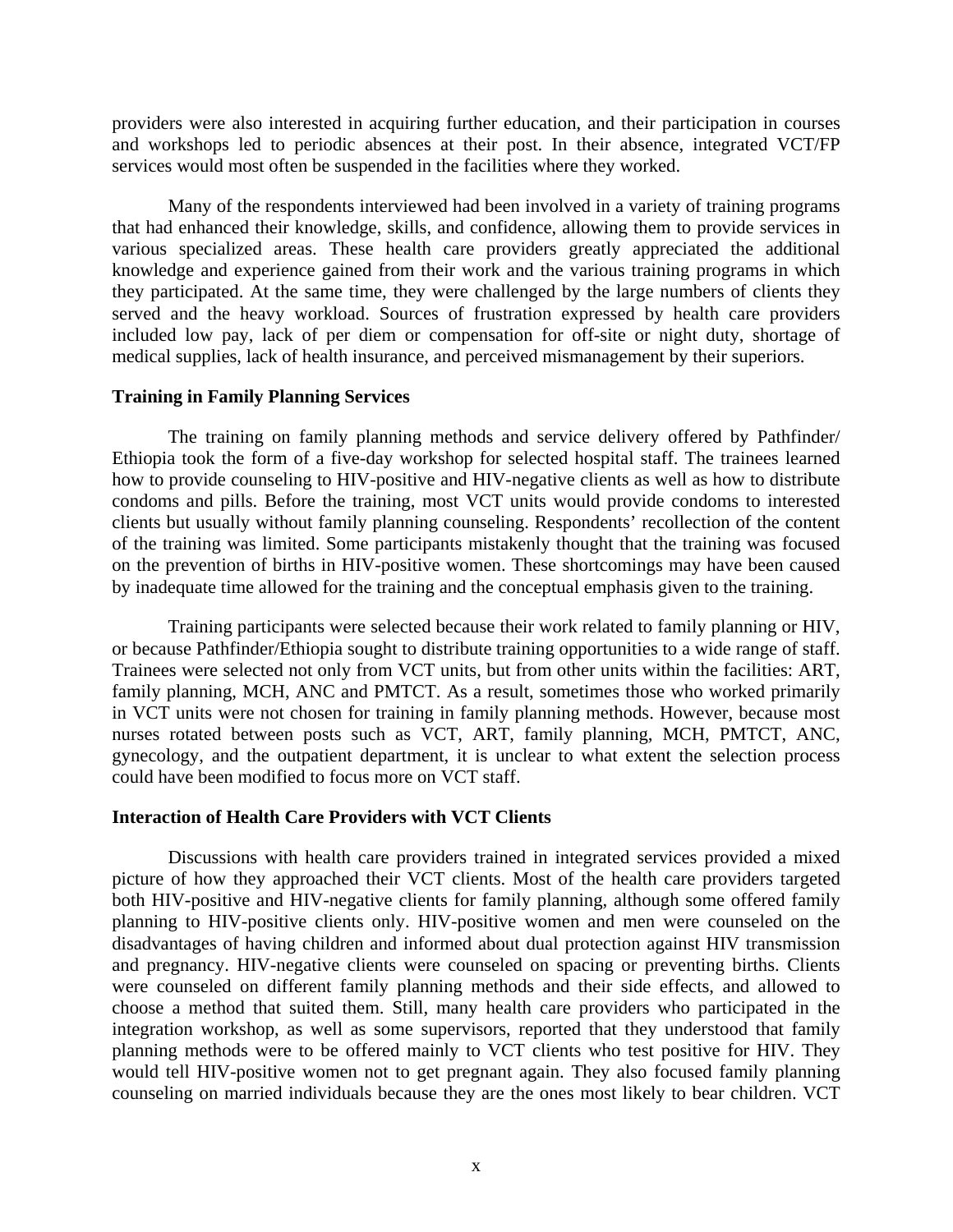providers were also interested in acquiring further education, and their participation in courses and workshops led to periodic absences at their post. In their absence, integrated VCT/FP services would most often be suspended in the facilities where they worked.

Many of the respondents interviewed had been involved in a variety of training programs that had enhanced their knowledge, skills, and confidence, allowing them to provide services in various specialized areas. These health care providers greatly appreciated the additional knowledge and experience gained from their work and the various training programs in which they participated. At the same time, they were challenged by the large numbers of clients they served and the heavy workload. Sources of frustration expressed by health care providers included low pay, lack of per diem or compensation for off-site or night duty, shortage of medical supplies, lack of health insurance, and perceived mismanagement by their superiors.

### Training in Family Planning Services

The training on family planning methods and service delivery offered by Pathfinder/ Ethiopia took the form of a five-day workshop for selected hospital staff. The trainees learned how to provide counseling to HIV-positive and HIV-negative clients as well as how to distribute condoms and pills. Before the training, most VCT units would provide condoms to interested clients but usually without family planning counseling. Respondents' recollection of the content of the training was limited. Some participants mistakenly thought that the training was focused on the prevention of births in HIV-positive women. These shortcomings may have been caused by inadequate time allowed for the training and the conceptual emphasis given to the training.

Training participants were selected because their work related to family planning or HIV, or because Pathfinder/Ethiopia sought to distribute training opportunities to a wide range of staff. Trainees were selected not only from VCT units, but from other units within the facilities: ART, family planning, MCH, ANC and PMTCT. As a result, sometimes those who worked primarily in VCT units were not chosen for training in family planning methods. However, because most nurses rotated between posts such as VCT, ART, family planning, MCH, PMTCT, ANC, gynecology, and the outpatient department, it is unclear to what extent the selection process could have been modified to focus more on VCT staff.

### Interaction of Health Care Providers with VCT Clients

Discussions with health care providers trained in integrated services provided a mixed picture of how they approached their VCT clients. Most of the health care providers targeted both HIV-positive and HIV-negative clients for family planning, although some offered family planning to HIV-positive clients only. HIV-positive women and men were counseled on the disadvantages of having children and informed about dual protection against HIV transmission and pregnancy. HIV-negative clients were counseled on spacing or preventing births. Clients were counseled on different family planning methods and their side effects, and allowed to choose a method that suited them. Still, many health care providers who participated in the integration workshop, as well as some supervisors, reported that they understood that family planning methods were to be offered mainly to VCT clients who test positive for HIV. They would tell HIV-positive women not to get pregnant again. They also focused family planning counseling on married individuals because they are the ones most likely to bear children. VCT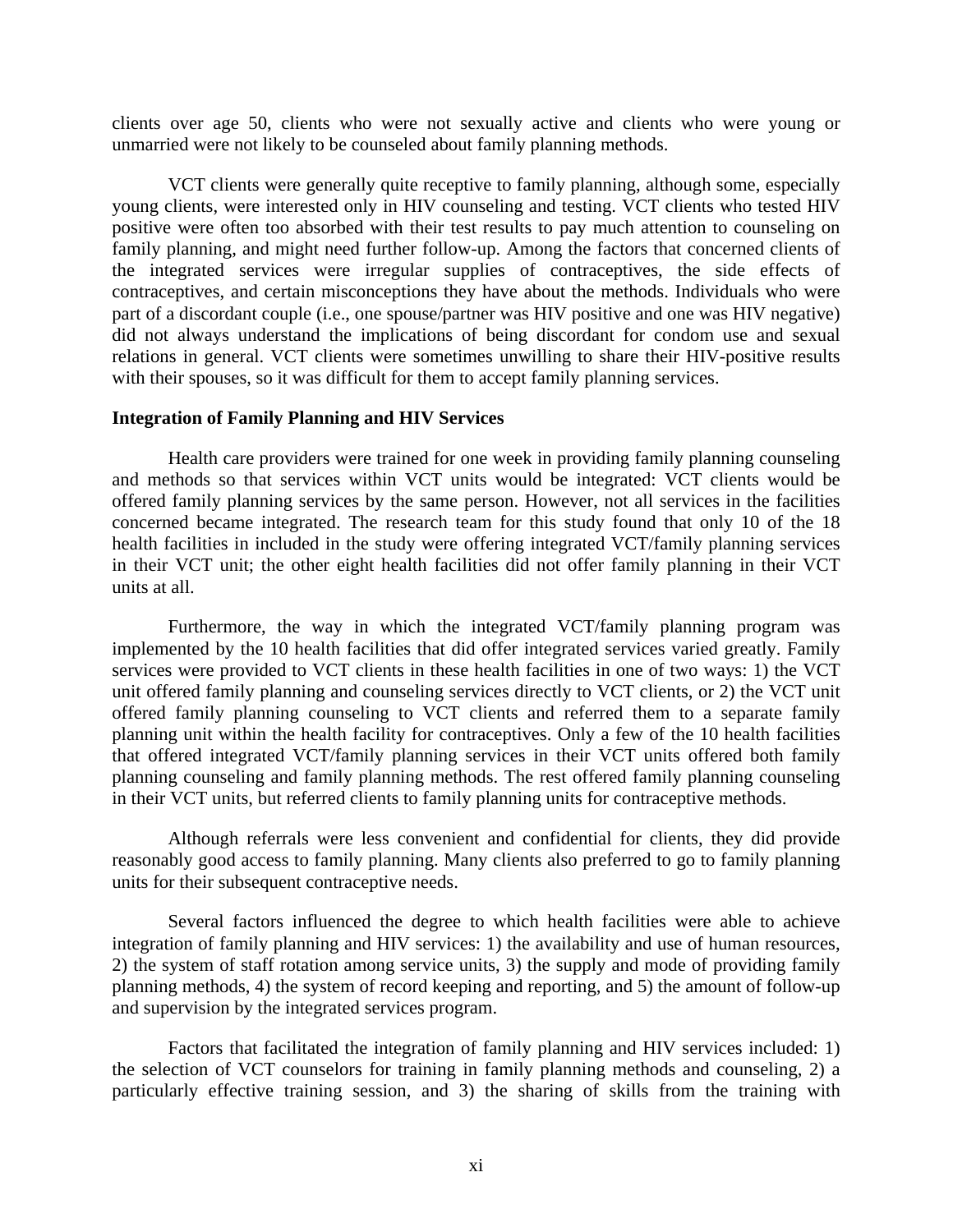clients over age 50, clients who were not sexually active and clients who were young or unmarried were not likely to be counseled about family planning methods.

VCT clients were generally quite receptive to family planning, although some, especially young clients, were interested only in HIV counseling and testing. VCT clients who tested HIV positive were often too absorbed with their test results to pay much attention to counseling on family planning, and might need further follow-up. Among the factors that concerned clients of the integrated services were irregular supplies of contraceptives, the side effects of contraceptives, and certain misconceptions they have about the methods. Individuals who were part of a discordant couple (i.e., one spouse/partner was HIV positive and one was HIV negative) did not always understand the implications of being discordant for condom use and sexual relations in general. VCT clients were sometimes unwilling to share their HIV-positive results with their spouses, so it was difficult for them to accept family planning services.

**Integration of Family Planning and HIV Services**

Health care providers were trained for one week in providing family planning counseling and methods so that services within VCT units would be integrated: VCT clients would be offered family planning services by the same person. However, not all services in the facilities concerned became integrated. The research team for this study found that only 10 of the 18 health facilities in included in the study were offering integrated VCT/family planning services in their VCT unit; the other eight health facilities did not offer family planning in their VCT units at all.

Furthermore, the way in which the integrated VCT/family planning program was implemented by the 10 health facilities that did offer integrated services varied greatly. Family services were provided to VCT clients in these health facilities in one of two ways: 1) the VCT unit offered family planning and counseling services directly to VCT clients, or 2) the VCT unit offered family planning counseling to VCT clients and referred them to a separate family planning unit within the health facility for contraceptives. Only a few of the 10 health facilities that offered integrated VCT/family planning services in their VCT units offered both family planning counseling and family planning methods. The rest offered family planning counseling in their VCT units, but referred clients to family planning units for contraceptive methods.

Although referrals were less convenient and confidential for clients, they did provide reasonably good access to family planning. Many clients also preferred to go to family planning units for their subsequent contraceptive needs.

Several factors influenced the degree to which health facilities were able to achieve integration of family planning and HIV services: 1) the availability and use of human resources, 2) the system of staff rotation among service units, 3) the supply and mode of providing family planning methods, 4) the system of record keeping and reporting, and 5) the amount of follow-up and supervision by the integrated services program.

Factors that facilitated the integration of family planning and HIV services included: 1) the selection of VCT counselors for training in family planning methods and counseling, 2) a particularly effective training session, and 3) the sharing of skills from the training with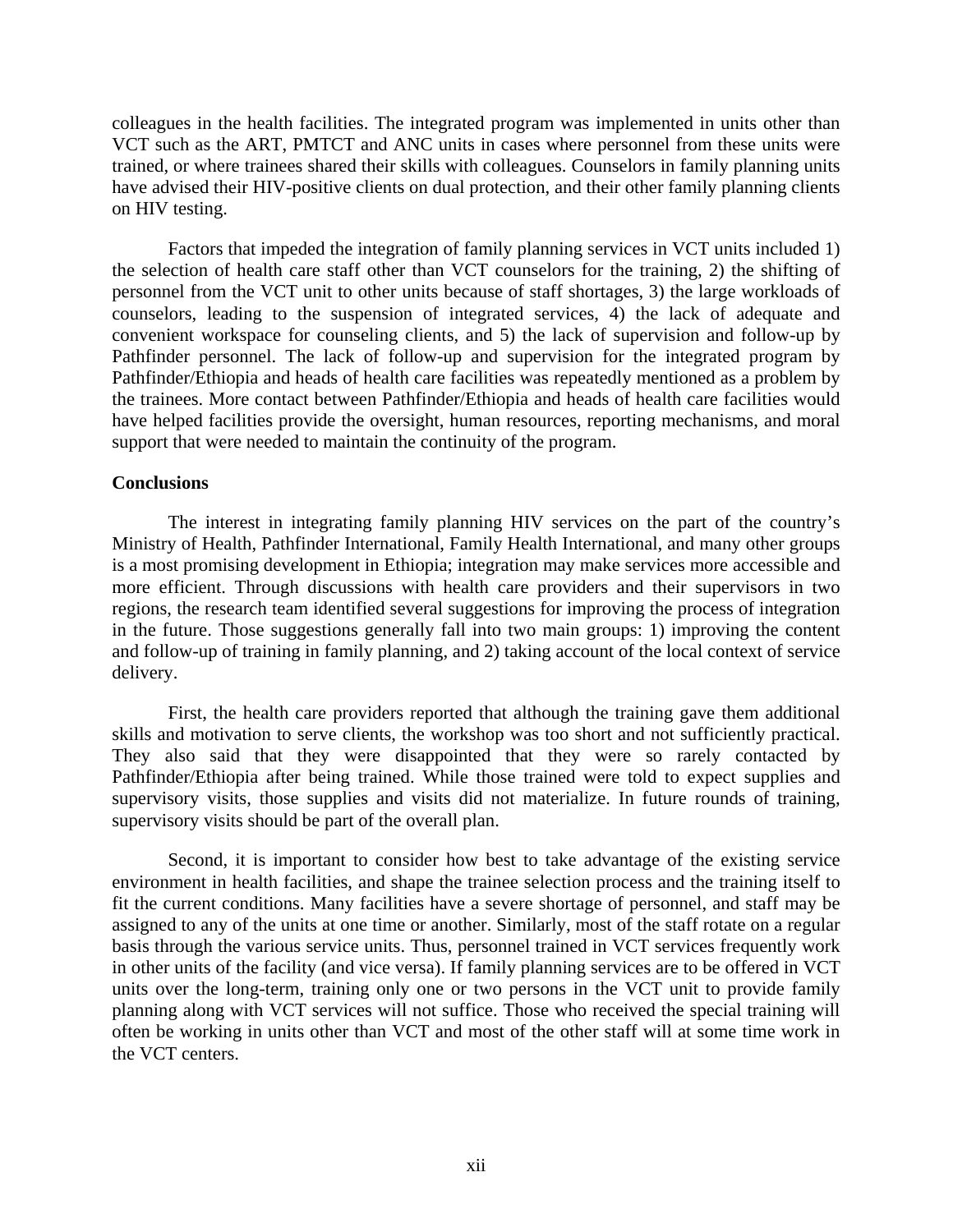colleagues in the health facilities. The integrated program was implemented in units other than VCT such as the ART, PMTCT and ANC units in cases where personnel from these units were trained, or where trainees shared their skills with colleagues. Counselors in family planning units have advised their HIV-positive clients on dual protection, and their other family planning clients on HIV testing.

Factors that impeded the integration of family planning services in VCT units included 1) the selection of health care staff other than VCT counselors for the training, 2) the shifting of personnel from the VCT unit to other units because of staff shortages, 3) the large workloads of counselors, leading to the suspension of integrated services, 4) the lack of adequate and convenient workspace for counseling clients, and 5) the lack of supervision and follow-up by Pathfinder personnel. The lack of follow-up and supervision for the integrated program by Pathfinder/Ethiopia and heads of health care facilities was repeatedly mentioned as a problem by the trainees. More contact between Pathfinder/Ethiopia and heads of health care facilities would have helped facilities provide the oversight, human resources, reporting mechanisms, and moral support that were needed to maintain the continuity of the program.

**Conclusions**

The interest in integrating family planning HIV services on the part of the country's Ministry of Health, Pathfinder International, Family Health International, and many other groups is a most promising development in Ethiopia; integration may make services more accessible and more efficient. Through discussions with health care providers and their supervisors in two regions, the research team identified several suggestions for improving the process of integration in the future. Those suggestions generally fall into two main groups: 1) improving the content and follow-up of training in family planning, and 2) taking account of the local context of service delivery.

First, the health care providers reported that although the training gave them additional skills and motivation to serve clients, the workshop was too short and not sufficiently practical. They also said that they were disappointed that they were so rarely contacted by Pathfinder/Ethiopia after being trained. While those trained were told to expect supplies and supervisory visits, those supplies and visits did not materialize. In future rounds of training, supervisory visits should be part of the overall plan.

Second, it is important to consider how best to take advantage of the existing service environment in health facilities, and shape the trainee selection process and the training itself to fit the current conditions. Many facilities have a severe shortage of personnel, and staff may be assigned to any of the units at one time or another. Similarly, most of the staff rotate on a regular basis through the various service units. Thus, personnel trained in VCT services frequently work in other units of the facility (and vice versa). If family planning services are to be offered in VCT units over the long-term, training only one or two persons in the VCT unit to provide family planning along with VCT services will not suffice. Those who received the special training will often be working in units other than VCT and most of the other staff will at some time work in the VCT centers.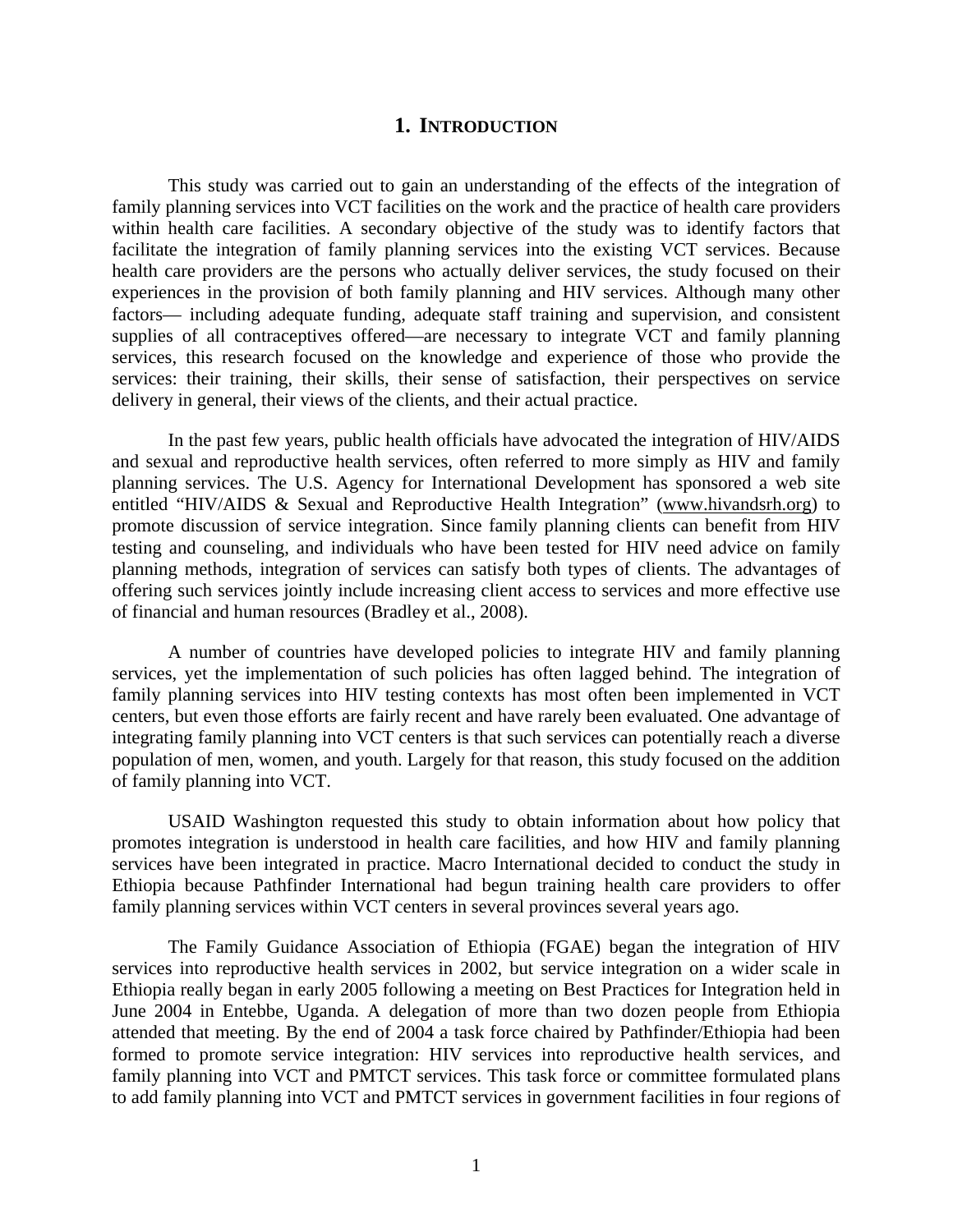# 1. Introduction

This study was carried out to gain an understanding of the effects of the integration of family planning services into VCT facilities on the work and the practice of health care providers within health care facilities. A secondary objective of the study was to identify factors that facilitate the integration of family planning services into the existing VCT services. Because health care providers are the persons who actually deliver services, the study focused on their experiences in the provision of both family planning and HIV services. Although many other factors— including adequate funding, adequate staff training and supervision, and consistent supplies of all contraceptives offered—are necessary to integrate VCT and family planning services, this research focused on the knowledge and experience of those who provide the services: their training, their skills, their sense of satisfaction, their perspectives on service delivery in general, their views of the clients, and their actual practice.

In the past few years, public health officials have advocated the integration of HIV/AIDS and sexual and reproductive health services, often referred to more simply as HIV and family planning services. The U.S. Agency for International Development has sponsored a web site entitled "HIV/AIDS & Sexual and Reproductive Health Integration" (www.hivandsrh.org) to promote discussion of service integration. Since family planning clients can benefit from HIV testing and counseling, and individuals who have been tested for HIV need advice on family planning methods, integration of services can satisfy both types of clients. The advantages of offering such services jointly include increasing client access to services and more effective use of financial and human resources (Bradley et al., 2008).

A number of countries have developed policies to integrate HIV and family planning services, yet the implementation of such policies has often lagged behind. The integration of family planning services into HIV testing contexts has most often been implemented in VCT centers, but even those efforts are fairly recent and have rarely been evaluated. One advantage of integrating family planning into VCT centers is that such services can potentially reach a diverse population of men, women, and youth. Largely for that reason, this study focused on the addition of family planning into VCT.

USAID Washington requested this study to obtain information about how policy that promotes integration is understood in health care facilities, and how HIV and family planning services have been integrated in practice. Macro International decided to conduct the study in Ethiopia because Pathfinder International had begun training health care providers to offer family planning services within VCT centers in several provinces several years ago.

The Family Guidance Association of Ethiopia (FGAE) began the integration of HIV services into reproductive health services in 2002, but service integration on a wider scale in Ethiopia really began in early 2005 following a meeting on Best Practices for Integration held in June 2004 in Entebbe, Uganda. A delegation of more than two dozen people from Ethiopia attended that meeting. By the end of 2004 a task force chaired by Pathfinder/Ethiopia had been formed to promote service integration: HIV services into reproductive health services, and family planning into VCT and PMTCT services. This task force or committee formulated plans to add family planning into VCT and PMTCT services in government facilities in four regions of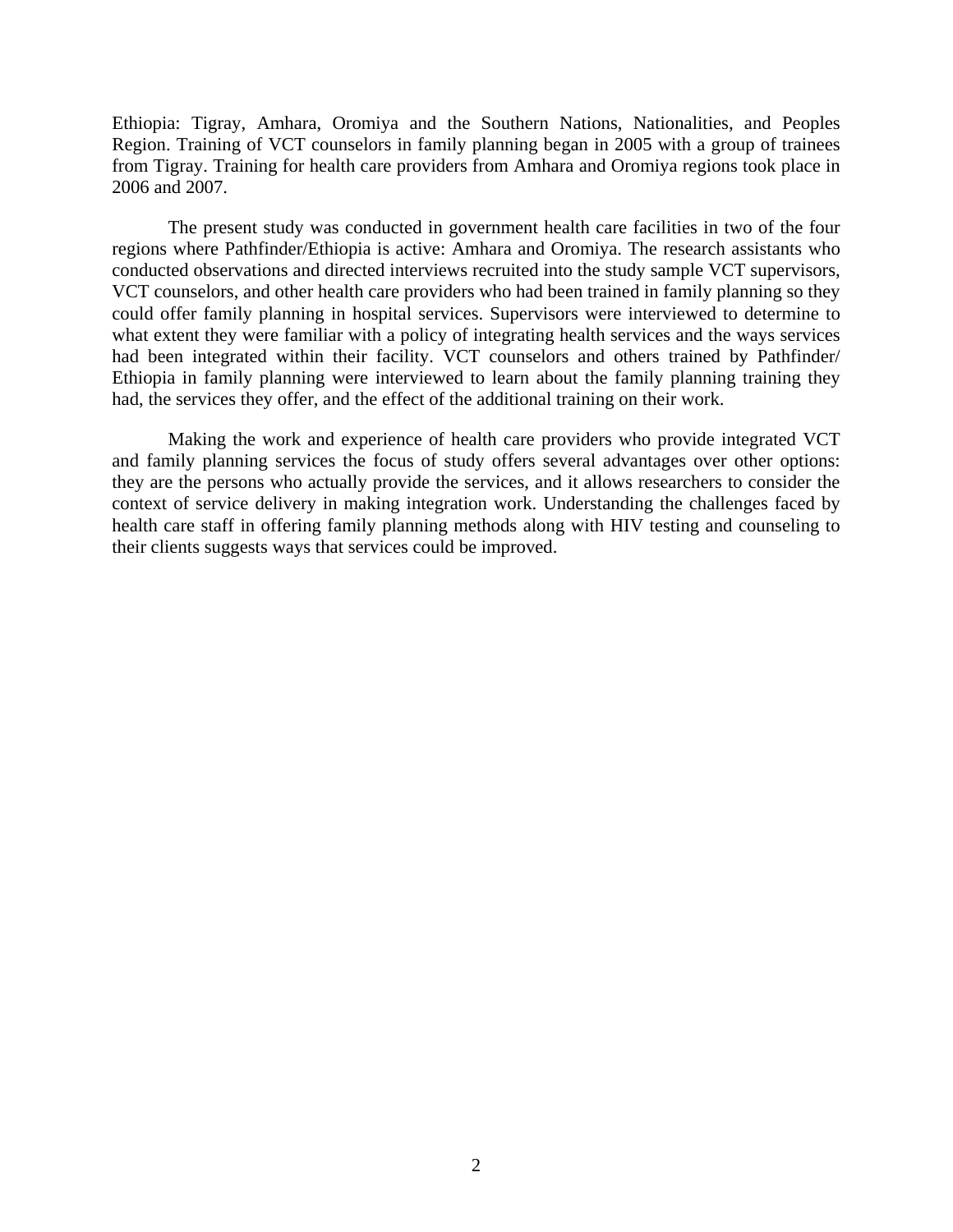Ethiopia: Tigray, Amhara, Oromiya and the Southern Nations, Nationalities, and Peoples Region. Training of VCT counselors in family planning began in 2005 with a group of trainees from Tigray. Training for health care providers from Amhara and Oromiya regions took place in 2006 and 2007.

The present study was conducted in government health care facilities in two of the four regions where Pathfinder/Ethiopia is active: Amhara and Oromiya. The research assistants who conducted observations and directed interviews recruited into the study sample VCT supervisors, VCT counselors, and other health care providers who had been trained in family planning so they could offer family planning in hospital services. Supervisors were interviewed to determine to what extent they were familiar with a policy of integrating health services and the ways services had been integrated within their facility. VCT counselors and others trained by Pathfinder/ Ethiopia in family planning were interviewed to learn about the family planning training they had, the services they offer, and the effect of the additional training on their work.

Making the work and experience of health care providers who provide integrated VCT and family planning services the focus of study offers several advantages over other options: they are the persons who actually provide the services, and it allows researchers to consider the context of service delivery in making integration work. Understanding the challenges faced by health care staff in offering family planning methods along with HIV testing and counseling to their clients suggests ways that services could be improved.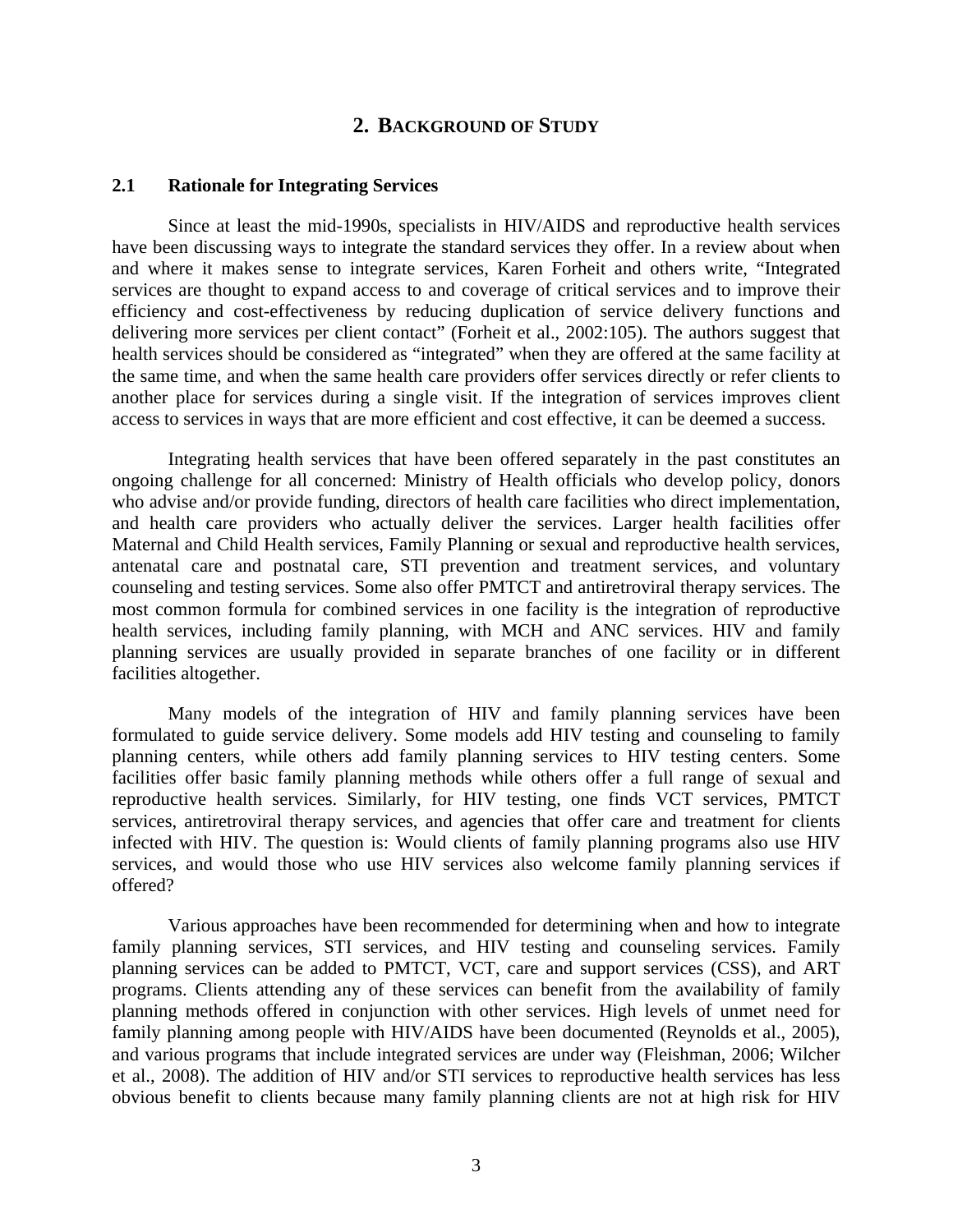# 2. Background of Study

## 2.1 Rationale for Integrating Services

Since at least the mid-1990s, specialists in HIV/AIDS and reproductive health services have been discussing ways to integrate the standard services they offer. In a review about when and where it makes sense to integrate services, Karen Forheit and others write, "Integrated services are thought to expand access to and coverage of critical services and to improve their efficiency and cost-effectiveness by reducing duplication of service delivery functions and delivering more services per client contact" (Forheit et al., 2002:105). The authors suggest that health services should be considered as "integrated" when they are offered at the same facility at the same time, and when the same health care providers offer services directly or refer clients to another place for services during a single visit. If the integration of services improves client access to services in ways that are more efficient and cost effective, it can be deemed a success.

Integrating health services that have been offered separately in the past constitutes an ongoing challenge for all concerned: Ministry of Health officials who develop policy, donors who advise and/or provide funding, directors of health care facilities who direct implementation, and health care providers who actually deliver the services. Larger health facilities offer Maternal and Child Health services, Family Planning or sexual and reproductive health services, antenatal care and postnatal care, STI prevention and treatment services, and voluntary counseling and testing services. Some also offer PMTCT and antiretroviral therapy services. The most common formula for combined services in one facility is the integration of reproductive health services, including family planning, with MCH and ANC services. HIV and family planning services are usually provided in separate branches of one facility or in different facilities altogether.

Many models of the integration of HIV and family planning services have been formulated to guide service delivery. Some models add HIV testing and counseling to family planning centers, while others add family planning services to HIV testing centers. Some facilities offer basic family planning methods while others offer a full range of sexual and reproductive health services. Similarly, for HIV testing, one finds VCT services, PMTCT services, antiretroviral therapy services, and agencies that offer care and treatment for clients infected with HIV. The question is: Would clients of family planning programs also use HIV services, and would those who use HIV services also welcome family planning services if offered?

Various approaches have been recommended for determining when and how to integrate family planning services, STI services, and HIV testing and counseling services. Family planning services can be added to PMTCT, VCT, care and support services (CSS), and ART programs. Clients attending any of these services can benefit from the availability of family planning methods offered in conjunction with other services. High levels of unmet need for family planning among people with HIV/AIDS have been documented (Reynolds et al., 2005), and various programs that include integrated services are under way (Fleishman, 2006; Wilcher et al., 2008). The addition of HIV and/or STI services to reproductive health services has less obvious benefit to clients because many family planning clients are not at high risk for HIV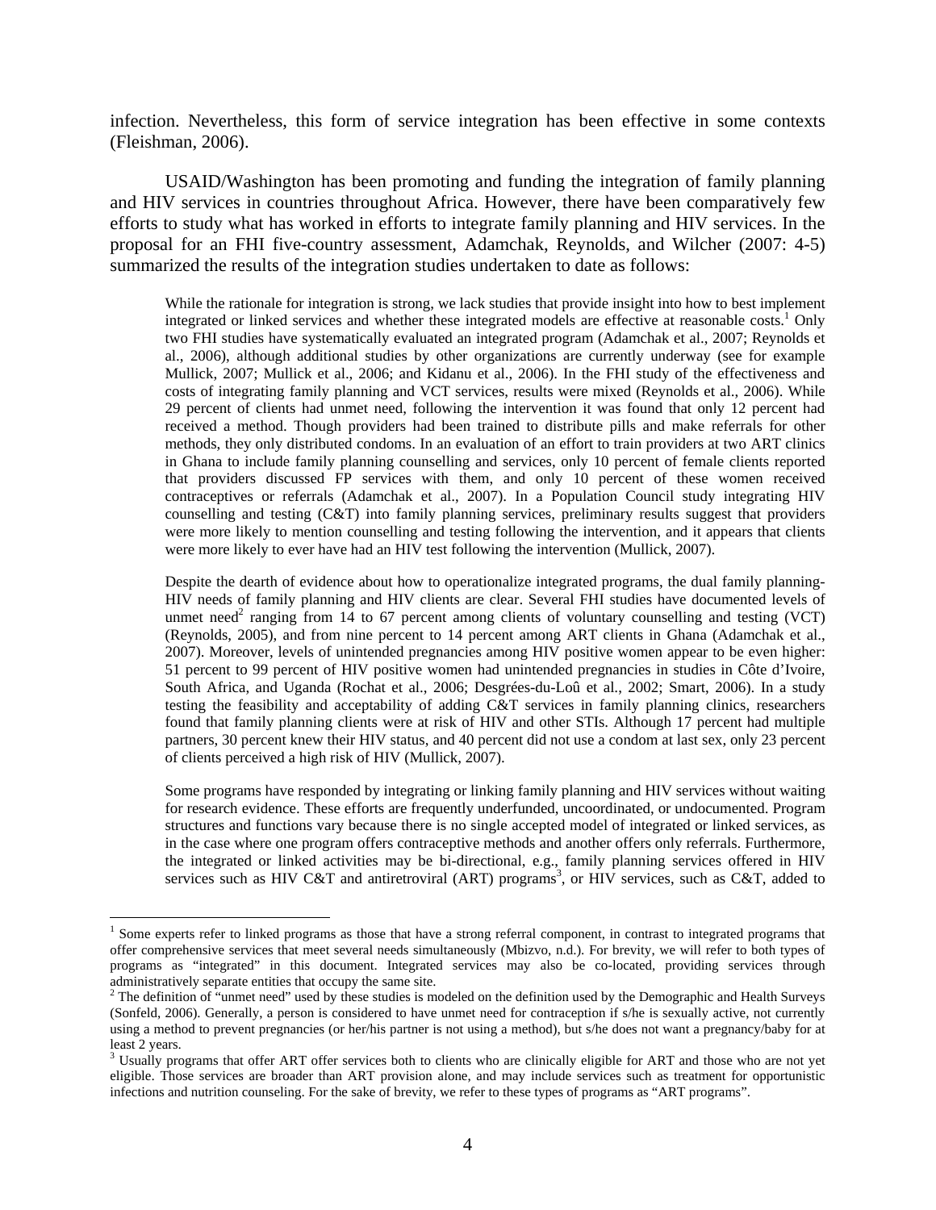infection. Nevertheless, this form of service integration has been effective in some contexts (Fleishman, 2006).

USAID/Washington has been promoting and funding the integration of family planning and HIV services in countries throughout Africa. However, there have been comparatively few efforts to study what has worked in efforts to integrate family planning and HIV services. In the proposal for an FHI five-country assessment, Adamchak, Reynolds, and Wilcher (2007: 4-5) summarized the results of the integration studies undertaken to date as follows:

> While the rationale for integration is strong, we lack studies that provide insight into how to best implement integrated or linked services and whether these integrated models are effective at reasonable costs.[1] Only two FHI studies have systematically evaluated an integrated program (Adamchak et al., 2007; Reynolds et al., 2006), although additional studies by other organizations are currently underway (see for example Mullick, 2007; Mullick et al., 2006; and Kidanu et al., 2006). In the FHI study of the effectiveness and costs of integrating family planning and VCT services, results were mixed (Reynolds et al., 2006). While 29 percent of clients had unmet need, following the intervention it was found that only 12 percent had received a method. Though providers had been trained to distribute pills and make referrals for other methods, they only distributed condoms. In an evaluation of an effort to train providers at two ART clinics in Ghana to include family planning counselling and services, only 10 percent of female clients reported that providers discussed FP services with them, and only 10 percent of these women received contraceptives or referrals (Adamchak et al., 2007). In a Population Council study integrating HIV counselling and testing (C&T) into family planning services, preliminary results suggest that providers were more likely to mention counselling and testing following the intervention, and it appears that clients were more likely to ever have had an HIV test following the intervention (Mullick, 2007).
>
> Despite the dearth of evidence about how to operationalize integrated programs, the dual family planning-HIV needs of family planning and HIV clients are clear. Several FHI studies have documented levels of unmet need[2] ranging from 14 to 67 percent among clients of voluntary counselling and testing (VCT) (Reynolds, 2005), and from nine percent to 14 percent among ART clients in Ghana (Adamchak et al., 2007). Moreover, levels of unintended pregnancies among HIV positive women appear to be even higher: 51 percent to 99 percent of HIV positive women had unintended pregnancies in studies in Côte d'Ivoire, South Africa, and Uganda (Rochat et al., 2006; Desgrées-du-Loû et al., 2002; Smart, 2006). In a study testing the feasibility and acceptability of adding C&T services in family planning clinics, researchers found that family planning clients were at risk of HIV and other STIs. Although 17 percent had multiple partners, 30 percent knew their HIV status, and 40 percent did not use a condom at last sex, only 23 percent of clients perceived a high risk of HIV (Mullick, 2007).
>
> Some programs have responded by integrating or linking family planning and HIV services without waiting for research evidence. These efforts are frequently underfunded, uncoordinated, or undocumented. Program structures and functions vary because there is no single accepted model of integrated or linked services, as in the case where one program offers contraceptive methods and another offers only referrals. Furthermore, the integrated or linked activities may be bi-directional, e.g., family planning services offered in HIV services such as HIV C&T and antiretroviral (ART) programs[3], or HIV services, such as C&T, added to

---

[1] Some experts refer to linked programs as those that have a strong referral component, in contrast to integrated programs that offer comprehensive services that meet several needs simultaneously (Mbizvo, n.d.). For brevity, we will refer to both types of programs as "integrated" in this document. Integrated services may also be co-located, providing services through administratively separate entities that occupy the same site.

[2] The definition of "unmet need" used by these studies is modeled on the definition used by the Demographic and Health Surveys (Sonfeld, 2006). Generally, a person is considered to have unmet need for contraception if s/he is sexually active, not currently using a method to prevent pregnancies (or her/his partner is not using a method), but s/he does not want a pregnancy/baby for at least 2 years.

[3] Usually programs that offer ART offer services both to clients who are clinically eligible for ART and those who are not yet eligible. Those services are broader than ART provision alone, and may include services such as treatment for opportunistic infections and nutrition counseling. For the sake of brevity, we refer to these types of programs as "ART programs".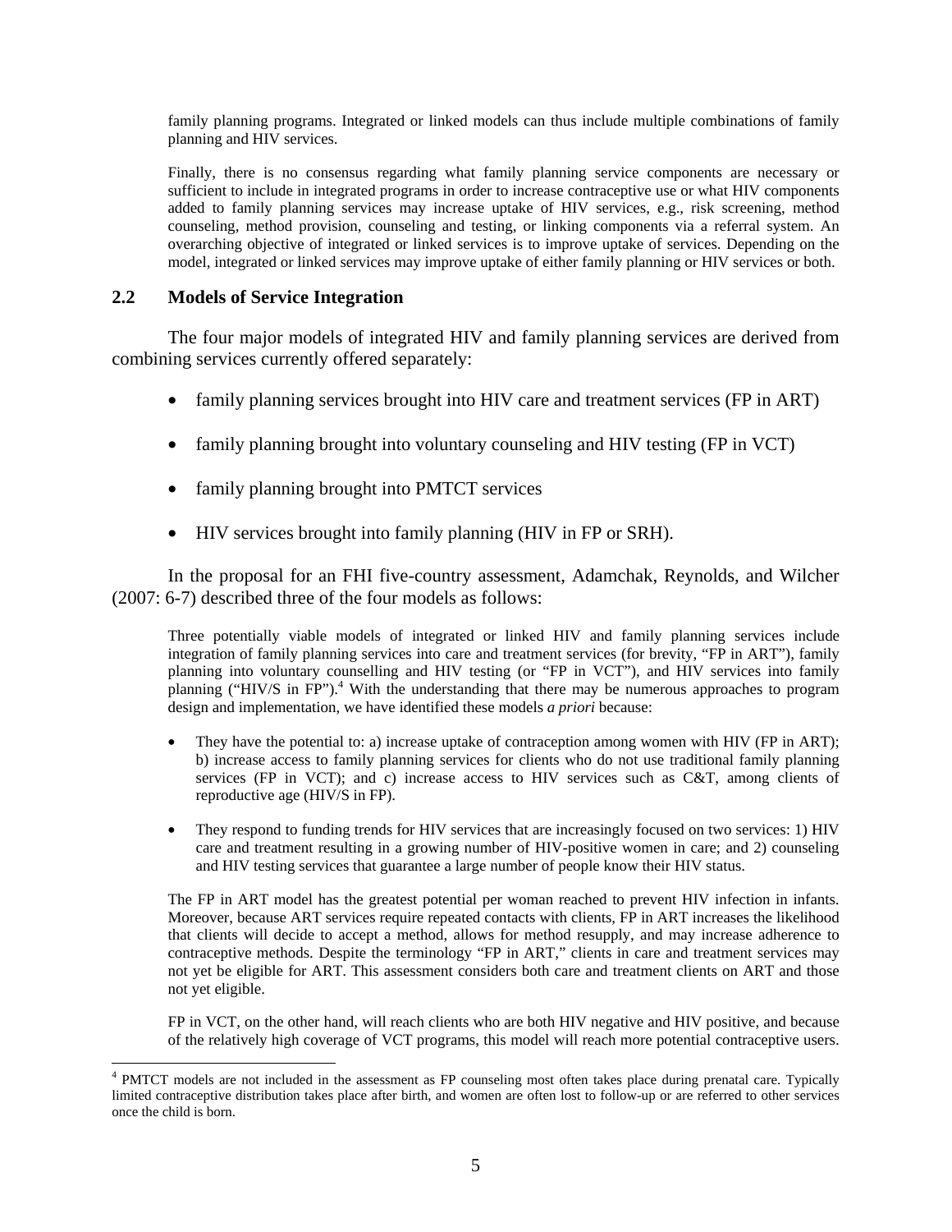family planning programs. Integrated or linked models can thus include multiple combinations of family planning and HIV services.

Finally, there is no consensus regarding what family planning service components are necessary or sufficient to include in integrated programs in order to increase contraceptive use or what HIV components added to family planning services may increase uptake of HIV services, e.g., risk screening, method counseling, method provision, counseling and testing, or linking components via a referral system. An overarching objective of integrated or linked services is to improve uptake of services. Depending on the model, integrated or linked services may improve uptake of either family planning or HIV services or both.

## 2.2 Models of Service Integration

The four major models of integrated HIV and family planning services are derived from combining services currently offered separately:

- family planning services brought into HIV care and treatment services (FP in ART)
- family planning brought into voluntary counseling and HIV testing (FP in VCT)
- family planning brought into PMTCT services
- HIV services brought into family planning (HIV in FP or SRH).

In the proposal for an FHI five-country assessment, Adamchak, Reynolds, and Wilcher (2007: 6-7) described three of the four models as follows:

> Three potentially viable models of integrated or linked HIV and family planning services include integration of family planning services into care and treatment services (for brevity, "FP in ART"), family planning into voluntary counselling and HIV testing (or "FP in VCT"), and HIV services into family planning ("HIV/S in FP").[4] With the understanding that there may be numerous approaches to program design and implementation, we have identified these models *a priori* because:
>
> - They have the potential to: a) increase uptake of contraception among women with HIV (FP in ART); b) increase access to family planning services for clients who do not use traditional family planning services (FP in VCT); and c) increase access to HIV services such as C&T, among clients of reproductive age (HIV/S in FP).
> - They respond to funding trends for HIV services that are increasingly focused on two services: 1) HIV care and treatment resulting in a growing number of HIV-positive women in care; and 2) counseling and HIV testing services that guarantee a large number of people know their HIV status.
>
> The FP in ART model has the greatest potential per woman reached to prevent HIV infection in infants. Moreover, because ART services require repeated contacts with clients, FP in ART increases the likelihood that clients will decide to accept a method, allows for method resupply, and may increase adherence to contraceptive methods. Despite the terminology "FP in ART," clients in care and treatment services may not yet be eligible for ART. This assessment considers both care and treatment clients on ART and those not yet eligible.
>
> FP in VCT, on the other hand, will reach clients who are both HIV negative and HIV positive, and because of the relatively high coverage of VCT programs, this model will reach more potential contraceptive users.

[4] PMTCT models are not included in the assessment as FP counseling most often takes place during prenatal care. Typically limited contraceptive distribution takes place after birth, and women are often lost to follow-up or are referred to other services once the child is born.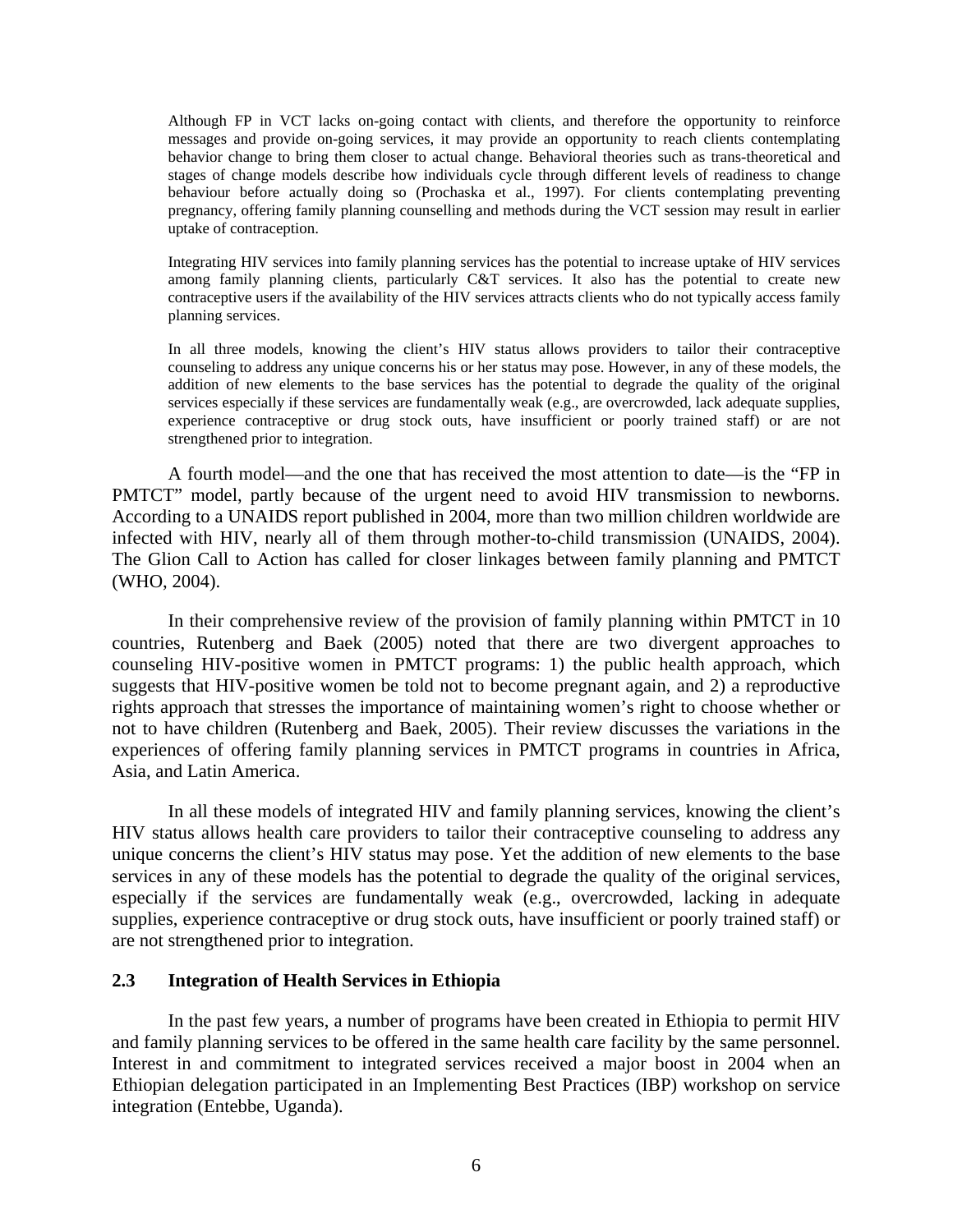> Although FP in VCT lacks on-going contact with clients, and therefore the opportunity to reinforce messages and provide on-going services, it may provide an opportunity to reach clients contemplating behavior change to bring them closer to actual change. Behavioral theories such as trans-theoretical and stages of change models describe how individuals cycle through different levels of readiness to change behaviour before actually doing so (Prochaska et al., 1997). For clients contemplating preventing pregnancy, offering family planning counselling and methods during the VCT session may result in earlier uptake of contraception.
>
> Integrating HIV services into family planning services has the potential to increase uptake of HIV services among family planning clients, particularly C&T services. It also has the potential to create new contraceptive users if the availability of the HIV services attracts clients who do not typically access family planning services.
>
> In all three models, knowing the client's HIV status allows providers to tailor their contraceptive counseling to address any unique concerns his or her status may pose. However, in any of these models, the addition of new elements to the base services has the potential to degrade the quality of the original services especially if these services are fundamentally weak (e.g., are overcrowded, lack adequate supplies, experience contraceptive or drug stock outs, have insufficient or poorly trained staff) or are not strengthened prior to integration.

A fourth model—and the one that has received the most attention to date—is the "FP in PMTCT" model, partly because of the urgent need to avoid HIV transmission to newborns. According to a UNAIDS report published in 2004, more than two million children worldwide are infected with HIV, nearly all of them through mother-to-child transmission (UNAIDS, 2004). The Glion Call to Action has called for closer linkages between family planning and PMTCT (WHO, 2004).

In their comprehensive review of the provision of family planning within PMTCT in 10 countries, Rutenberg and Baek (2005) noted that there are two divergent approaches to counseling HIV-positive women in PMTCT programs: 1) the public health approach, which suggests that HIV-positive women be told not to become pregnant again, and 2) a reproductive rights approach that stresses the importance of maintaining women's right to choose whether or not to have children (Rutenberg and Baek, 2005). Their review discusses the variations in the experiences of offering family planning services in PMTCT programs in countries in Africa, Asia, and Latin America.

In all these models of integrated HIV and family planning services, knowing the client's HIV status allows health care providers to tailor their contraceptive counseling to address any unique concerns the client's HIV status may pose. Yet the addition of new elements to the base services in any of these models has the potential to degrade the quality of the original services, especially if the services are fundamentally weak (e.g., overcrowded, lacking in adequate supplies, experience contraceptive or drug stock outs, have insufficient or poorly trained staff) or are not strengthened prior to integration.

### 2.3 Integration of Health Services in Ethiopia

In the past few years, a number of programs have been created in Ethiopia to permit HIV and family planning services to be offered in the same health care facility by the same personnel. Interest in and commitment to integrated services received a major boost in 2004 when an Ethiopian delegation participated in an Implementing Best Practices (IBP) workshop on service integration (Entebbe, Uganda).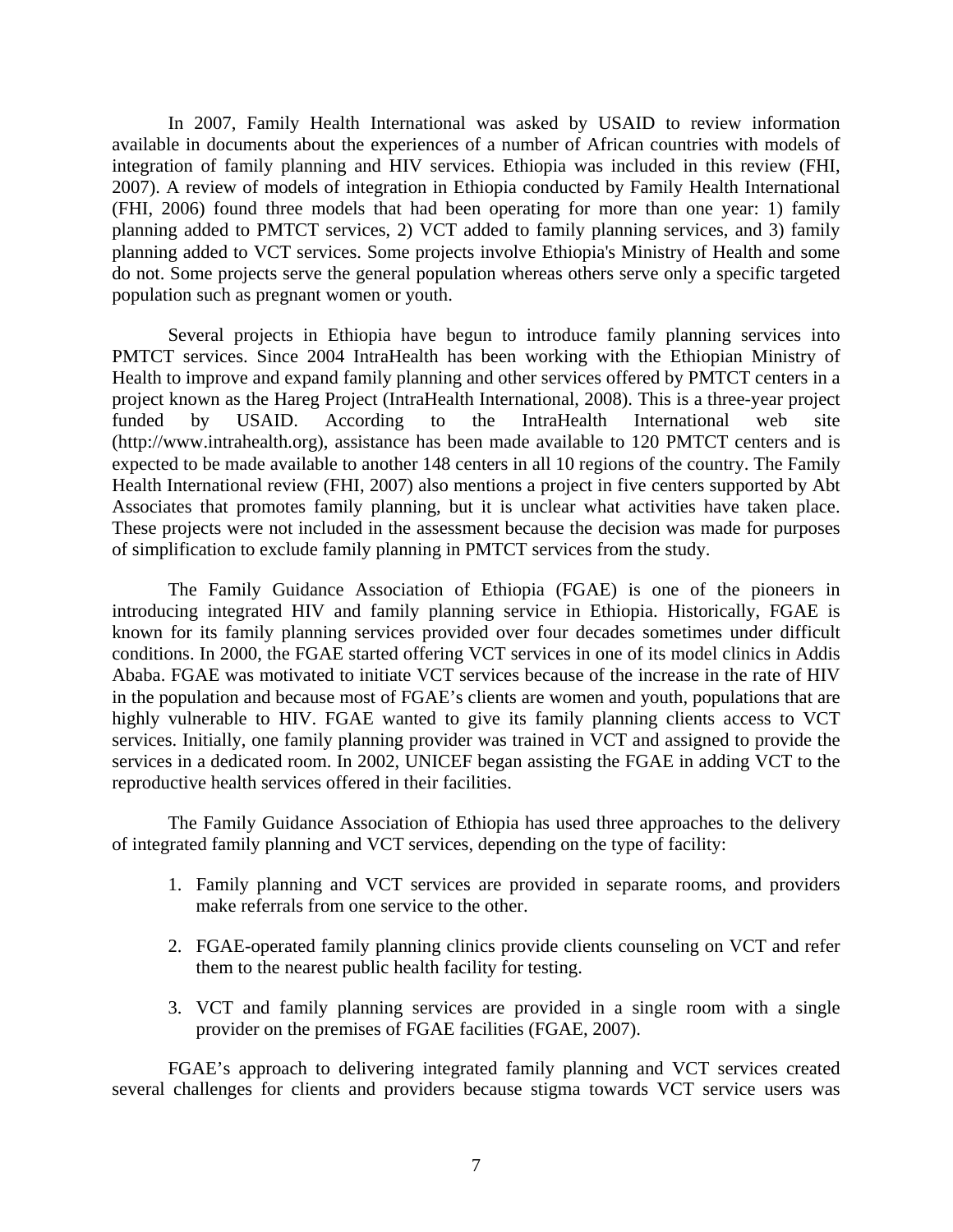In 2007, Family Health International was asked by USAID to review information available in documents about the experiences of a number of African countries with models of integration of family planning and HIV services. Ethiopia was included in this review (FHI, 2007). A review of models of integration in Ethiopia conducted by Family Health International (FHI, 2006) found three models that had been operating for more than one year: 1) family planning added to PMTCT services, 2) VCT added to family planning services, and 3) family planning added to VCT services. Some projects involve Ethiopia's Ministry of Health and some do not. Some projects serve the general population whereas others serve only a specific targeted population such as pregnant women or youth.

Several projects in Ethiopia have begun to introduce family planning services into PMTCT services. Since 2004 IntraHealth has been working with the Ethiopian Ministry of Health to improve and expand family planning and other services offered by PMTCT centers in a project known as the Hareg Project (IntraHealth International, 2008). This is a three-year project funded by USAID. According to the IntraHealth International web site (http://www.intrahealth.org), assistance has been made available to 120 PMTCT centers and is expected to be made available to another 148 centers in all 10 regions of the country. The Family Health International review (FHI, 2007) also mentions a project in five centers supported by Abt Associates that promotes family planning, but it is unclear what activities have taken place. These projects were not included in the assessment because the decision was made for purposes of simplification to exclude family planning in PMTCT services from the study.

The Family Guidance Association of Ethiopia (FGAE) is one of the pioneers in introducing integrated HIV and family planning service in Ethiopia. Historically, FGAE is known for its family planning services provided over four decades sometimes under difficult conditions. In 2000, the FGAE started offering VCT services in one of its model clinics in Addis Ababa. FGAE was motivated to initiate VCT services because of the increase in the rate of HIV in the population and because most of FGAE's clients are women and youth, populations that are highly vulnerable to HIV. FGAE wanted to give its family planning clients access to VCT services. Initially, one family planning provider was trained in VCT and assigned to provide the services in a dedicated room. In 2002, UNICEF began assisting the FGAE in adding VCT to the reproductive health services offered in their facilities.

The Family Guidance Association of Ethiopia has used three approaches to the delivery of integrated family planning and VCT services, depending on the type of facility:

1. Family planning and VCT services are provided in separate rooms, and providers make referrals from one service to the other.

2. FGAE-operated family planning clinics provide clients counseling on VCT and refer them to the nearest public health facility for testing.

3. VCT and family planning services are provided in a single room with a single provider on the premises of FGAE facilities (FGAE, 2007).

FGAE's approach to delivering integrated family planning and VCT services created several challenges for clients and providers because stigma towards VCT service users was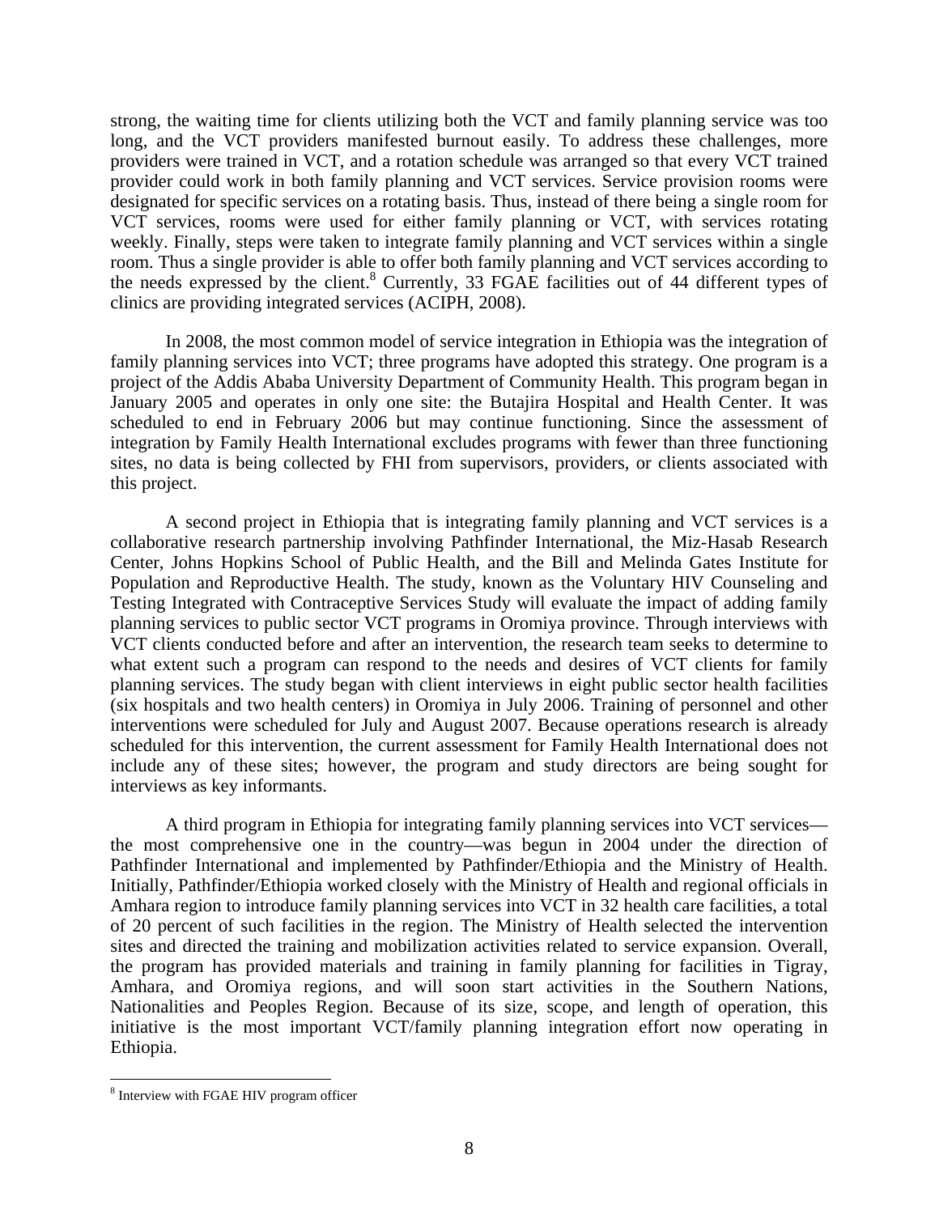strong, the waiting time for clients utilizing both the VCT and family planning service was too long, and the VCT providers manifested burnout easily. To address these challenges, more providers were trained in VCT, and a rotation schedule was arranged so that every VCT trained provider could work in both family planning and VCT services. Service provision rooms were designated for specific services on a rotating basis. Thus, instead of there being a single room for VCT services, rooms were used for either family planning or VCT, with services rotating weekly. Finally, steps were taken to integrate family planning and VCT services within a single room. Thus a single provider is able to offer both family planning and VCT services according to the needs expressed by the client.[8] Currently, 33 FGAE facilities out of 44 different types of clinics are providing integrated services (ACIPH, 2008).

In 2008, the most common model of service integration in Ethiopia was the integration of family planning services into VCT; three programs have adopted this strategy. One program is a project of the Addis Ababa University Department of Community Health. This program began in January 2005 and operates in only one site: the Butajira Hospital and Health Center. It was scheduled to end in February 2006 but may continue functioning. Since the assessment of integration by Family Health International excludes programs with fewer than three functioning sites, no data is being collected by FHI from supervisors, providers, or clients associated with this project.

A second project in Ethiopia that is integrating family planning and VCT services is a collaborative research partnership involving Pathfinder International, the Miz-Hasab Research Center, Johns Hopkins School of Public Health, and the Bill and Melinda Gates Institute for Population and Reproductive Health. The study, known as the Voluntary HIV Counseling and Testing Integrated with Contraceptive Services Study will evaluate the impact of adding family planning services to public sector VCT programs in Oromiya province. Through interviews with VCT clients conducted before and after an intervention, the research team seeks to determine to what extent such a program can respond to the needs and desires of VCT clients for family planning services. The study began with client interviews in eight public sector health facilities (six hospitals and two health centers) in Oromiya in July 2006. Training of personnel and other interventions were scheduled for July and August 2007. Because operations research is already scheduled for this intervention, the current assessment for Family Health International does not include any of these sites; however, the program and study directors are being sought for interviews as key informants.

A third program in Ethiopia for integrating family planning services into VCT services—the most comprehensive one in the country—was begun in 2004 under the direction of Pathfinder International and implemented by Pathfinder/Ethiopia and the Ministry of Health. Initially, Pathfinder/Ethiopia worked closely with the Ministry of Health and regional officials in Amhara region to introduce family planning services into VCT in 32 health care facilities, a total of 20 percent of such facilities in the region. The Ministry of Health selected the intervention sites and directed the training and mobilization activities related to service expansion. Overall, the program has provided materials and training in family planning for facilities in Tigray, Amhara, and Oromiya regions, and will soon start activities in the Southern Nations, Nationalities and Peoples Region. Because of its size, scope, and length of operation, this initiative is the most important VCT/family planning integration effort now operating in Ethiopia.

[8] Interview with FGAE HIV program officer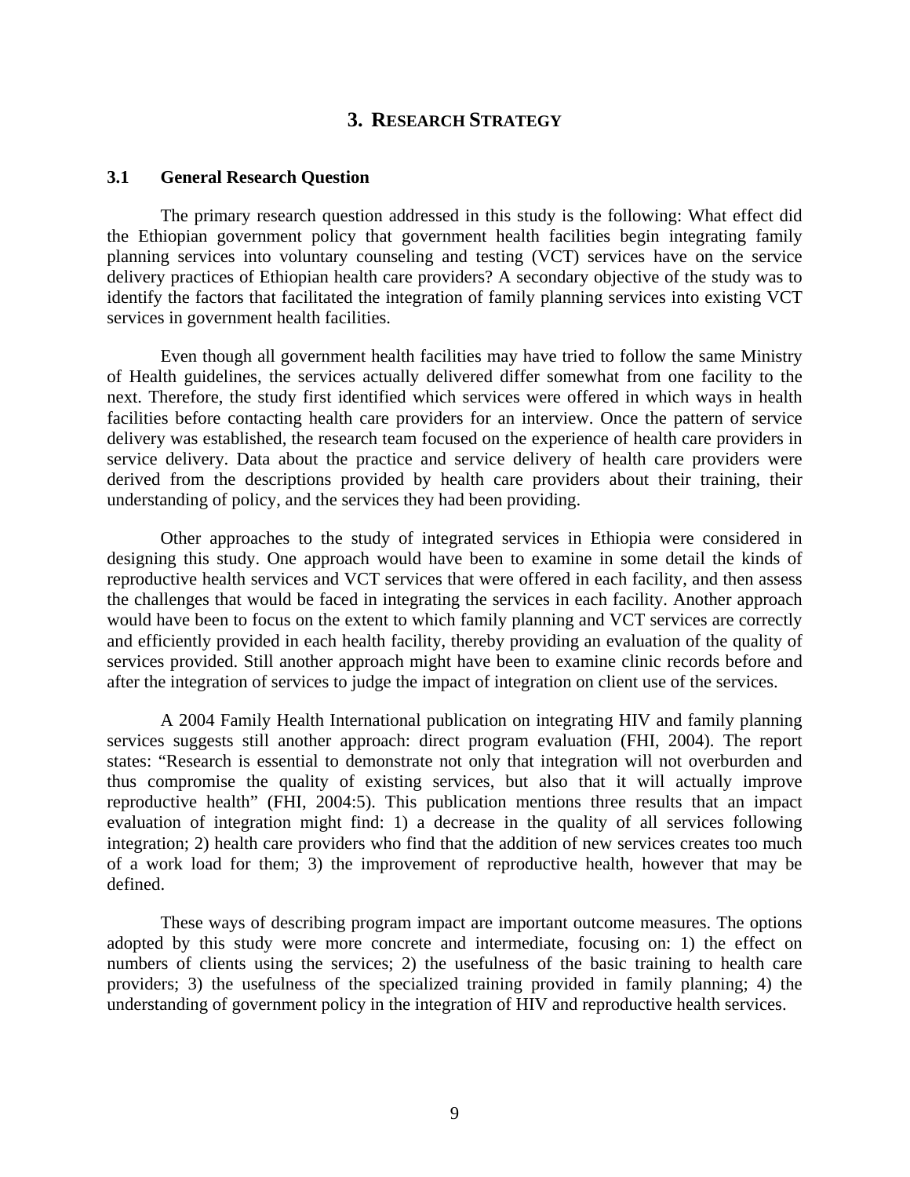# 3. RESEARCH STRATEGY

## 3.1 General Research Question

The primary research question addressed in this study is the following: What effect did the Ethiopian government policy that government health facilities begin integrating family planning services into voluntary counseling and testing (VCT) services have on the service delivery practices of Ethiopian health care providers? A secondary objective of the study was to identify the factors that facilitated the integration of family planning services into existing VCT services in government health facilities.

Even though all government health facilities may have tried to follow the same Ministry of Health guidelines, the services actually delivered differ somewhat from one facility to the next. Therefore, the study first identified which services were offered in which ways in health facilities before contacting health care providers for an interview. Once the pattern of service delivery was established, the research team focused on the experience of health care providers in service delivery. Data about the practice and service delivery of health care providers were derived from the descriptions provided by health care providers about their training, their understanding of policy, and the services they had been providing.

Other approaches to the study of integrated services in Ethiopia were considered in designing this study. One approach would have been to examine in some detail the kinds of reproductive health services and VCT services that were offered in each facility, and then assess the challenges that would be faced in integrating the services in each facility. Another approach would have been to focus on the extent to which family planning and VCT services are correctly and efficiently provided in each health facility, thereby providing an evaluation of the quality of services provided. Still another approach might have been to examine clinic records before and after the integration of services to judge the impact of integration on client use of the services.

A 2004 Family Health International publication on integrating HIV and family planning services suggests still another approach: direct program evaluation (FHI, 2004). The report states: "Research is essential to demonstrate not only that integration will not overburden and thus compromise the quality of existing services, but also that it will actually improve reproductive health" (FHI, 2004:5). This publication mentions three results that an impact evaluation of integration might find: 1) a decrease in the quality of all services following integration; 2) health care providers who find that the addition of new services creates too much of a work load for them; 3) the improvement of reproductive health, however that may be defined.

These ways of describing program impact are important outcome measures. The options adopted by this study were more concrete and intermediate, focusing on: 1) the effect on numbers of clients using the services; 2) the usefulness of the basic training to health care providers; 3) the usefulness of the specialized training provided in family planning; 4) the understanding of government policy in the integration of HIV and reproductive health services.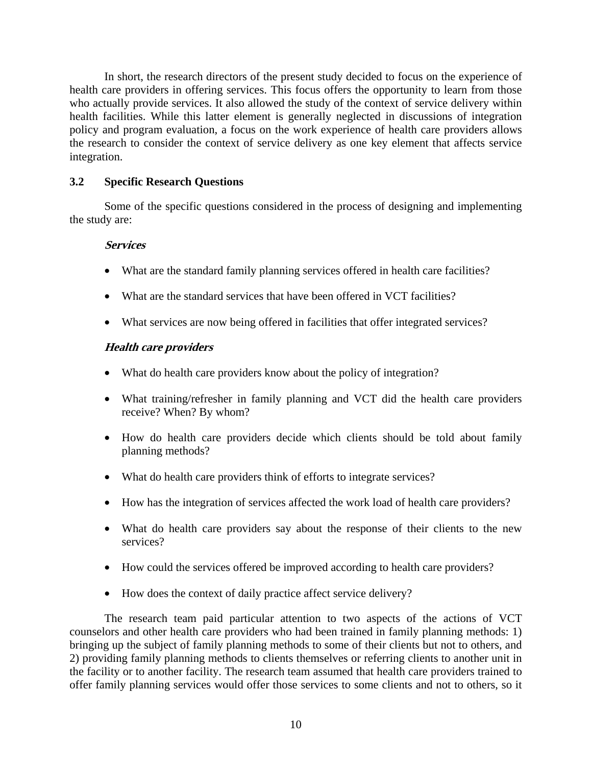In short, the research directors of the present study decided to focus on the experience of health care providers in offering services. This focus offers the opportunity to learn from those who actually provide services. It also allowed the study of the context of service delivery within health facilities. While this latter element is generally neglected in discussions of integration policy and program evaluation, a focus on the work experience of health care providers allows the research to consider the context of service delivery as one key element that affects service integration.

### 3.2 Specific Research Questions

Some of the specific questions considered in the process of designing and implementing the study are:

***Services***

- What are the standard family planning services offered in health care facilities?
- What are the standard services that have been offered in VCT facilities?
- What services are now being offered in facilities that offer integrated services?

***Health care providers***

- What do health care providers know about the policy of integration?
- What training/refresher in family planning and VCT did the health care providers receive? When? By whom?
- How do health care providers decide which clients should be told about family planning methods?
- What do health care providers think of efforts to integrate services?
- How has the integration of services affected the work load of health care providers?
- What do health care providers say about the response of their clients to the new services?
- How could the services offered be improved according to health care providers?
- How does the context of daily practice affect service delivery?

The research team paid particular attention to two aspects of the actions of VCT counselors and other health care providers who had been trained in family planning methods: 1) bringing up the subject of family planning methods to some of their clients but not to others, and 2) providing family planning methods to clients themselves or referring clients to another unit in the facility or to another facility. The research team assumed that health care providers trained to offer family planning services would offer those services to some clients and not to others, so it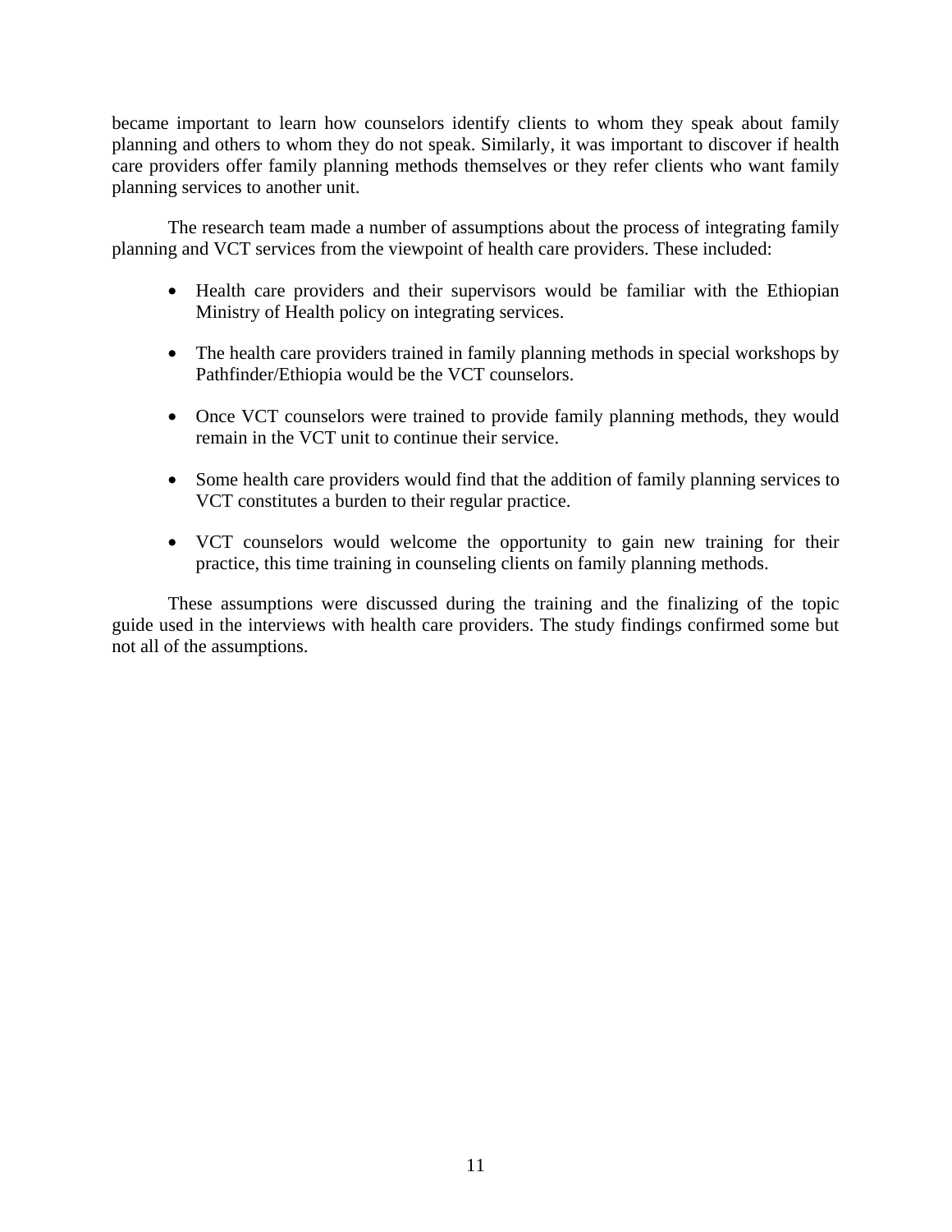became important to learn how counselors identify clients to whom they speak about family planning and others to whom they do not speak. Similarly, it was important to discover if health care providers offer family planning methods themselves or they refer clients who want family planning services to another unit.

The research team made a number of assumptions about the process of integrating family planning and VCT services from the viewpoint of health care providers. These included:

- Health care providers and their supervisors would be familiar with the Ethiopian Ministry of Health policy on integrating services.
- The health care providers trained in family planning methods in special workshops by Pathfinder/Ethiopia would be the VCT counselors.
- Once VCT counselors were trained to provide family planning methods, they would remain in the VCT unit to continue their service.
- Some health care providers would find that the addition of family planning services to VCT constitutes a burden to their regular practice.
- VCT counselors would welcome the opportunity to gain new training for their practice, this time training in counseling clients on family planning methods.

These assumptions were discussed during the training and the finalizing of the topic guide used in the interviews with health care providers. The study findings confirmed some but not all of the assumptions.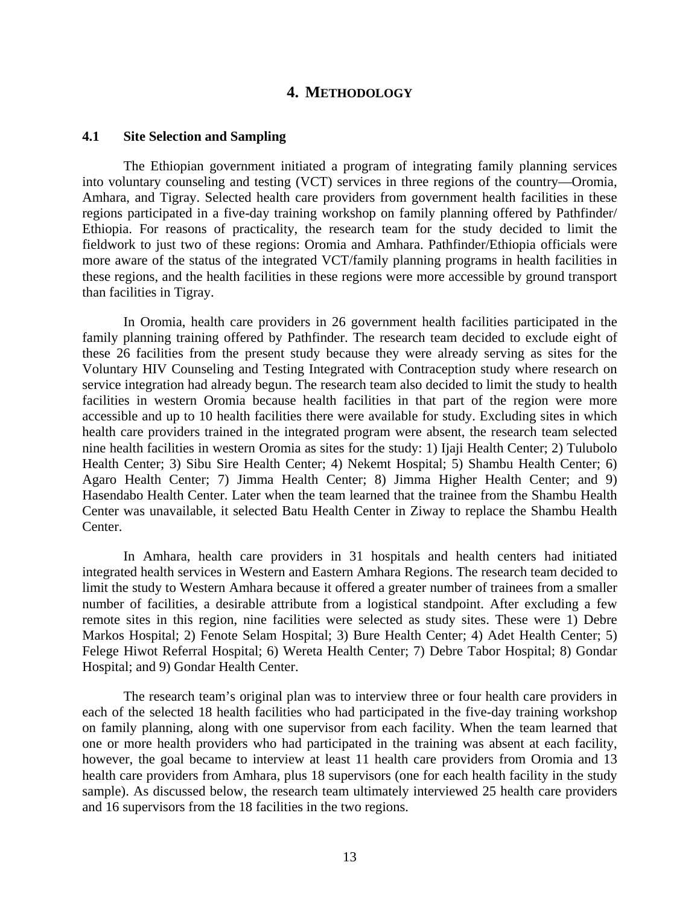# 4. METHODOLOGY

## 4.1 Site Selection and Sampling

The Ethiopian government initiated a program of integrating family planning services into voluntary counseling and testing (VCT) services in three regions of the country—Oromia, Amhara, and Tigray. Selected health care providers from government health facilities in these regions participated in a five-day training workshop on family planning offered by Pathfinder/Ethiopia. For reasons of practicality, the research team for the study decided to limit the fieldwork to just two of these regions: Oromia and Amhara. Pathfinder/Ethiopia officials were more aware of the status of the integrated VCT/family planning programs in health facilities in these regions, and the health facilities in these regions were more accessible by ground transport than facilities in Tigray.

In Oromia, health care providers in 26 government health facilities participated in the family planning training offered by Pathfinder. The research team decided to exclude eight of these 26 facilities from the present study because they were already serving as sites for the Voluntary HIV Counseling and Testing Integrated with Contraception study where research on service integration had already begun. The research team also decided to limit the study to health facilities in western Oromia because health facilities in that part of the region were more accessible and up to 10 health facilities there were available for study. Excluding sites in which health care providers trained in the integrated program were absent, the research team selected nine health facilities in western Oromia as sites for the study: 1) Ijaji Health Center; 2) Tulubolo Health Center; 3) Sibu Sire Health Center; 4) Nekemt Hospital; 5) Shambu Health Center; 6) Agaro Health Center; 7) Jimma Health Center; 8) Jimma Higher Health Center; and 9) Hasendabo Health Center. Later when the team learned that the trainee from the Shambu Health Center was unavailable, it selected Batu Health Center in Ziway to replace the Shambu Health Center.

In Amhara, health care providers in 31 hospitals and health centers had initiated integrated health services in Western and Eastern Amhara Regions. The research team decided to limit the study to Western Amhara because it offered a greater number of trainees from a smaller number of facilities, a desirable attribute from a logistical standpoint. After excluding a few remote sites in this region, nine facilities were selected as study sites. These were 1) Debre Markos Hospital; 2) Fenote Selam Hospital; 3) Bure Health Center; 4) Adet Health Center; 5) Felege Hiwot Referral Hospital; 6) Wereta Health Center; 7) Debre Tabor Hospital; 8) Gondar Hospital; and 9) Gondar Health Center.

The research team's original plan was to interview three or four health care providers in each of the selected 18 health facilities who had participated in the five-day training workshop on family planning, along with one supervisor from each facility. When the team learned that one or more health providers who had participated in the training was absent at each facility, however, the goal became to interview at least 11 health care providers from Oromia and 13 health care providers from Amhara, plus 18 supervisors (one for each health facility in the study sample). As discussed below, the research team ultimately interviewed 25 health care providers and 16 supervisors from the 18 facilities in the two regions.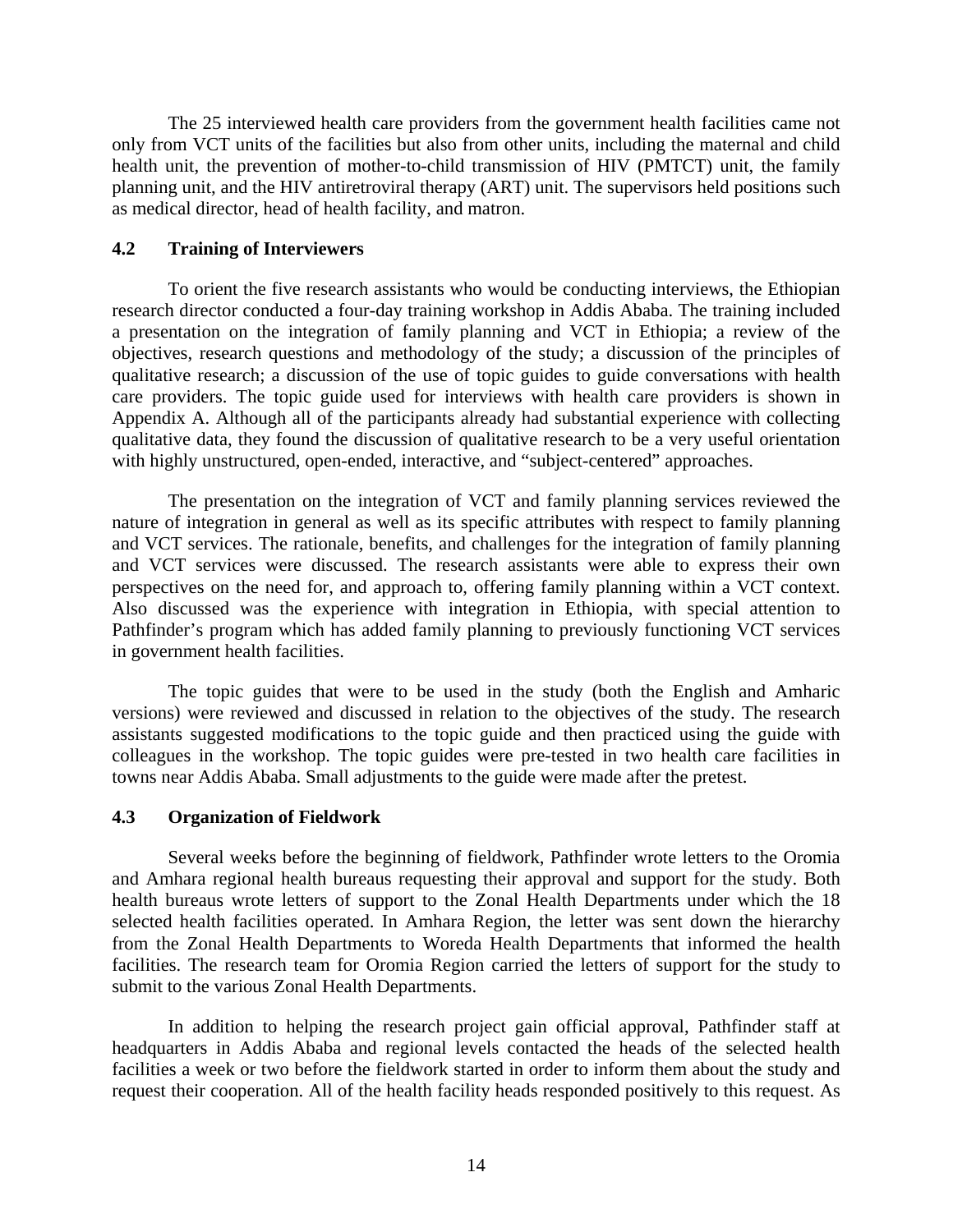The 25 interviewed health care providers from the government health facilities came not only from VCT units of the facilities but also from other units, including the maternal and child health unit, the prevention of mother-to-child transmission of HIV (PMTCT) unit, the family planning unit, and the HIV antiretroviral therapy (ART) unit. The supervisors held positions such as medical director, head of health facility, and matron.

## 4.2 Training of Interviewers

To orient the five research assistants who would be conducting interviews, the Ethiopian research director conducted a four-day training workshop in Addis Ababa. The training included a presentation on the integration of family planning and VCT in Ethiopia; a review of the objectives, research questions and methodology of the study; a discussion of the principles of qualitative research; a discussion of the use of topic guides to guide conversations with health care providers. The topic guide used for interviews with health care providers is shown in Appendix A. Although all of the participants already had substantial experience with collecting qualitative data, they found the discussion of qualitative research to be a very useful orientation with highly unstructured, open-ended, interactive, and "subject-centered" approaches.

The presentation on the integration of VCT and family planning services reviewed the nature of integration in general as well as its specific attributes with respect to family planning and VCT services. The rationale, benefits, and challenges for the integration of family planning and VCT services were discussed. The research assistants were able to express their own perspectives on the need for, and approach to, offering family planning within a VCT context. Also discussed was the experience with integration in Ethiopia, with special attention to Pathfinder's program which has added family planning to previously functioning VCT services in government health facilities.

The topic guides that were to be used in the study (both the English and Amharic versions) were reviewed and discussed in relation to the objectives of the study. The research assistants suggested modifications to the topic guide and then practiced using the guide with colleagues in the workshop. The topic guides were pre-tested in two health care facilities in towns near Addis Ababa. Small adjustments to the guide were made after the pretest.

## 4.3 Organization of Fieldwork

Several weeks before the beginning of fieldwork, Pathfinder wrote letters to the Oromia and Amhara regional health bureaus requesting their approval and support for the study. Both health bureaus wrote letters of support to the Zonal Health Departments under which the 18 selected health facilities operated. In Amhara Region, the letter was sent down the hierarchy from the Zonal Health Departments to Woreda Health Departments that informed the health facilities. The research team for Oromia Region carried the letters of support for the study to submit to the various Zonal Health Departments.

In addition to helping the research project gain official approval, Pathfinder staff at headquarters in Addis Ababa and regional levels contacted the heads of the selected health facilities a week or two before the fieldwork started in order to inform them about the study and request their cooperation. All of the health facility heads responded positively to this request. As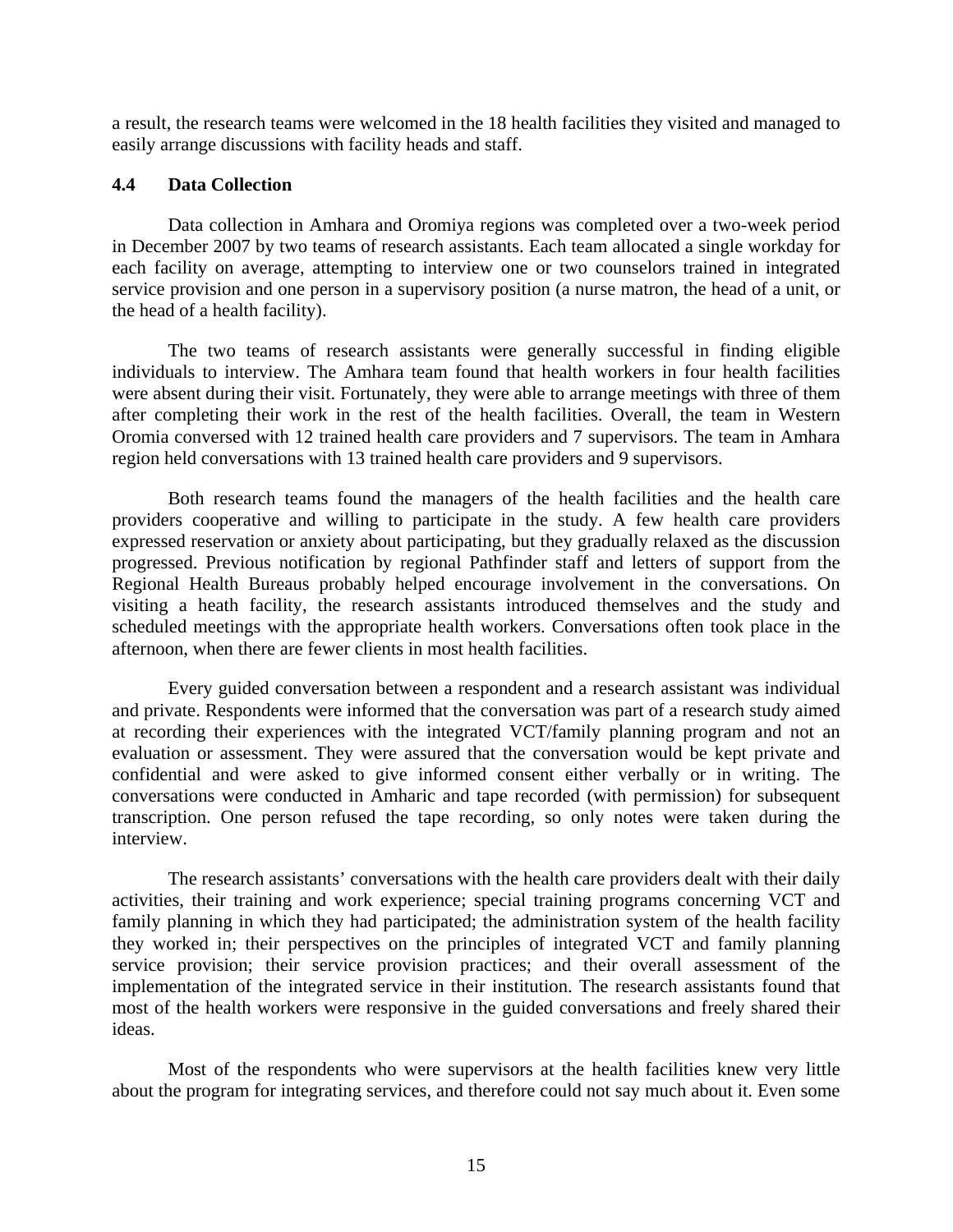a result, the research teams were welcomed in the 18 health facilities they visited and managed to easily arrange discussions with facility heads and staff.

### 4.4 Data Collection

Data collection in Amhara and Oromiya regions was completed over a two-week period in December 2007 by two teams of research assistants. Each team allocated a single workday for each facility on average, attempting to interview one or two counselors trained in integrated service provision and one person in a supervisory position (a nurse matron, the head of a unit, or the head of a health facility).

The two teams of research assistants were generally successful in finding eligible individuals to interview. The Amhara team found that health workers in four health facilities were absent during their visit. Fortunately, they were able to arrange meetings with three of them after completing their work in the rest of the health facilities. Overall, the team in Western Oromia conversed with 12 trained health care providers and 7 supervisors. The team in Amhara region held conversations with 13 trained health care providers and 9 supervisors.

Both research teams found the managers of the health facilities and the health care providers cooperative and willing to participate in the study. A few health care providers expressed reservation or anxiety about participating, but they gradually relaxed as the discussion progressed. Previous notification by regional Pathfinder staff and letters of support from the Regional Health Bureaus probably helped encourage involvement in the conversations. On visiting a heath facility, the research assistants introduced themselves and the study and scheduled meetings with the appropriate health workers. Conversations often took place in the afternoon, when there are fewer clients in most health facilities.

Every guided conversation between a respondent and a research assistant was individual and private. Respondents were informed that the conversation was part of a research study aimed at recording their experiences with the integrated VCT/family planning program and not an evaluation or assessment. They were assured that the conversation would be kept private and confidential and were asked to give informed consent either verbally or in writing. The conversations were conducted in Amharic and tape recorded (with permission) for subsequent transcription. One person refused the tape recording, so only notes were taken during the interview.

The research assistants' conversations with the health care providers dealt with their daily activities, their training and work experience; special training programs concerning VCT and family planning in which they had participated; the administration system of the health facility they worked in; their perspectives on the principles of integrated VCT and family planning service provision; their service provision practices; and their overall assessment of the implementation of the integrated service in their institution. The research assistants found that most of the health workers were responsive in the guided conversations and freely shared their ideas.

Most of the respondents who were supervisors at the health facilities knew very little about the program for integrating services, and therefore could not say much about it. Even some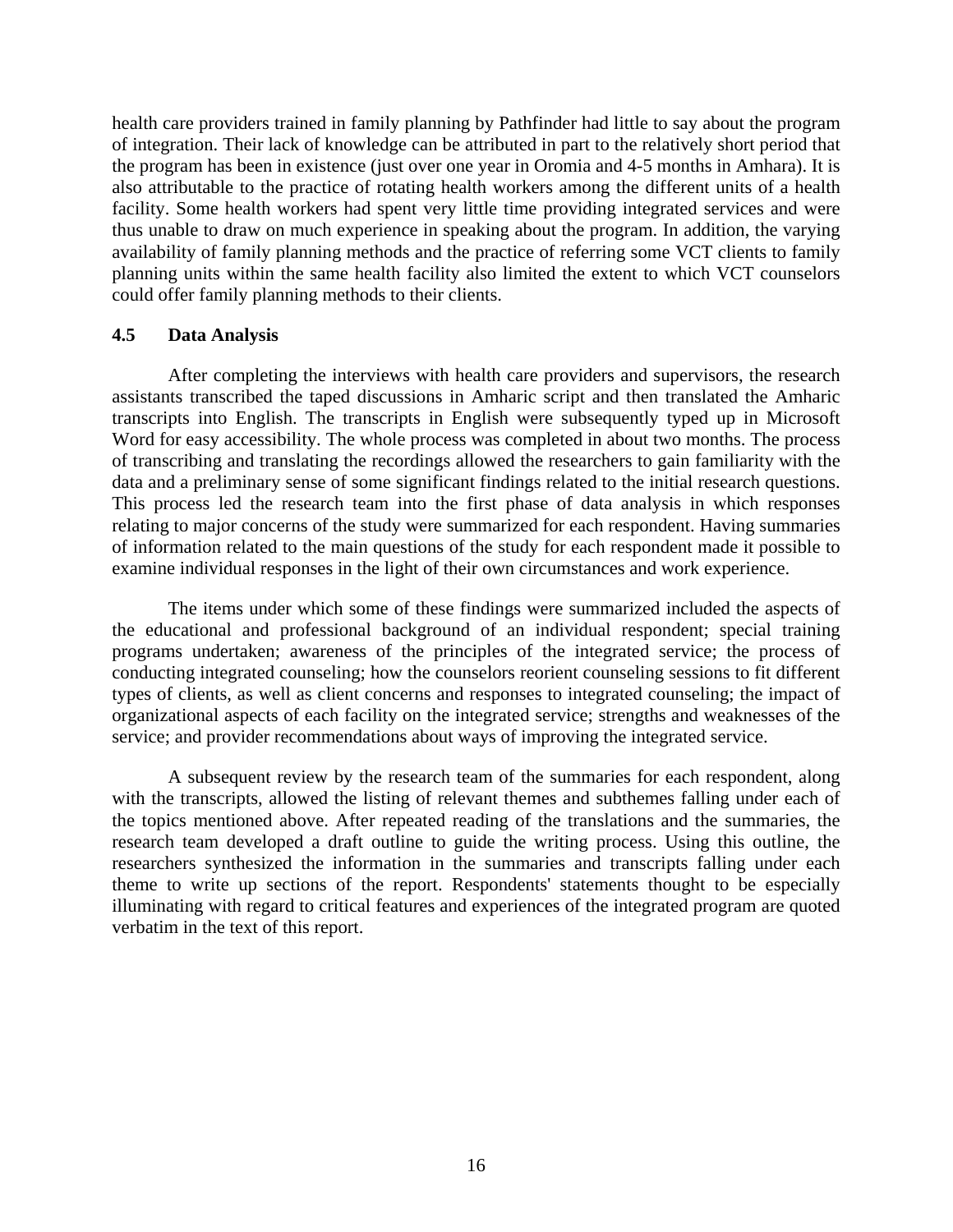health care providers trained in family planning by Pathfinder had little to say about the program of integration. Their lack of knowledge can be attributed in part to the relatively short period that the program has been in existence (just over one year in Oromia and 4-5 months in Amhara). It is also attributable to the practice of rotating health workers among the different units of a health facility. Some health workers had spent very little time providing integrated services and were thus unable to draw on much experience in speaking about the program. In addition, the varying availability of family planning methods and the practice of referring some VCT clients to family planning units within the same health facility also limited the extent to which VCT counselors could offer family planning methods to their clients.

### 4.5 Data Analysis

After completing the interviews with health care providers and supervisors, the research assistants transcribed the taped discussions in Amharic script and then translated the Amharic transcripts into English. The transcripts in English were subsequently typed up in Microsoft Word for easy accessibility. The whole process was completed in about two months. The process of transcribing and translating the recordings allowed the researchers to gain familiarity with the data and a preliminary sense of some significant findings related to the initial research questions. This process led the research team into the first phase of data analysis in which responses relating to major concerns of the study were summarized for each respondent. Having summaries of information related to the main questions of the study for each respondent made it possible to examine individual responses in the light of their own circumstances and work experience.

The items under which some of these findings were summarized included the aspects of the educational and professional background of an individual respondent; special training programs undertaken; awareness of the principles of the integrated service; the process of conducting integrated counseling; how the counselors reorient counseling sessions to fit different types of clients, as well as client concerns and responses to integrated counseling; the impact of organizational aspects of each facility on the integrated service; strengths and weaknesses of the service; and provider recommendations about ways of improving the integrated service.

A subsequent review by the research team of the summaries for each respondent, along with the transcripts, allowed the listing of relevant themes and subthemes falling under each of the topics mentioned above. After repeated reading of the translations and the summaries, the research team developed a draft outline to guide the writing process. Using this outline, the researchers synthesized the information in the summaries and transcripts falling under each theme to write up sections of the report. Respondents' statements thought to be especially illuminating with regard to critical features and experiences of the integrated program are quoted verbatim in the text of this report.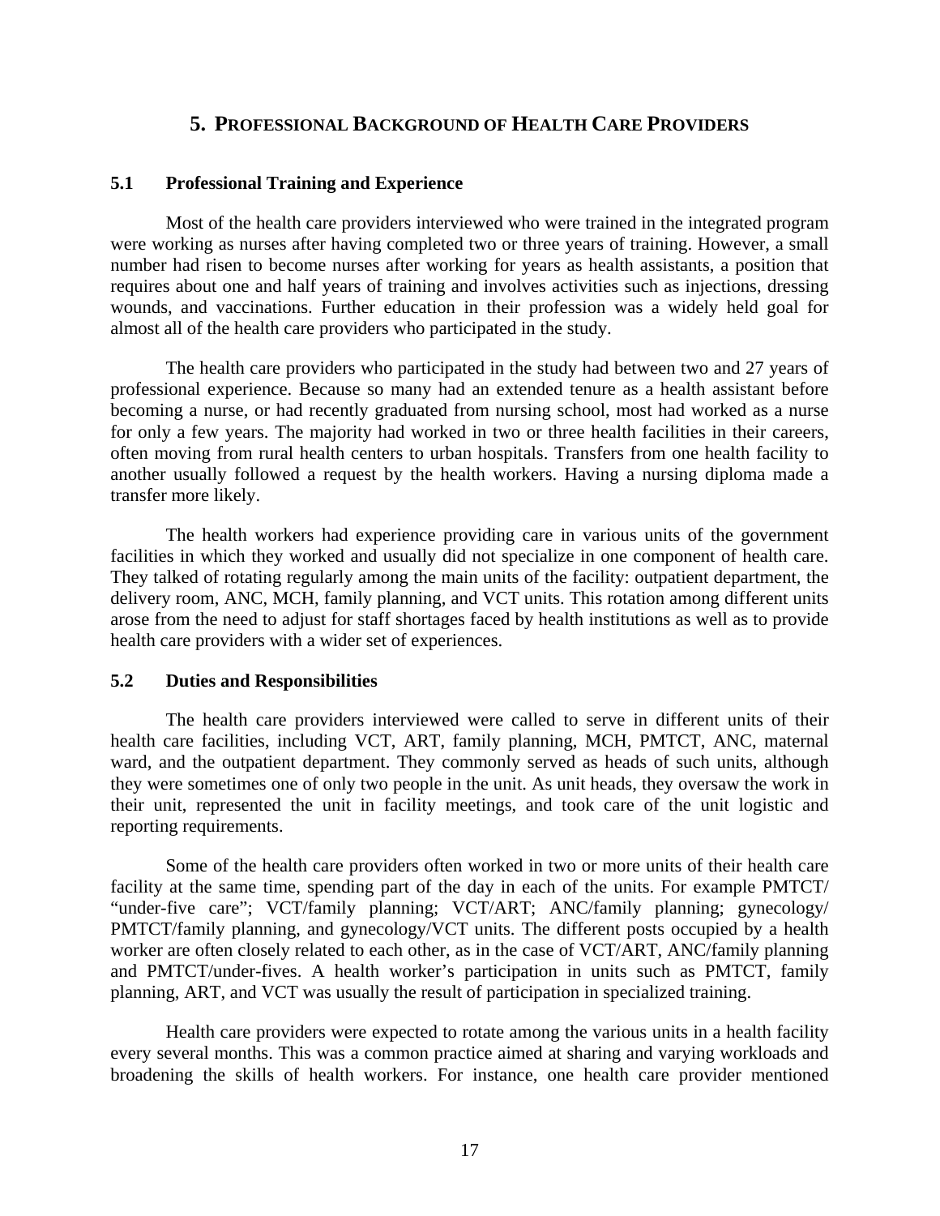# 5. Professional Background of Health Care Providers

## 5.1 Professional Training and Experience

Most of the health care providers interviewed who were trained in the integrated program were working as nurses after having completed two or three years of training. However, a small number had risen to become nurses after working for years as health assistants, a position that requires about one and half years of training and involves activities such as injections, dressing wounds, and vaccinations. Further education in their profession was a widely held goal for almost all of the health care providers who participated in the study.

The health care providers who participated in the study had between two and 27 years of professional experience. Because so many had an extended tenure as a health assistant before becoming a nurse, or had recently graduated from nursing school, most had worked as a nurse for only a few years. The majority had worked in two or three health facilities in their careers, often moving from rural health centers to urban hospitals. Transfers from one health facility to another usually followed a request by the health workers. Having a nursing diploma made a transfer more likely.

The health workers had experience providing care in various units of the government facilities in which they worked and usually did not specialize in one component of health care. They talked of rotating regularly among the main units of the facility: outpatient department, the delivery room, ANC, MCH, family planning, and VCT units. This rotation among different units arose from the need to adjust for staff shortages faced by health institutions as well as to provide health care providers with a wider set of experiences.

## 5.2 Duties and Responsibilities

The health care providers interviewed were called to serve in different units of their health care facilities, including VCT, ART, family planning, MCH, PMTCT, ANC, maternal ward, and the outpatient department. They commonly served as heads of such units, although they were sometimes one of only two people in the unit. As unit heads, they oversaw the work in their unit, represented the unit in facility meetings, and took care of the unit logistic and reporting requirements.

Some of the health care providers often worked in two or more units of their health care facility at the same time, spending part of the day in each of the units. For example PMTCT/ "under-five care"; VCT/family planning; VCT/ART; ANC/family planning; gynecology/ PMTCT/family planning, and gynecology/VCT units. The different posts occupied by a health worker are often closely related to each other, as in the case of VCT/ART, ANC/family planning and PMTCT/under-fives. A health worker's participation in units such as PMTCT, family planning, ART, and VCT was usually the result of participation in specialized training.

Health care providers were expected to rotate among the various units in a health facility every several months. This was a common practice aimed at sharing and varying workloads and broadening the skills of health workers. For instance, one health care provider mentioned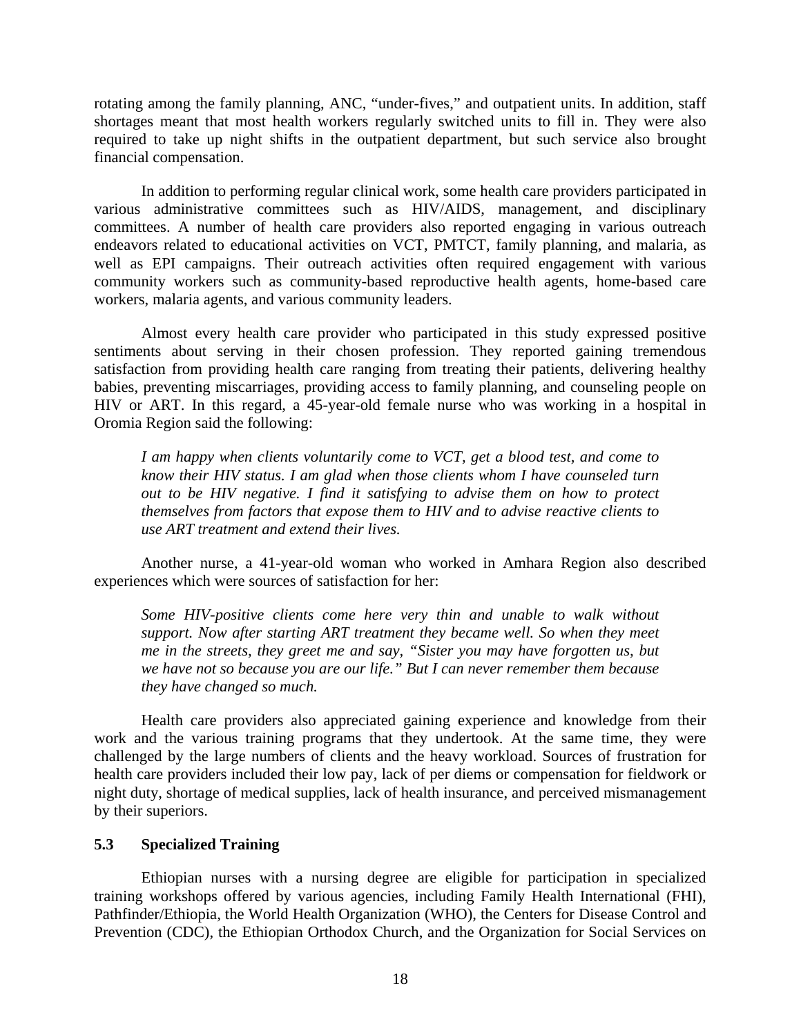rotating among the family planning, ANC, "under-fives," and outpatient units. In addition, staff shortages meant that most health workers regularly switched units to fill in. They were also required to take up night shifts in the outpatient department, but such service also brought financial compensation.

In addition to performing regular clinical work, some health care providers participated in various administrative committees such as HIV/AIDS, management, and disciplinary committees. A number of health care providers also reported engaging in various outreach endeavors related to educational activities on VCT, PMTCT, family planning, and malaria, as well as EPI campaigns. Their outreach activities often required engagement with various community workers such as community-based reproductive health agents, home-based care workers, malaria agents, and various community leaders.

Almost every health care provider who participated in this study expressed positive sentiments about serving in their chosen profession. They reported gaining tremendous satisfaction from providing health care ranging from treating their patients, delivering healthy babies, preventing miscarriages, providing access to family planning, and counseling people on HIV or ART. In this regard, a 45-year-old female nurse who was working in a hospital in Oromia Region said the following:

> *I am happy when clients voluntarily come to VCT, get a blood test, and come to know their HIV status. I am glad when those clients whom I have counseled turn out to be HIV negative. I find it satisfying to advise them on how to protect themselves from factors that expose them to HIV and to advise reactive clients to use ART treatment and extend their lives.*

Another nurse, a 41-year-old woman who worked in Amhara Region also described experiences which were sources of satisfaction for her:

> *Some HIV-positive clients come here very thin and unable to walk without support. Now after starting ART treatment they became well. So when they meet me in the streets, they greet me and say, "Sister you may have forgotten us, but we have not so because you are our life." But I can never remember them because they have changed so much.*

Health care providers also appreciated gaining experience and knowledge from their work and the various training programs that they undertook. At the same time, they were challenged by the large numbers of clients and the heavy workload. Sources of frustration for health care providers included their low pay, lack of per diems or compensation for fieldwork or night duty, shortage of medical supplies, lack of health insurance, and perceived mismanagement by their superiors.

### 5.3 Specialized Training

Ethiopian nurses with a nursing degree are eligible for participation in specialized training workshops offered by various agencies, including Family Health International (FHI), Pathfinder/Ethiopia, the World Health Organization (WHO), the Centers for Disease Control and Prevention (CDC), the Ethiopian Orthodox Church, and the Organization for Social Services on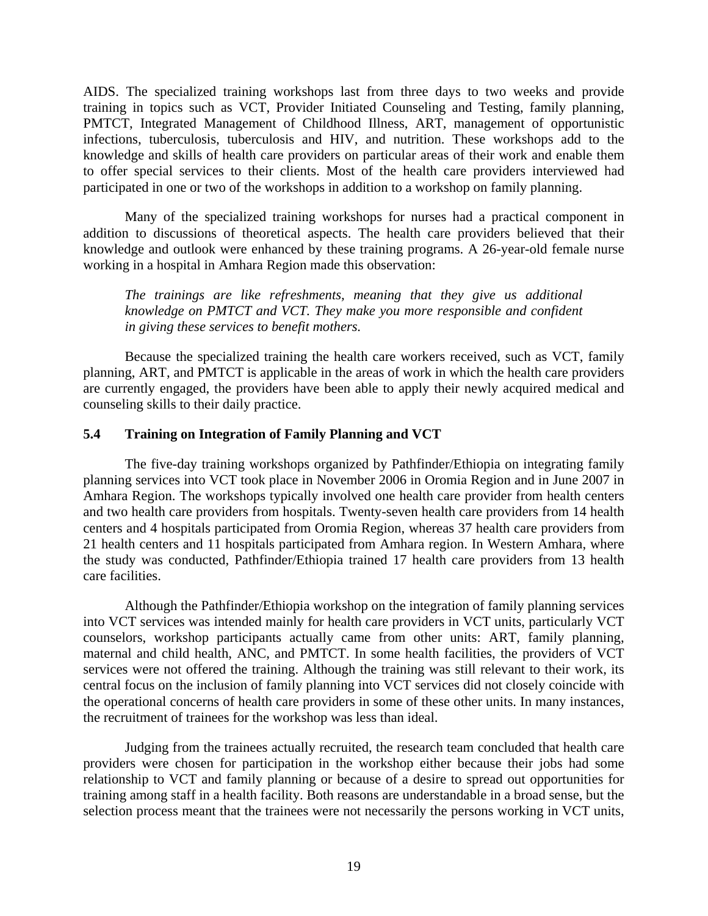AIDS. The specialized training workshops last from three days to two weeks and provide training in topics such as VCT, Provider Initiated Counseling and Testing, family planning, PMTCT, Integrated Management of Childhood Illness, ART, management of opportunistic infections, tuberculosis, tuberculosis and HIV, and nutrition. These workshops add to the knowledge and skills of health care providers on particular areas of their work and enable them to offer special services to their clients. Most of the health care providers interviewed had participated in one or two of the workshops in addition to a workshop on family planning.

Many of the specialized training workshops for nurses had a practical component in addition to discussions of theoretical aspects. The health care providers believed that their knowledge and outlook were enhanced by these training programs. A 26-year-old female nurse working in a hospital in Amhara Region made this observation:

> *The trainings are like refreshments, meaning that they give us additional knowledge on PMTCT and VCT. They make you more responsible and confident in giving these services to benefit mothers.*

Because the specialized training the health care workers received, such as VCT, family planning, ART, and PMTCT is applicable in the areas of work in which the health care providers are currently engaged, the providers have been able to apply their newly acquired medical and counseling skills to their daily practice.

### 5.4 Training on Integration of Family Planning and VCT

The five-day training workshops organized by Pathfinder/Ethiopia on integrating family planning services into VCT took place in November 2006 in Oromia Region and in June 2007 in Amhara Region. The workshops typically involved one health care provider from health centers and two health care providers from hospitals. Twenty-seven health care providers from 14 health centers and 4 hospitals participated from Oromia Region, whereas 37 health care providers from 21 health centers and 11 hospitals participated from Amhara region. In Western Amhara, where the study was conducted, Pathfinder/Ethiopia trained 17 health care providers from 13 health care facilities.

Although the Pathfinder/Ethiopia workshop on the integration of family planning services into VCT services was intended mainly for health care providers in VCT units, particularly VCT counselors, workshop participants actually came from other units: ART, family planning, maternal and child health, ANC, and PMTCT. In some health facilities, the providers of VCT services were not offered the training. Although the training was still relevant to their work, its central focus on the inclusion of family planning into VCT services did not closely coincide with the operational concerns of health care providers in some of these other units. In many instances, the recruitment of trainees for the workshop was less than ideal.

Judging from the trainees actually recruited, the research team concluded that health care providers were chosen for participation in the workshop either because their jobs had some relationship to VCT and family planning or because of a desire to spread out opportunities for training among staff in a health facility. Both reasons are understandable in a broad sense, but the selection process meant that the trainees were not necessarily the persons working in VCT units,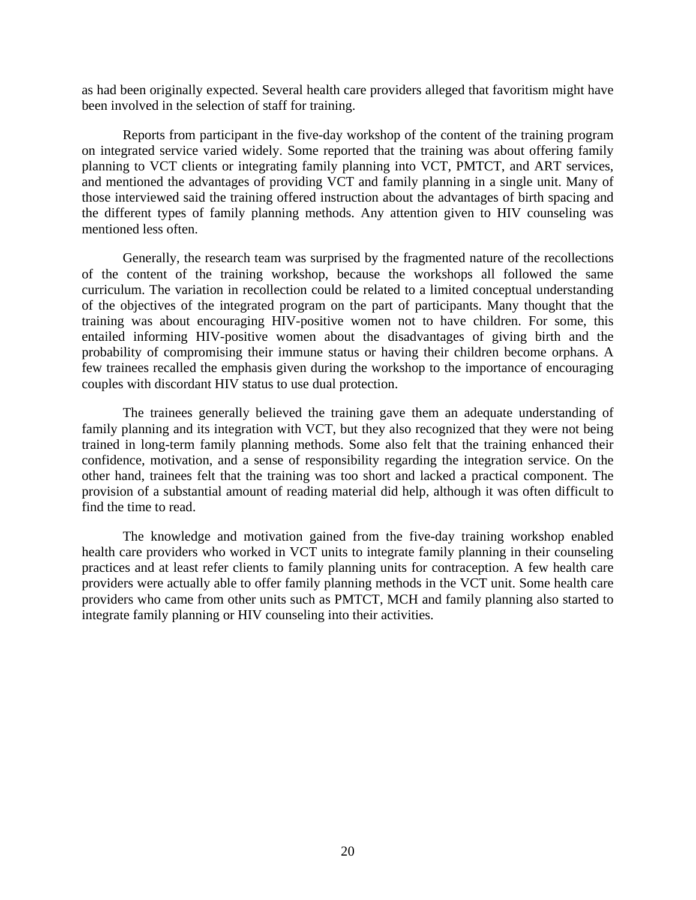as had been originally expected. Several health care providers alleged that favoritism might have been involved in the selection of staff for training.

Reports from participant in the five-day workshop of the content of the training program on integrated service varied widely. Some reported that the training was about offering family planning to VCT clients or integrating family planning into VCT, PMTCT, and ART services, and mentioned the advantages of providing VCT and family planning in a single unit. Many of those interviewed said the training offered instruction about the advantages of birth spacing and the different types of family planning methods. Any attention given to HIV counseling was mentioned less often.

Generally, the research team was surprised by the fragmented nature of the recollections of the content of the training workshop, because the workshops all followed the same curriculum. The variation in recollection could be related to a limited conceptual understanding of the objectives of the integrated program on the part of participants. Many thought that the training was about encouraging HIV-positive women not to have children. For some, this entailed informing HIV-positive women about the disadvantages of giving birth and the probability of compromising their immune status or having their children become orphans. A few trainees recalled the emphasis given during the workshop to the importance of encouraging couples with discordant HIV status to use dual protection.

The trainees generally believed the training gave them an adequate understanding of family planning and its integration with VCT, but they also recognized that they were not being trained in long-term family planning methods. Some also felt that the training enhanced their confidence, motivation, and a sense of responsibility regarding the integration service. On the other hand, trainees felt that the training was too short and lacked a practical component. The provision of a substantial amount of reading material did help, although it was often difficult to find the time to read.

The knowledge and motivation gained from the five-day training workshop enabled health care providers who worked in VCT units to integrate family planning in their counseling practices and at least refer clients to family planning units for contraception. A few health care providers were actually able to offer family planning methods in the VCT unit. Some health care providers who came from other units such as PMTCT, MCH and family planning also started to integrate family planning or HIV counseling into their activities.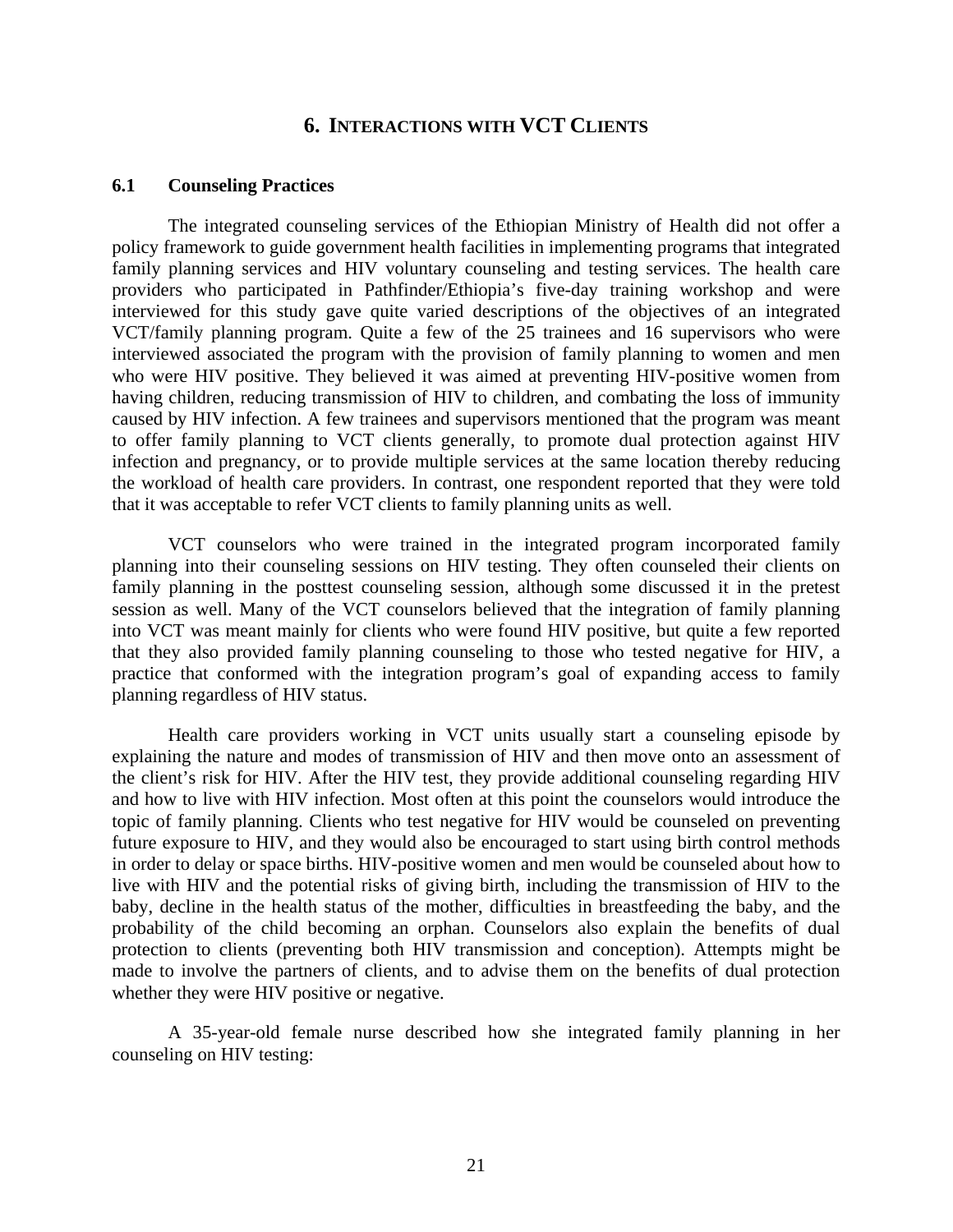## 6. INTERACTIONS WITH VCT CLIENTS

### 6.1 Counseling Practices

The integrated counseling services of the Ethiopian Ministry of Health did not offer a policy framework to guide government health facilities in implementing programs that integrated family planning services and HIV voluntary counseling and testing services. The health care providers who participated in Pathfinder/Ethiopia's five-day training workshop and were interviewed for this study gave quite varied descriptions of the objectives of an integrated VCT/family planning program. Quite a few of the 25 trainees and 16 supervisors who were interviewed associated the program with the provision of family planning to women and men who were HIV positive. They believed it was aimed at preventing HIV-positive women from having children, reducing transmission of HIV to children, and combating the loss of immunity caused by HIV infection. A few trainees and supervisors mentioned that the program was meant to offer family planning to VCT clients generally, to promote dual protection against HIV infection and pregnancy, or to provide multiple services at the same location thereby reducing the workload of health care providers. In contrast, one respondent reported that they were told that it was acceptable to refer VCT clients to family planning units as well.

VCT counselors who were trained in the integrated program incorporated family planning into their counseling sessions on HIV testing. They often counseled their clients on family planning in the posttest counseling session, although some discussed it in the pretest session as well. Many of the VCT counselors believed that the integration of family planning into VCT was meant mainly for clients who were found HIV positive, but quite a few reported that they also provided family planning counseling to those who tested negative for HIV, a practice that conformed with the integration program's goal of expanding access to family planning regardless of HIV status.

Health care providers working in VCT units usually start a counseling episode by explaining the nature and modes of transmission of HIV and then move onto an assessment of the client's risk for HIV. After the HIV test, they provide additional counseling regarding HIV and how to live with HIV infection. Most often at this point the counselors would introduce the topic of family planning. Clients who test negative for HIV would be counseled on preventing future exposure to HIV, and they would also be encouraged to start using birth control methods in order to delay or space births. HIV-positive women and men would be counseled about how to live with HIV and the potential risks of giving birth, including the transmission of HIV to the baby, decline in the health status of the mother, difficulties in breastfeeding the baby, and the probability of the child becoming an orphan. Counselors also explain the benefits of dual protection to clients (preventing both HIV transmission and conception). Attempts might be made to involve the partners of clients, and to advise them on the benefits of dual protection whether they were HIV positive or negative.

A 35-year-old female nurse described how she integrated family planning in her counseling on HIV testing: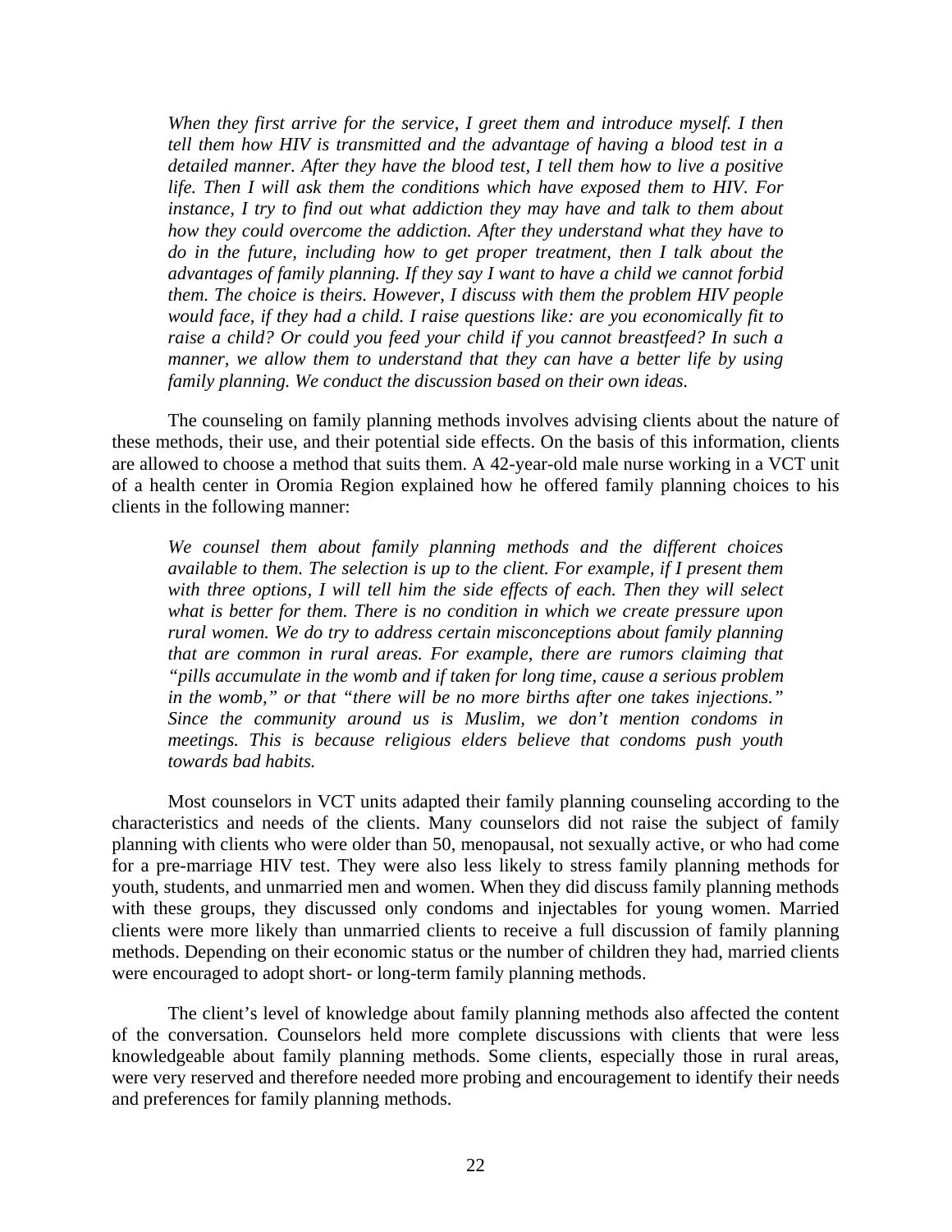> *When they first arrive for the service, I greet them and introduce myself. I then tell them how HIV is transmitted and the advantage of having a blood test in a detailed manner. After they have the blood test, I tell them how to live a positive life. Then I will ask them the conditions which have exposed them to HIV. For instance, I try to find out what addiction they may have and talk to them about how they could overcome the addiction. After they understand what they have to do in the future, including how to get proper treatment, then I talk about the advantages of family planning. If they say I want to have a child we cannot forbid them. The choice is theirs. However, I discuss with them the problem HIV people would face, if they had a child. I raise questions like: are you economically fit to raise a child? Or could you feed your child if you cannot breastfeed? In such a manner, we allow them to understand that they can have a better life by using family planning. We conduct the discussion based on their own ideas.*

The counseling on family planning methods involves advising clients about the nature of these methods, their use, and their potential side effects. On the basis of this information, clients are allowed to choose a method that suits them. A 42-year-old male nurse working in a VCT unit of a health center in Oromia Region explained how he offered family planning choices to his clients in the following manner:

> *We counsel them about family planning methods and the different choices available to them. The selection is up to the client. For example, if I present them with three options, I will tell him the side effects of each. Then they will select what is better for them. There is no condition in which we create pressure upon rural women. We do try to address certain misconceptions about family planning that are common in rural areas. For example, there are rumors claiming that "pills accumulate in the womb and if taken for long time, cause a serious problem in the womb," or that "there will be no more births after one takes injections." Since the community around us is Muslim, we don't mention condoms in meetings. This is because religious elders believe that condoms push youth towards bad habits.*

Most counselors in VCT units adapted their family planning counseling according to the characteristics and needs of the clients. Many counselors did not raise the subject of family planning with clients who were older than 50, menopausal, not sexually active, or who had come for a pre-marriage HIV test. They were also less likely to stress family planning methods for youth, students, and unmarried men and women. When they did discuss family planning methods with these groups, they discussed only condoms and injectables for young women. Married clients were more likely than unmarried clients to receive a full discussion of family planning methods. Depending on their economic status or the number of children they had, married clients were encouraged to adopt short- or long-term family planning methods.

The client's level of knowledge about family planning methods also affected the content of the conversation. Counselors held more complete discussions with clients that were less knowledgeable about family planning methods. Some clients, especially those in rural areas, were very reserved and therefore needed more probing and encouragement to identify their needs and preferences for family planning methods.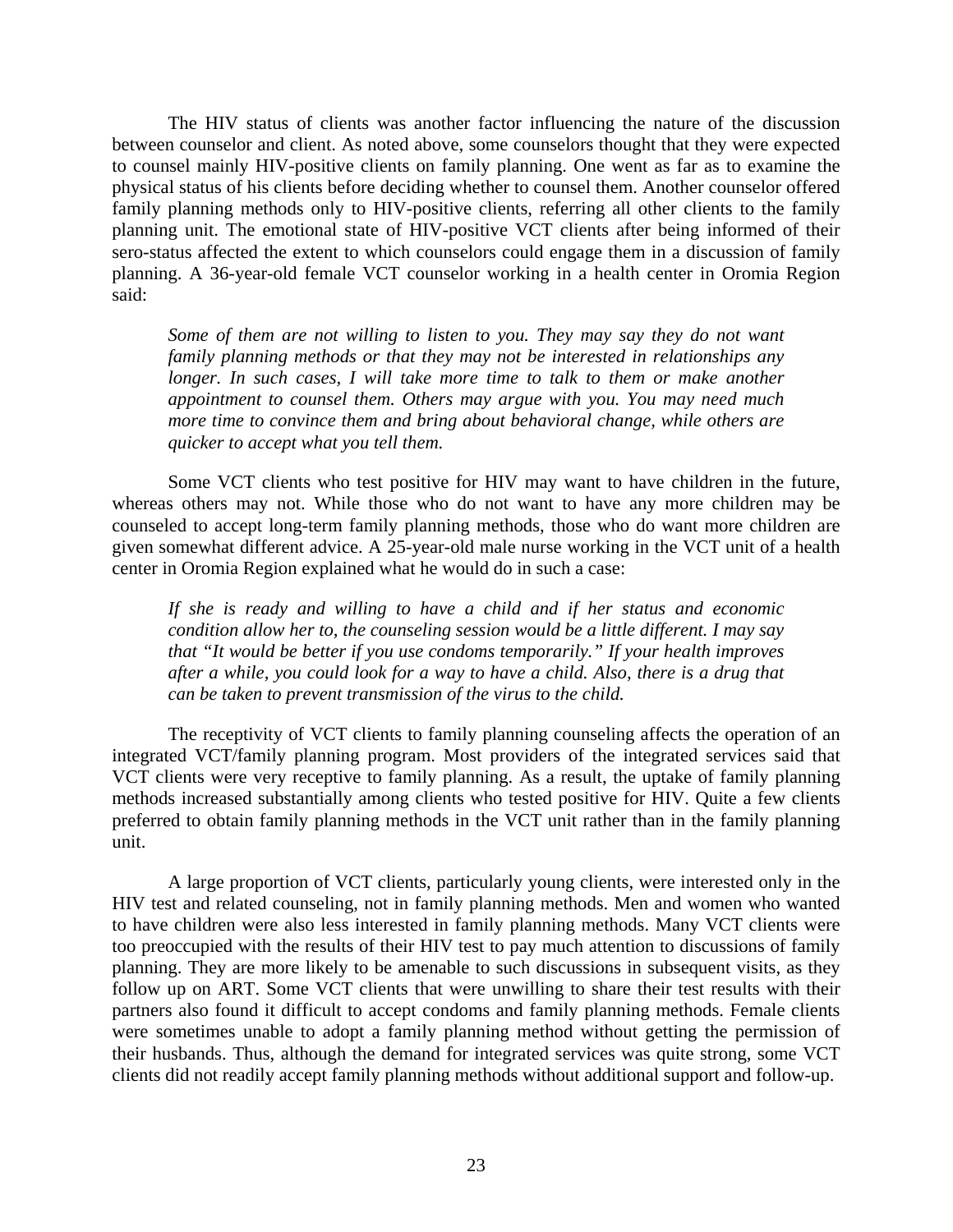The HIV status of clients was another factor influencing the nature of the discussion between counselor and client. As noted above, some counselors thought that they were expected to counsel mainly HIV-positive clients on family planning. One went as far as to examine the physical status of his clients before deciding whether to counsel them. Another counselor offered family planning methods only to HIV-positive clients, referring all other clients to the family planning unit. The emotional state of HIV-positive VCT clients after being informed of their sero-status affected the extent to which counselors could engage them in a discussion of family planning. A 36-year-old female VCT counselor working in a health center in Oromia Region said:

> *Some of them are not willing to listen to you. They may say they do not want family planning methods or that they may not be interested in relationships any longer. In such cases, I will take more time to talk to them or make another appointment to counsel them. Others may argue with you. You may need much more time to convince them and bring about behavioral change, while others are quicker to accept what you tell them.*

Some VCT clients who test positive for HIV may want to have children in the future, whereas others may not. While those who do not want to have any more children may be counseled to accept long-term family planning methods, those who do want more children are given somewhat different advice. A 25-year-old male nurse working in the VCT unit of a health center in Oromia Region explained what he would do in such a case:

> *If she is ready and willing to have a child and if her status and economic condition allow her to, the counseling session would be a little different. I may say that "It would be better if you use condoms temporarily." If your health improves after a while, you could look for a way to have a child. Also, there is a drug that can be taken to prevent transmission of the virus to the child.*

The receptivity of VCT clients to family planning counseling affects the operation of an integrated VCT/family planning program. Most providers of the integrated services said that VCT clients were very receptive to family planning. As a result, the uptake of family planning methods increased substantially among clients who tested positive for HIV. Quite a few clients preferred to obtain family planning methods in the VCT unit rather than in the family planning unit.

A large proportion of VCT clients, particularly young clients, were interested only in the HIV test and related counseling, not in family planning methods. Men and women who wanted to have children were also less interested in family planning methods. Many VCT clients were too preoccupied with the results of their HIV test to pay much attention to discussions of family planning. They are more likely to be amenable to such discussions in subsequent visits, as they follow up on ART. Some VCT clients that were unwilling to share their test results with their partners also found it difficult to accept condoms and family planning methods. Female clients were sometimes unable to adopt a family planning method without getting the permission of their husbands. Thus, although the demand for integrated services was quite strong, some VCT clients did not readily accept family planning methods without additional support and follow-up.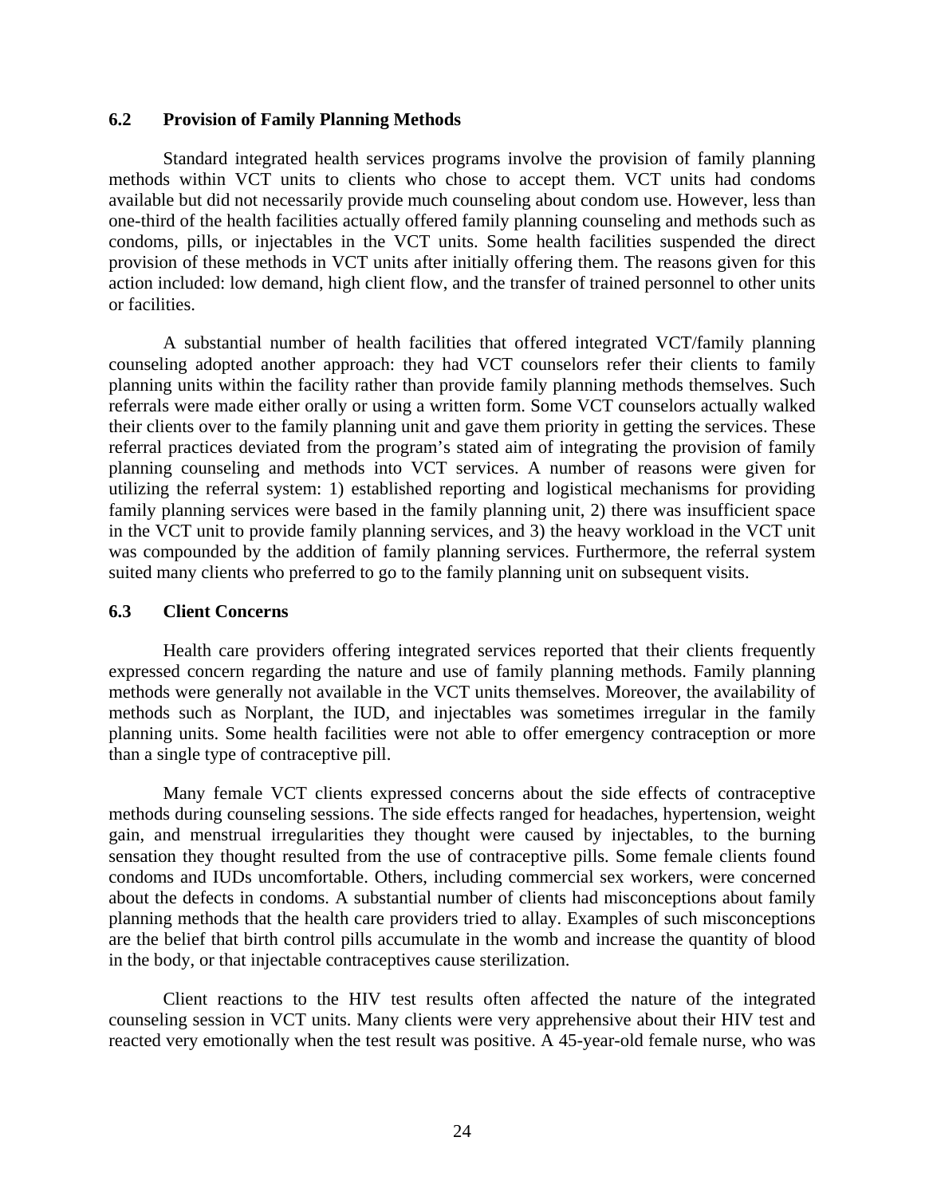### 6.2 Provision of Family Planning Methods

Standard integrated health services programs involve the provision of family planning methods within VCT units to clients who chose to accept them. VCT units had condoms available but did not necessarily provide much counseling about condom use. However, less than one-third of the health facilities actually offered family planning counseling and methods such as condoms, pills, or injectables in the VCT units. Some health facilities suspended the direct provision of these methods in VCT units after initially offering them. The reasons given for this action included: low demand, high client flow, and the transfer of trained personnel to other units or facilities.

A substantial number of health facilities that offered integrated VCT/family planning counseling adopted another approach: they had VCT counselors refer their clients to family planning units within the facility rather than provide family planning methods themselves. Such referrals were made either orally or using a written form. Some VCT counselors actually walked their clients over to the family planning unit and gave them priority in getting the services. These referral practices deviated from the program's stated aim of integrating the provision of family planning counseling and methods into VCT services. A number of reasons were given for utilizing the referral system: 1) established reporting and logistical mechanisms for providing family planning services were based in the family planning unit, 2) there was insufficient space in the VCT unit to provide family planning services, and 3) the heavy workload in the VCT unit was compounded by the addition of family planning services. Furthermore, the referral system suited many clients who preferred to go to the family planning unit on subsequent visits.

### 6.3 Client Concerns

Health care providers offering integrated services reported that their clients frequently expressed concern regarding the nature and use of family planning methods. Family planning methods were generally not available in the VCT units themselves. Moreover, the availability of methods such as Norplant, the IUD, and injectables was sometimes irregular in the family planning units. Some health facilities were not able to offer emergency contraception or more than a single type of contraceptive pill.

Many female VCT clients expressed concerns about the side effects of contraceptive methods during counseling sessions. The side effects ranged for headaches, hypertension, weight gain, and menstrual irregularities they thought were caused by injectables, to the burning sensation they thought resulted from the use of contraceptive pills. Some female clients found condoms and IUDs uncomfortable. Others, including commercial sex workers, were concerned about the defects in condoms. A substantial number of clients had misconceptions about family planning methods that the health care providers tried to allay. Examples of such misconceptions are the belief that birth control pills accumulate in the womb and increase the quantity of blood in the body, or that injectable contraceptives cause sterilization.

Client reactions to the HIV test results often affected the nature of the integrated counseling session in VCT units. Many clients were very apprehensive about their HIV test and reacted very emotionally when the test result was positive. A 45-year-old female nurse, who was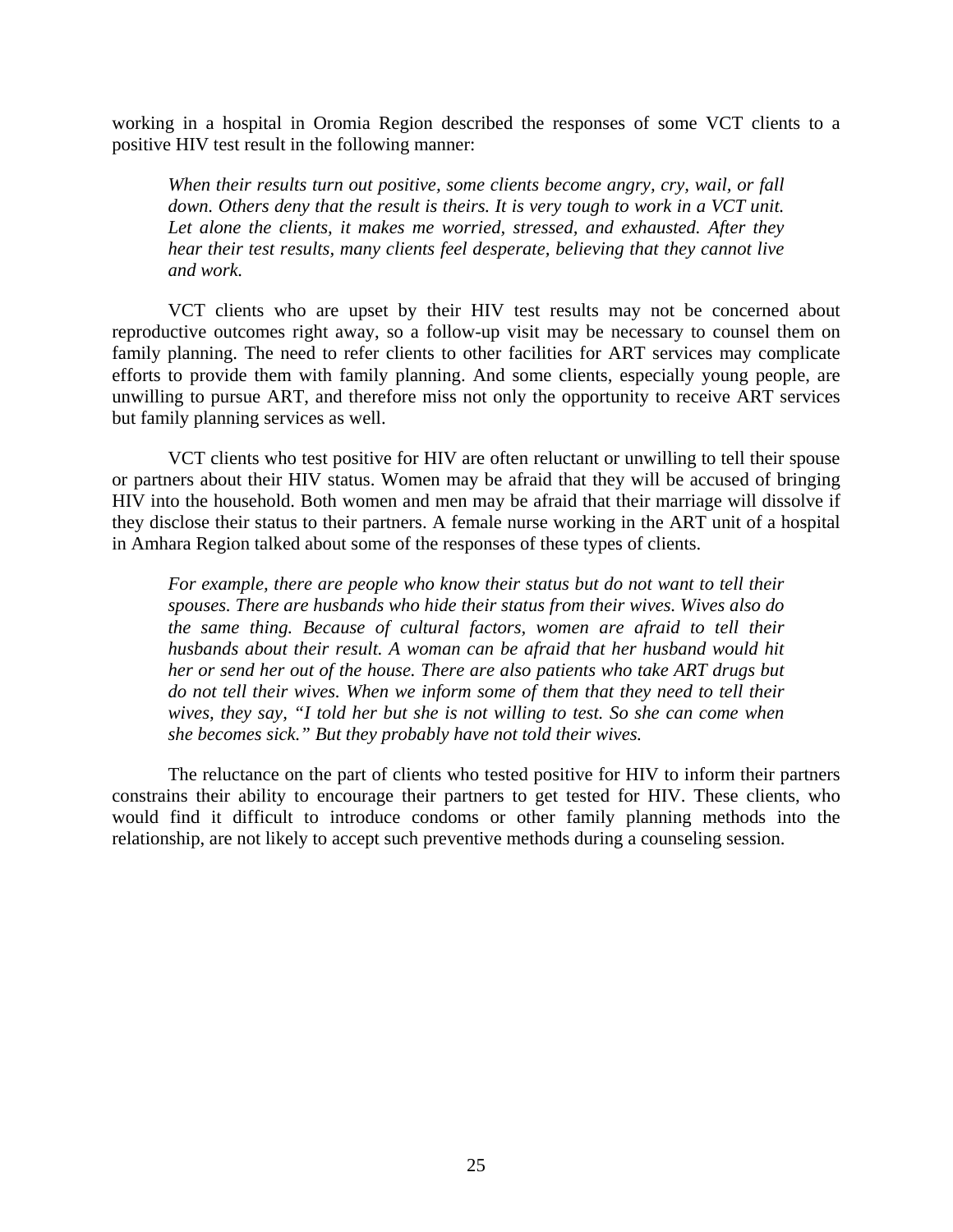working in a hospital in Oromia Region described the responses of some VCT clients to a positive HIV test result in the following manner:

> *When their results turn out positive, some clients become angry, cry, wail, or fall down. Others deny that the result is theirs. It is very tough to work in a VCT unit. Let alone the clients, it makes me worried, stressed, and exhausted. After they hear their test results, many clients feel desperate, believing that they cannot live and work.*

VCT clients who are upset by their HIV test results may not be concerned about reproductive outcomes right away, so a follow-up visit may be necessary to counsel them on family planning. The need to refer clients to other facilities for ART services may complicate efforts to provide them with family planning. And some clients, especially young people, are unwilling to pursue ART, and therefore miss not only the opportunity to receive ART services but family planning services as well.

VCT clients who test positive for HIV are often reluctant or unwilling to tell their spouse or partners about their HIV status. Women may be afraid that they will be accused of bringing HIV into the household. Both women and men may be afraid that their marriage will dissolve if they disclose their status to their partners. A female nurse working in the ART unit of a hospital in Amhara Region talked about some of the responses of these types of clients.

> *For example, there are people who know their status but do not want to tell their spouses. There are husbands who hide their status from their wives. Wives also do the same thing. Because of cultural factors, women are afraid to tell their husbands about their result. A woman can be afraid that her husband would hit her or send her out of the house. There are also patients who take ART drugs but do not tell their wives. When we inform some of them that they need to tell their wives, they say, "I told her but she is not willing to test. So she can come when she becomes sick." But they probably have not told their wives.*

The reluctance on the part of clients who tested positive for HIV to inform their partners constrains their ability to encourage their partners to get tested for HIV. These clients, who would find it difficult to introduce condoms or other family planning methods into the relationship, are not likely to accept such preventive methods during a counseling session.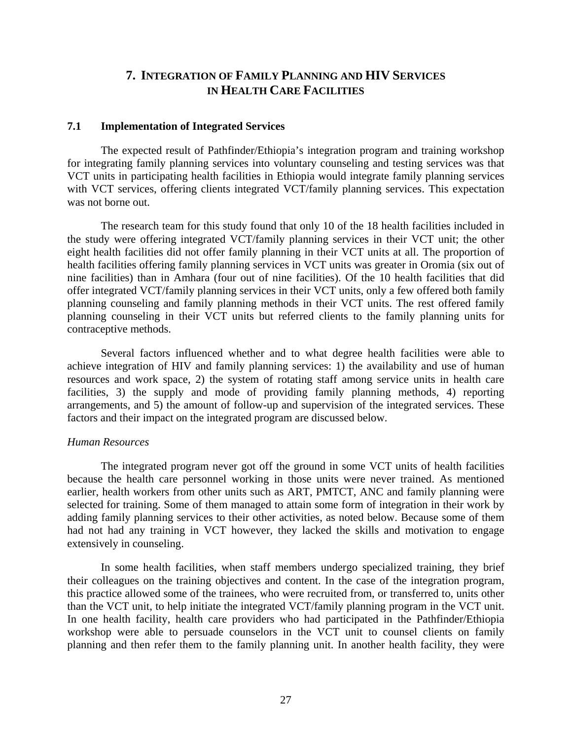# 7. Integration of Family Planning and HIV Services in Health Care Facilities

## 7.1 Implementation of Integrated Services

The expected result of Pathfinder/Ethiopia's integration program and training workshop for integrating family planning services into voluntary counseling and testing services was that VCT units in participating health facilities in Ethiopia would integrate family planning services with VCT services, offering clients integrated VCT/family planning services. This expectation was not borne out.

The research team for this study found that only 10 of the 18 health facilities included in the study were offering integrated VCT/family planning services in their VCT unit; the other eight health facilities did not offer family planning in their VCT units at all. The proportion of health facilities offering family planning services in VCT units was greater in Oromia (six out of nine facilities) than in Amhara (four out of nine facilities). Of the 10 health facilities that did offer integrated VCT/family planning services in their VCT units, only a few offered both family planning counseling and family planning methods in their VCT units. The rest offered family planning counseling in their VCT units but referred clients to the family planning units for contraceptive methods.

Several factors influenced whether and to what degree health facilities were able to achieve integration of HIV and family planning services: 1) the availability and use of human resources and work space, 2) the system of rotating staff among service units in health care facilities, 3) the supply and mode of providing family planning methods, 4) reporting arrangements, and 5) the amount of follow-up and supervision of the integrated services. These factors and their impact on the integrated program are discussed below.

*Human Resources*

The integrated program never got off the ground in some VCT units of health facilities because the health care personnel working in those units were never trained. As mentioned earlier, health workers from other units such as ART, PMTCT, ANC and family planning were selected for training. Some of them managed to attain some form of integration in their work by adding family planning services to their other activities, as noted below. Because some of them had not had any training in VCT however, they lacked the skills and motivation to engage extensively in counseling.

In some health facilities, when staff members undergo specialized training, they brief their colleagues on the training objectives and content. In the case of the integration program, this practice allowed some of the trainees, who were recruited from, or transferred to, units other than the VCT unit, to help initiate the integrated VCT/family planning program in the VCT unit. In one health facility, health care providers who had participated in the Pathfinder/Ethiopia workshop were able to persuade counselors in the VCT unit to counsel clients on family planning and then refer them to the family planning unit. In another health facility, they were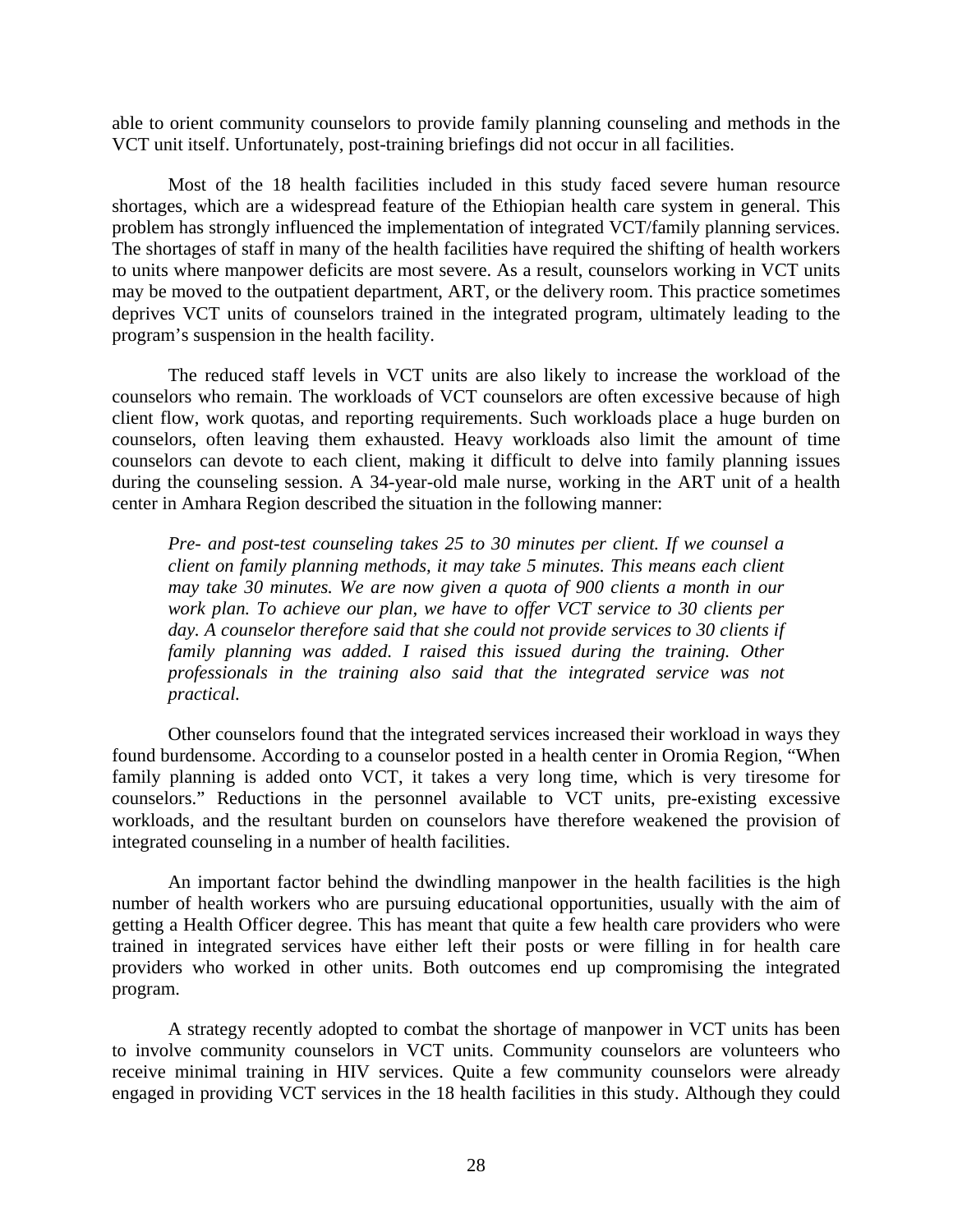able to orient community counselors to provide family planning counseling and methods in the VCT unit itself. Unfortunately, post-training briefings did not occur in all facilities.

Most of the 18 health facilities included in this study faced severe human resource shortages, which are a widespread feature of the Ethiopian health care system in general. This problem has strongly influenced the implementation of integrated VCT/family planning services. The shortages of staff in many of the health facilities have required the shifting of health workers to units where manpower deficits are most severe. As a result, counselors working in VCT units may be moved to the outpatient department, ART, or the delivery room. This practice sometimes deprives VCT units of counselors trained in the integrated program, ultimately leading to the program's suspension in the health facility.

The reduced staff levels in VCT units are also likely to increase the workload of the counselors who remain. The workloads of VCT counselors are often excessive because of high client flow, work quotas, and reporting requirements. Such workloads place a huge burden on counselors, often leaving them exhausted. Heavy workloads also limit the amount of time counselors can devote to each client, making it difficult to delve into family planning issues during the counseling session. A 34-year-old male nurse, working in the ART unit of a health center in Amhara Region described the situation in the following manner:

> *Pre- and post-test counseling takes 25 to 30 minutes per client. If we counsel a client on family planning methods, it may take 5 minutes. This means each client may take 30 minutes. We are now given a quota of 900 clients a month in our work plan. To achieve our plan, we have to offer VCT service to 30 clients per day. A counselor therefore said that she could not provide services to 30 clients if family planning was added. I raised this issued during the training. Other professionals in the training also said that the integrated service was not practical.*

Other counselors found that the integrated services increased their workload in ways they found burdensome. According to a counselor posted in a health center in Oromia Region, "When family planning is added onto VCT, it takes a very long time, which is very tiresome for counselors." Reductions in the personnel available to VCT units, pre-existing excessive workloads, and the resultant burden on counselors have therefore weakened the provision of integrated counseling in a number of health facilities.

An important factor behind the dwindling manpower in the health facilities is the high number of health workers who are pursuing educational opportunities, usually with the aim of getting a Health Officer degree. This has meant that quite a few health care providers who were trained in integrated services have either left their posts or were filling in for health care providers who worked in other units. Both outcomes end up compromising the integrated program.

A strategy recently adopted to combat the shortage of manpower in VCT units has been to involve community counselors in VCT units. Community counselors are volunteers who receive minimal training in HIV services. Quite a few community counselors were already engaged in providing VCT services in the 18 health facilities in this study. Although they could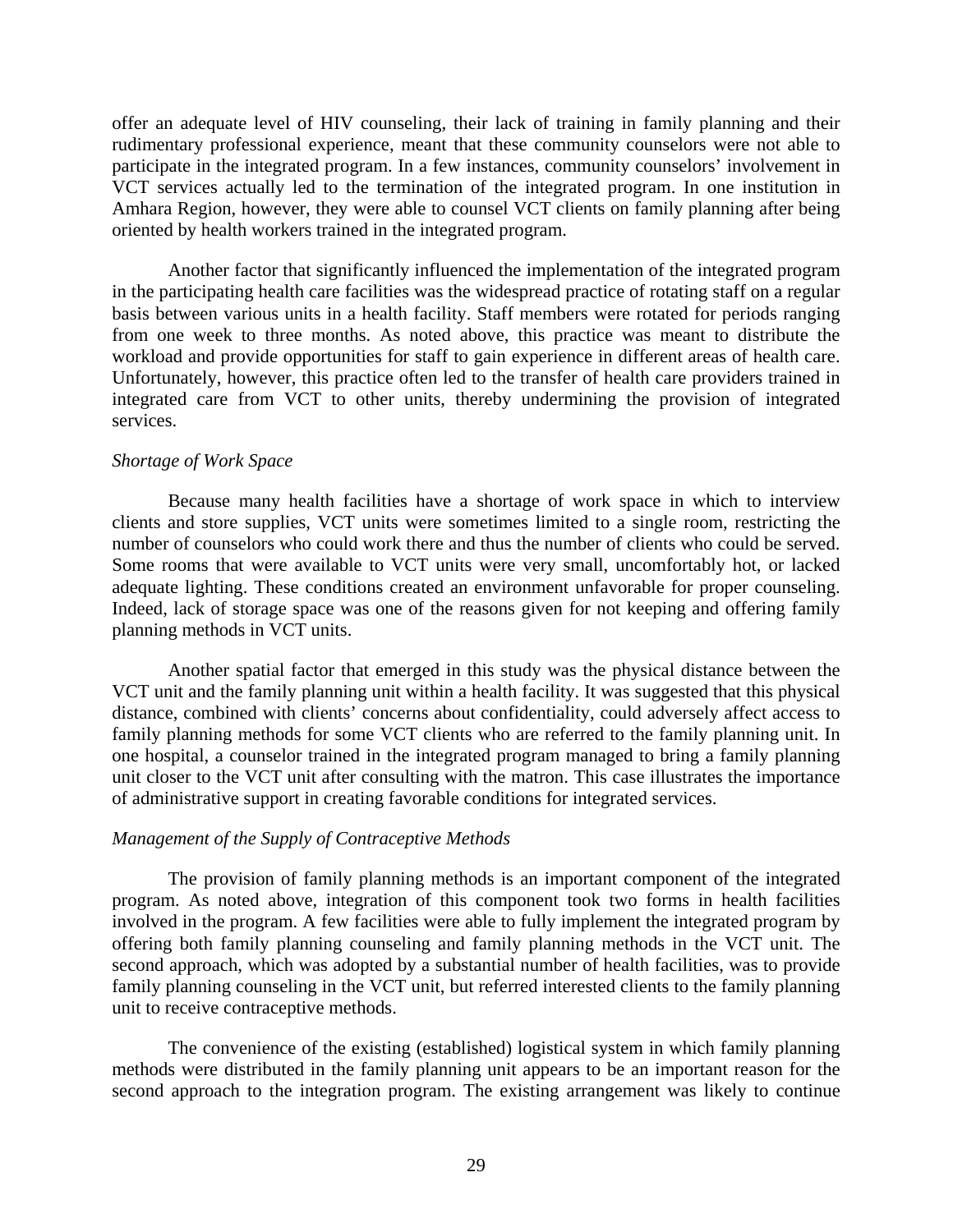offer an adequate level of HIV counseling, their lack of training in family planning and their rudimentary professional experience, meant that these community counselors were not able to participate in the integrated program. In a few instances, community counselors' involvement in VCT services actually led to the termination of the integrated program. In one institution in Amhara Region, however, they were able to counsel VCT clients on family planning after being oriented by health workers trained in the integrated program.

Another factor that significantly influenced the implementation of the integrated program in the participating health care facilities was the widespread practice of rotating staff on a regular basis between various units in a health facility. Staff members were rotated for periods ranging from one week to three months. As noted above, this practice was meant to distribute the workload and provide opportunities for staff to gain experience in different areas of health care. Unfortunately, however, this practice often led to the transfer of health care providers trained in integrated care from VCT to other units, thereby undermining the provision of integrated services.

*Shortage of Work Space*

Because many health facilities have a shortage of work space in which to interview clients and store supplies, VCT units were sometimes limited to a single room, restricting the number of counselors who could work there and thus the number of clients who could be served. Some rooms that were available to VCT units were very small, uncomfortably hot, or lacked adequate lighting. These conditions created an environment unfavorable for proper counseling. Indeed, lack of storage space was one of the reasons given for not keeping and offering family planning methods in VCT units.

Another spatial factor that emerged in this study was the physical distance between the VCT unit and the family planning unit within a health facility. It was suggested that this physical distance, combined with clients' concerns about confidentiality, could adversely affect access to family planning methods for some VCT clients who are referred to the family planning unit. In one hospital, a counselor trained in the integrated program managed to bring a family planning unit closer to the VCT unit after consulting with the matron. This case illustrates the importance of administrative support in creating favorable conditions for integrated services.

*Management of the Supply of Contraceptive Methods*

The provision of family planning methods is an important component of the integrated program. As noted above, integration of this component took two forms in health facilities involved in the program. A few facilities were able to fully implement the integrated program by offering both family planning counseling and family planning methods in the VCT unit. The second approach, which was adopted by a substantial number of health facilities, was to provide family planning counseling in the VCT unit, but referred interested clients to the family planning unit to receive contraceptive methods.

The convenience of the existing (established) logistical system in which family planning methods were distributed in the family planning unit appears to be an important reason for the second approach to the integration program. The existing arrangement was likely to continue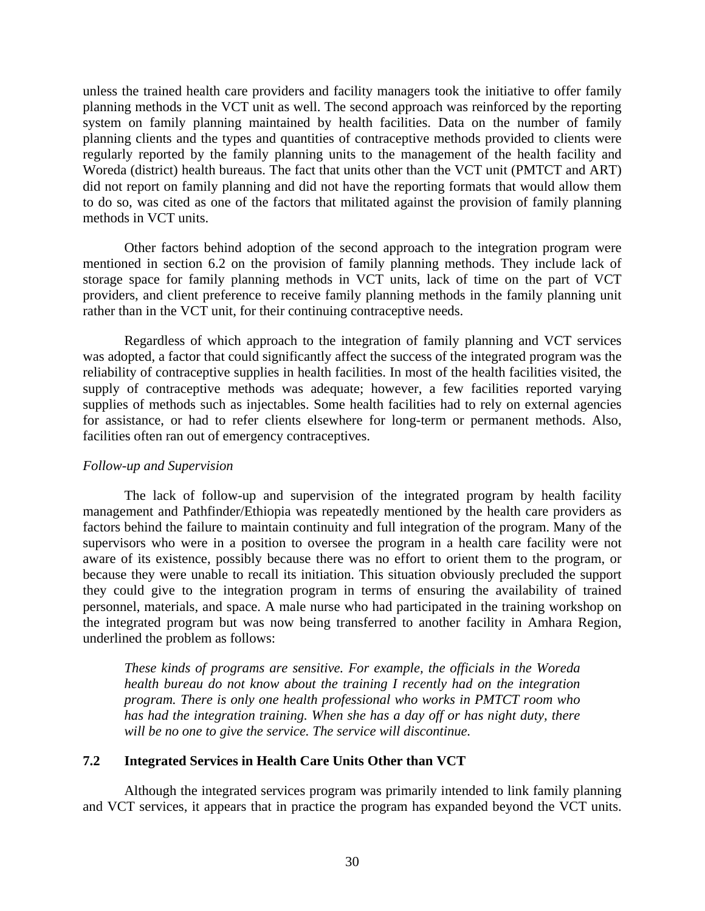unless the trained health care providers and facility managers took the initiative to offer family planning methods in the VCT unit as well. The second approach was reinforced by the reporting system on family planning maintained by health facilities. Data on the number of family planning clients and the types and quantities of contraceptive methods provided to clients were regularly reported by the family planning units to the management of the health facility and Woreda (district) health bureaus. The fact that units other than the VCT unit (PMTCT and ART) did not report on family planning and did not have the reporting formats that would allow them to do so, was cited as one of the factors that militated against the provision of family planning methods in VCT units.

Other factors behind adoption of the second approach to the integration program were mentioned in section 6.2 on the provision of family planning methods. They include lack of storage space for family planning methods in VCT units, lack of time on the part of VCT providers, and client preference to receive family planning methods in the family planning unit rather than in the VCT unit, for their continuing contraceptive needs.

Regardless of which approach to the integration of family planning and VCT services was adopted, a factor that could significantly affect the success of the integrated program was the reliability of contraceptive supplies in health facilities. In most of the health facilities visited, the supply of contraceptive methods was adequate; however, a few facilities reported varying supplies of methods such as injectables. Some health facilities had to rely on external agencies for assistance, or had to refer clients elsewhere for long-term or permanent methods. Also, facilities often ran out of emergency contraceptives.

*Follow-up and Supervision*

The lack of follow-up and supervision of the integrated program by health facility management and Pathfinder/Ethiopia was repeatedly mentioned by the health care providers as factors behind the failure to maintain continuity and full integration of the program. Many of the supervisors who were in a position to oversee the program in a health care facility were not aware of its existence, possibly because there was no effort to orient them to the program, or because they were unable to recall its initiation. This situation obviously precluded the support they could give to the integration program in terms of ensuring the availability of trained personnel, materials, and space. A male nurse who had participated in the training workshop on the integrated program but was now being transferred to another facility in Amhara Region, underlined the problem as follows:

> *These kinds of programs are sensitive. For example, the officials in the Woreda health bureau do not know about the training I recently had on the integration program. There is only one health professional who works in PMTCT room who has had the integration training. When she has a day off or has night duty, there will be no one to give the service. The service will discontinue.*

### 7.2 Integrated Services in Health Care Units Other than VCT

Although the integrated services program was primarily intended to link family planning and VCT services, it appears that in practice the program has expanded beyond the VCT units.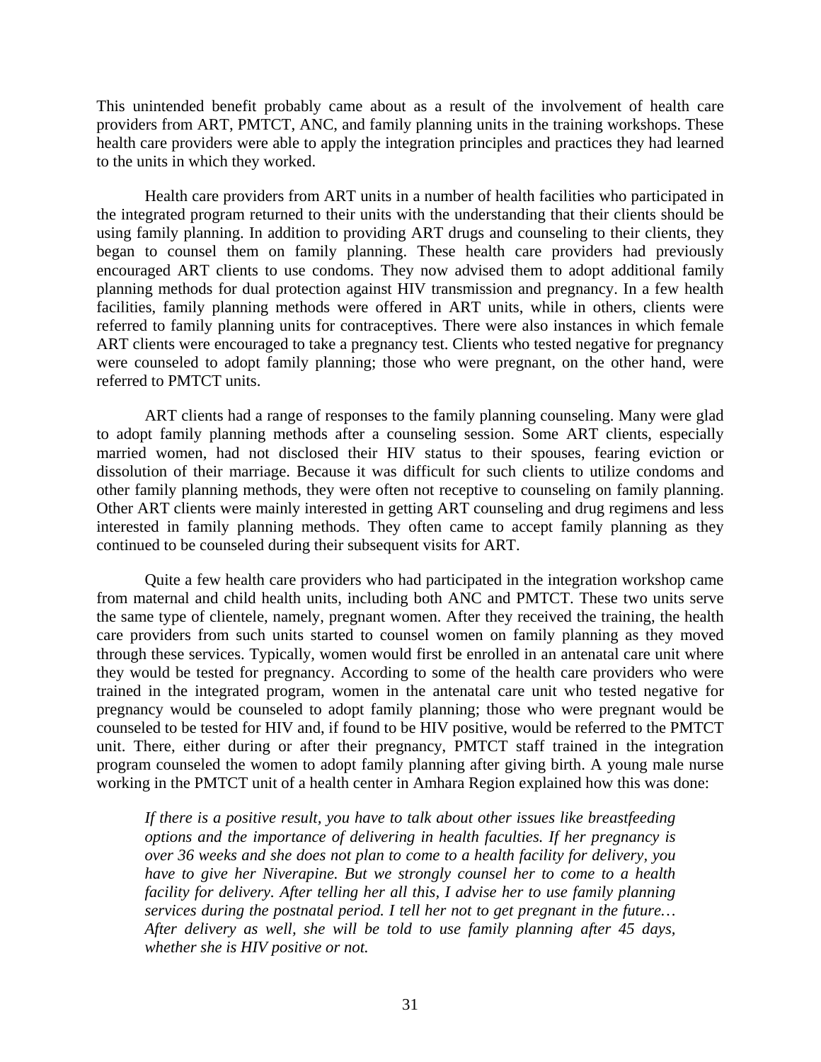This unintended benefit probably came about as a result of the involvement of health care providers from ART, PMTCT, ANC, and family planning units in the training workshops. These health care providers were able to apply the integration principles and practices they had learned to the units in which they worked.

Health care providers from ART units in a number of health facilities who participated in the integrated program returned to their units with the understanding that their clients should be using family planning. In addition to providing ART drugs and counseling to their clients, they began to counsel them on family planning. These health care providers had previously encouraged ART clients to use condoms. They now advised them to adopt additional family planning methods for dual protection against HIV transmission and pregnancy. In a few health facilities, family planning methods were offered in ART units, while in others, clients were referred to family planning units for contraceptives. There were also instances in which female ART clients were encouraged to take a pregnancy test. Clients who tested negative for pregnancy were counseled to adopt family planning; those who were pregnant, on the other hand, were referred to PMTCT units.

ART clients had a range of responses to the family planning counseling. Many were glad to adopt family planning methods after a counseling session. Some ART clients, especially married women, had not disclosed their HIV status to their spouses, fearing eviction or dissolution of their marriage. Because it was difficult for such clients to utilize condoms and other family planning methods, they were often not receptive to counseling on family planning. Other ART clients were mainly interested in getting ART counseling and drug regimens and less interested in family planning methods. They often came to accept family planning as they continued to be counseled during their subsequent visits for ART.

Quite a few health care providers who had participated in the integration workshop came from maternal and child health units, including both ANC and PMTCT. These two units serve the same type of clientele, namely, pregnant women. After they received the training, the health care providers from such units started to counsel women on family planning as they moved through these services. Typically, women would first be enrolled in an antenatal care unit where they would be tested for pregnancy. According to some of the health care providers who were trained in the integrated program, women in the antenatal care unit who tested negative for pregnancy would be counseled to adopt family planning; those who were pregnant would be counseled to be tested for HIV and, if found to be HIV positive, would be referred to the PMTCT unit. There, either during or after their pregnancy, PMTCT staff trained in the integration program counseled the women to adopt family planning after giving birth. A young male nurse working in the PMTCT unit of a health center in Amhara Region explained how this was done:

> *If there is a positive result, you have to talk about other issues like breastfeeding options and the importance of delivering in health faculties. If her pregnancy is over 36 weeks and she does not plan to come to a health facility for delivery, you have to give her Niverapine. But we strongly counsel her to come to a health facility for delivery. After telling her all this, I advise her to use family planning services during the postnatal period. I tell her not to get pregnant in the future… After delivery as well, she will be told to use family planning after 45 days, whether she is HIV positive or not.*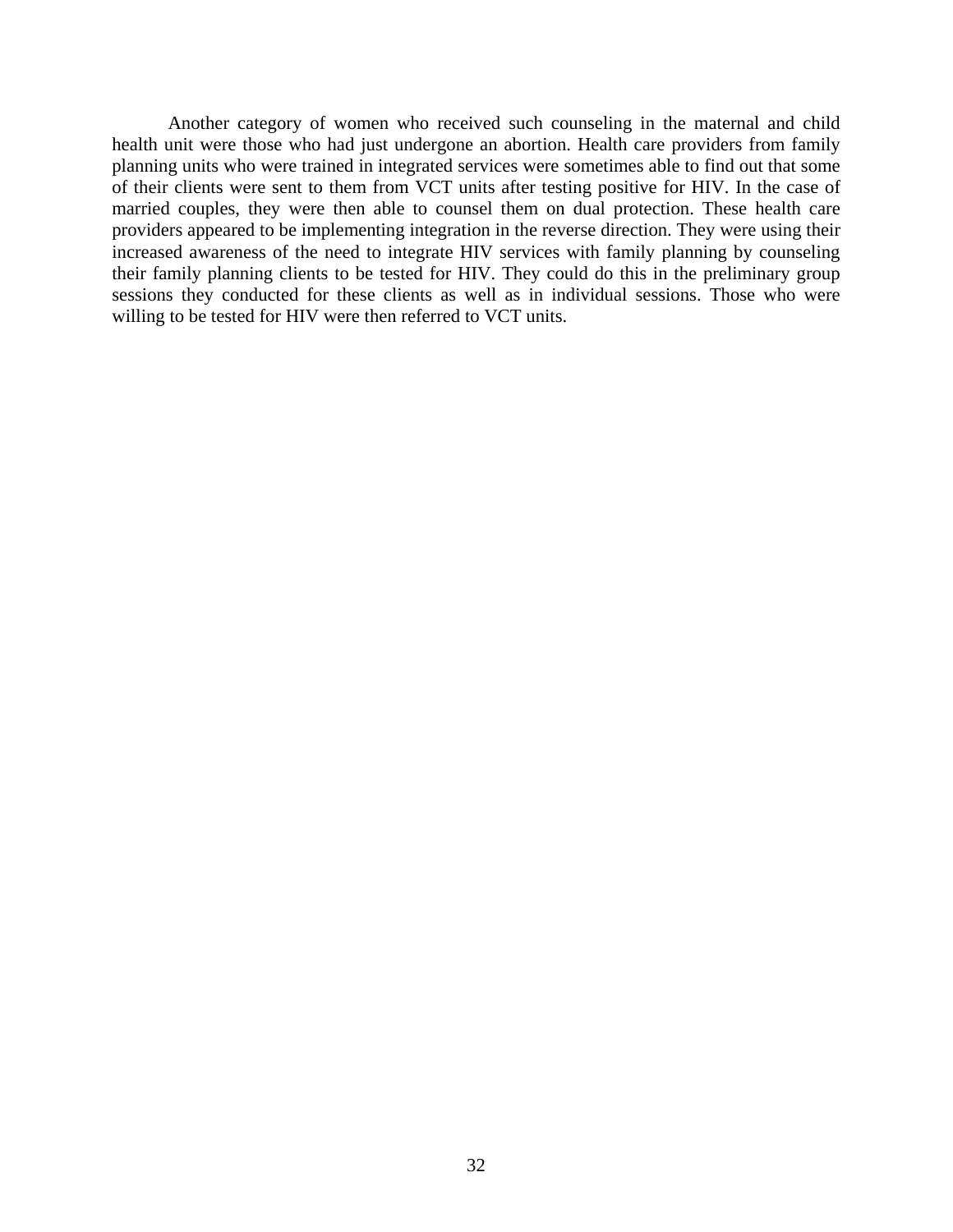Another category of women who received such counseling in the maternal and child health unit were those who had just undergone an abortion. Health care providers from family planning units who were trained in integrated services were sometimes able to find out that some of their clients were sent to them from VCT units after testing positive for HIV. In the case of married couples, they were then able to counsel them on dual protection. These health care providers appeared to be implementing integration in the reverse direction. They were using their increased awareness of the need to integrate HIV services with family planning by counseling their family planning clients to be tested for HIV. They could do this in the preliminary group sessions they conducted for these clients as well as in individual sessions. Those who were willing to be tested for HIV were then referred to VCT units.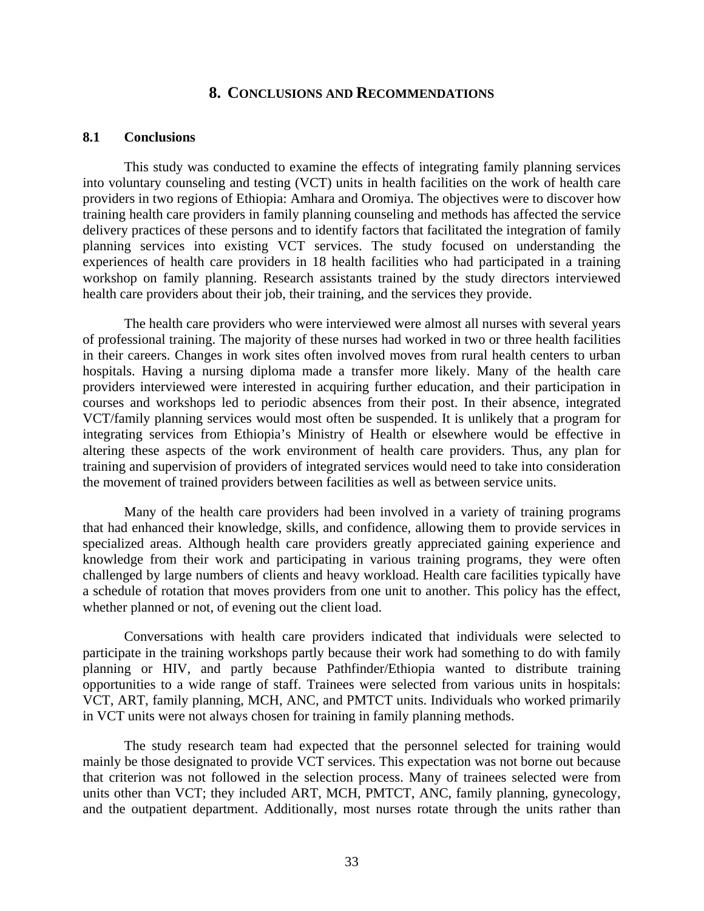# 8. Conclusions and Recommendations

## 8.1 Conclusions

This study was conducted to examine the effects of integrating family planning services into voluntary counseling and testing (VCT) units in health facilities on the work of health care providers in two regions of Ethiopia: Amhara and Oromiya. The objectives were to discover how training health care providers in family planning counseling and methods has affected the service delivery practices of these persons and to identify factors that facilitated the integration of family planning services into existing VCT services. The study focused on understanding the experiences of health care providers in 18 health facilities who had participated in a training workshop on family planning. Research assistants trained by the study directors interviewed health care providers about their job, their training, and the services they provide.

The health care providers who were interviewed were almost all nurses with several years of professional training. The majority of these nurses had worked in two or three health facilities in their careers. Changes in work sites often involved moves from rural health centers to urban hospitals. Having a nursing diploma made a transfer more likely. Many of the health care providers interviewed were interested in acquiring further education, and their participation in courses and workshops led to periodic absences from their post. In their absence, integrated VCT/family planning services would most often be suspended. It is unlikely that a program for integrating services from Ethiopia's Ministry of Health or elsewhere would be effective in altering these aspects of the work environment of health care providers. Thus, any plan for training and supervision of providers of integrated services would need to take into consideration the movement of trained providers between facilities as well as between service units.

Many of the health care providers had been involved in a variety of training programs that had enhanced their knowledge, skills, and confidence, allowing them to provide services in specialized areas. Although health care providers greatly appreciated gaining experience and knowledge from their work and participating in various training programs, they were often challenged by large numbers of clients and heavy workload. Health care facilities typically have a schedule of rotation that moves providers from one unit to another. This policy has the effect, whether planned or not, of evening out the client load.

Conversations with health care providers indicated that individuals were selected to participate in the training workshops partly because their work had something to do with family planning or HIV, and partly because Pathfinder/Ethiopia wanted to distribute training opportunities to a wide range of staff. Trainees were selected from various units in hospitals: VCT, ART, family planning, MCH, ANC, and PMTCT units. Individuals who worked primarily in VCT units were not always chosen for training in family planning methods.

The study research team had expected that the personnel selected for training would mainly be those designated to provide VCT services. This expectation was not borne out because that criterion was not followed in the selection process. Many of trainees selected were from units other than VCT; they included ART, MCH, PMTCT, ANC, family planning, gynecology, and the outpatient department. Additionally, most nurses rotate through the units rather than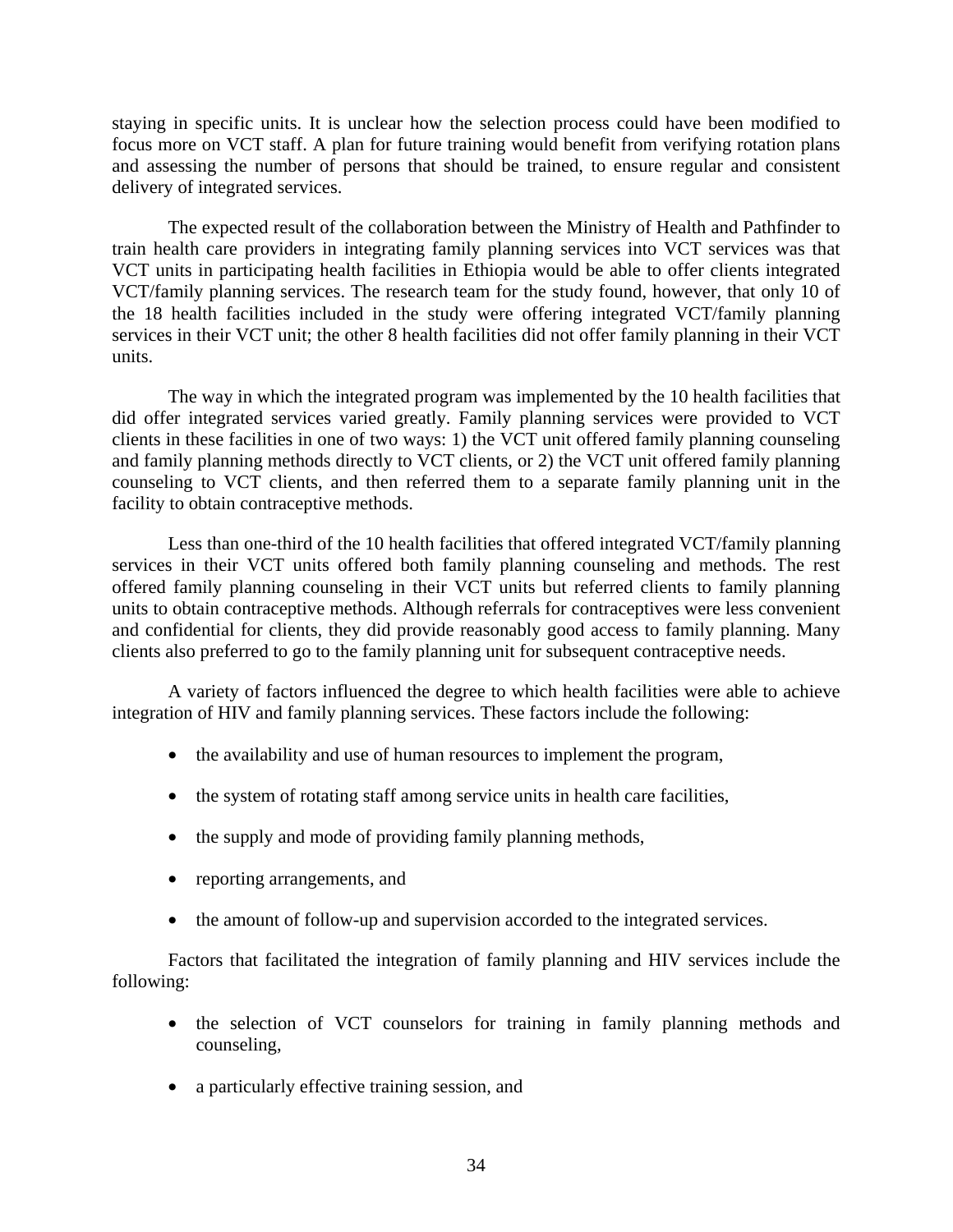staying in specific units. It is unclear how the selection process could have been modified to focus more on VCT staff. A plan for future training would benefit from verifying rotation plans and assessing the number of persons that should be trained, to ensure regular and consistent delivery of integrated services.

The expected result of the collaboration between the Ministry of Health and Pathfinder to train health care providers in integrating family planning services into VCT services was that VCT units in participating health facilities in Ethiopia would be able to offer clients integrated VCT/family planning services. The research team for the study found, however, that only 10 of the 18 health facilities included in the study were offering integrated VCT/family planning services in their VCT unit; the other 8 health facilities did not offer family planning in their VCT units.

The way in which the integrated program was implemented by the 10 health facilities that did offer integrated services varied greatly. Family planning services were provided to VCT clients in these facilities in one of two ways: 1) the VCT unit offered family planning counseling and family planning methods directly to VCT clients, or 2) the VCT unit offered family planning counseling to VCT clients, and then referred them to a separate family planning unit in the facility to obtain contraceptive methods.

Less than one-third of the 10 health facilities that offered integrated VCT/family planning services in their VCT units offered both family planning counseling and methods. The rest offered family planning counseling in their VCT units but referred clients to family planning units to obtain contraceptive methods. Although referrals for contraceptives were less convenient and confidential for clients, they did provide reasonably good access to family planning. Many clients also preferred to go to the family planning unit for subsequent contraceptive needs.

A variety of factors influenced the degree to which health facilities were able to achieve integration of HIV and family planning services. These factors include the following:

- the availability and use of human resources to implement the program,
- the system of rotating staff among service units in health care facilities,
- the supply and mode of providing family planning methods,
- reporting arrangements, and
- the amount of follow-up and supervision accorded to the integrated services.

Factors that facilitated the integration of family planning and HIV services include the following:

- the selection of VCT counselors for training in family planning methods and counseling,
- a particularly effective training session, and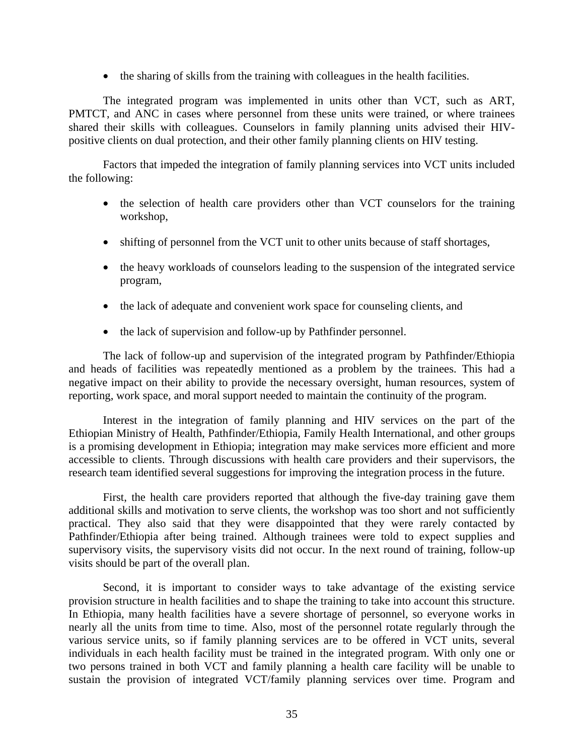- the sharing of skills from the training with colleagues in the health facilities.

The integrated program was implemented in units other than VCT, such as ART, PMTCT, and ANC in cases where personnel from these units were trained, or where trainees shared their skills with colleagues. Counselors in family planning units advised their HIV-positive clients on dual protection, and their other family planning clients on HIV testing.

Factors that impeded the integration of family planning services into VCT units included the following:

- the selection of health care providers other than VCT counselors for the training workshop,
- shifting of personnel from the VCT unit to other units because of staff shortages,
- the heavy workloads of counselors leading to the suspension of the integrated service program,
- the lack of adequate and convenient work space for counseling clients, and
- the lack of supervision and follow-up by Pathfinder personnel.

The lack of follow-up and supervision of the integrated program by Pathfinder/Ethiopia and heads of facilities was repeatedly mentioned as a problem by the trainees. This had a negative impact on their ability to provide the necessary oversight, human resources, system of reporting, work space, and moral support needed to maintain the continuity of the program.

Interest in the integration of family planning and HIV services on the part of the Ethiopian Ministry of Health, Pathfinder/Ethiopia, Family Health International, and other groups is a promising development in Ethiopia; integration may make services more efficient and more accessible to clients. Through discussions with health care providers and their supervisors, the research team identified several suggestions for improving the integration process in the future.

First, the health care providers reported that although the five-day training gave them additional skills and motivation to serve clients, the workshop was too short and not sufficiently practical. They also said that they were disappointed that they were rarely contacted by Pathfinder/Ethiopia after being trained. Although trainees were told to expect supplies and supervisory visits, the supervisory visits did not occur. In the next round of training, follow-up visits should be part of the overall plan.

Second, it is important to consider ways to take advantage of the existing service provision structure in health facilities and to shape the training to take into account this structure. In Ethiopia, many health facilities have a severe shortage of personnel, so everyone works in nearly all the units from time to time. Also, most of the personnel rotate regularly through the various service units, so if family planning services are to be offered in VCT units, several individuals in each health facility must be trained in the integrated program. With only one or two persons trained in both VCT and family planning a health care facility will be unable to sustain the provision of integrated VCT/family planning services over time. Program and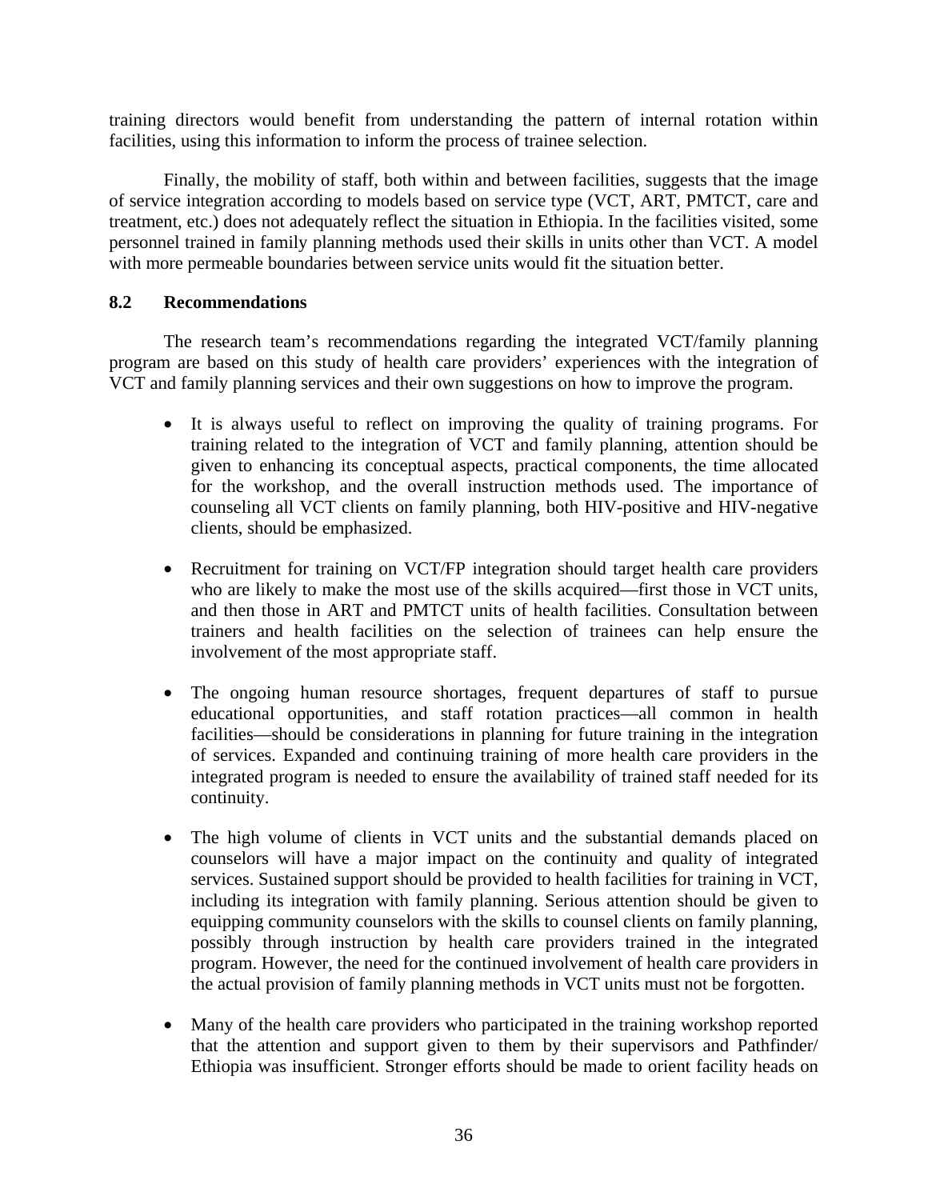training directors would benefit from understanding the pattern of internal rotation within facilities, using this information to inform the process of trainee selection.

Finally, the mobility of staff, both within and between facilities, suggests that the image of service integration according to models based on service type (VCT, ART, PMTCT, care and treatment, etc.) does not adequately reflect the situation in Ethiopia. In the facilities visited, some personnel trained in family planning methods used their skills in units other than VCT. A model with more permeable boundaries between service units would fit the situation better.

## 8.2 Recommendations

The research team's recommendations regarding the integrated VCT/family planning program are based on this study of health care providers' experiences with the integration of VCT and family planning services and their own suggestions on how to improve the program.

- It is always useful to reflect on improving the quality of training programs. For training related to the integration of VCT and family planning, attention should be given to enhancing its conceptual aspects, practical components, the time allocated for the workshop, and the overall instruction methods used. The importance of counseling all VCT clients on family planning, both HIV-positive and HIV-negative clients, should be emphasized.

- Recruitment for training on VCT/FP integration should target health care providers who are likely to make the most use of the skills acquired—first those in VCT units, and then those in ART and PMTCT units of health facilities. Consultation between trainers and health facilities on the selection of trainees can help ensure the involvement of the most appropriate staff.

- The ongoing human resource shortages, frequent departures of staff to pursue educational opportunities, and staff rotation practices—all common in health facilities—should be considerations in planning for future training in the integration of services. Expanded and continuing training of more health care providers in the integrated program is needed to ensure the availability of trained staff needed for its continuity.

- The high volume of clients in VCT units and the substantial demands placed on counselors will have a major impact on the continuity and quality of integrated services. Sustained support should be provided to health facilities for training in VCT, including its integration with family planning. Serious attention should be given to equipping community counselors with the skills to counsel clients on family planning, possibly through instruction by health care providers trained in the integrated program. However, the need for the continued involvement of health care providers in the actual provision of family planning methods in VCT units must not be forgotten.

- Many of the health care providers who participated in the training workshop reported that the attention and support given to them by their supervisors and Pathfinder/ Ethiopia was insufficient. Stronger efforts should be made to orient facility heads on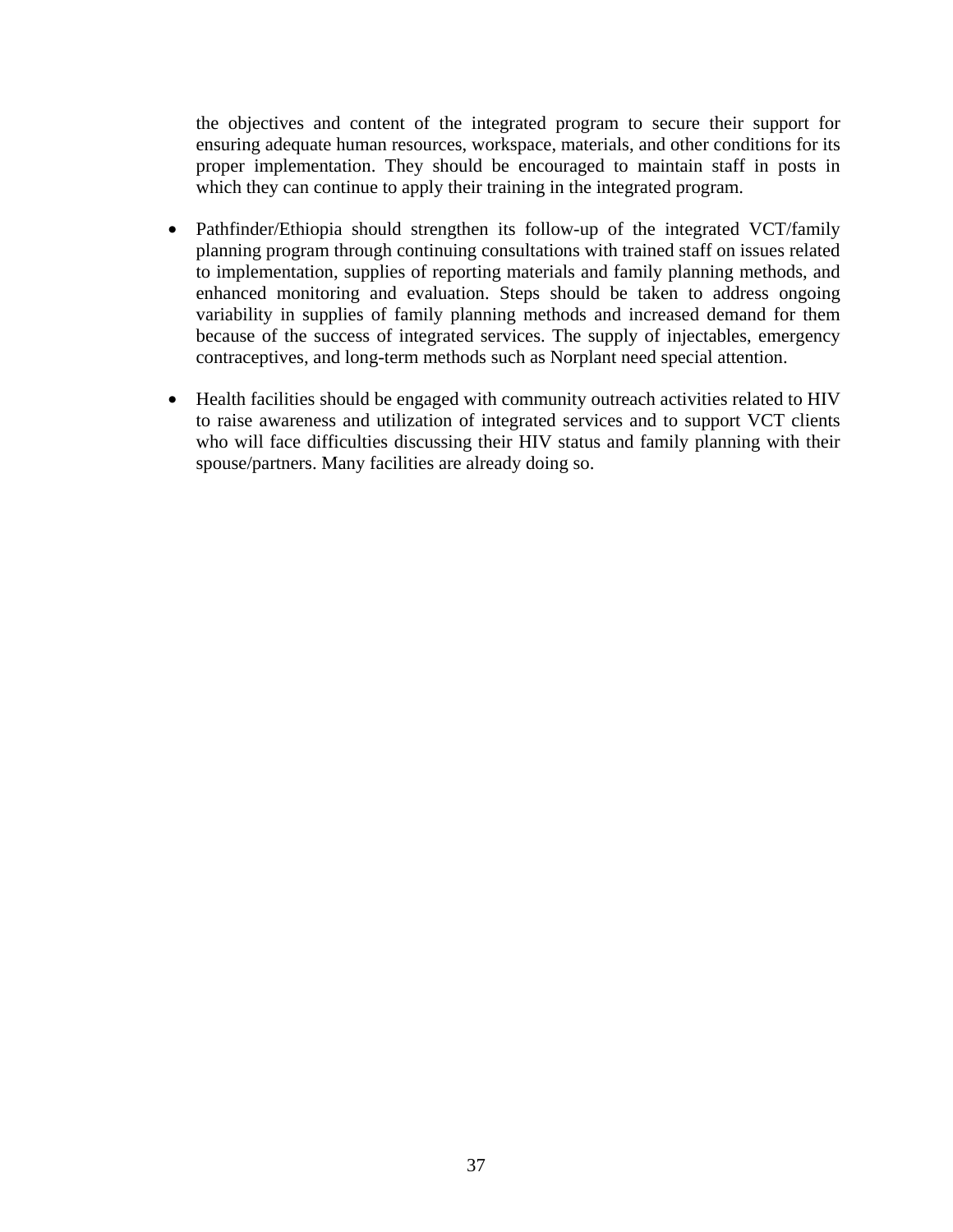the objectives and content of the integrated program to secure their support for ensuring adequate human resources, workspace, materials, and other conditions for its proper implementation. They should be encouraged to maintain staff in posts in which they can continue to apply their training in the integrated program.

- Pathfinder/Ethiopia should strengthen its follow-up of the integrated VCT/family planning program through continuing consultations with trained staff on issues related to implementation, supplies of reporting materials and family planning methods, and enhanced monitoring and evaluation. Steps should be taken to address ongoing variability in supplies of family planning methods and increased demand for them because of the success of integrated services. The supply of injectables, emergency contraceptives, and long-term methods such as Norplant need special attention.

- Health facilities should be engaged with community outreach activities related to HIV to raise awareness and utilization of integrated services and to support VCT clients who will face difficulties discussing their HIV status and family planning with their spouse/partners. Many facilities are already doing so.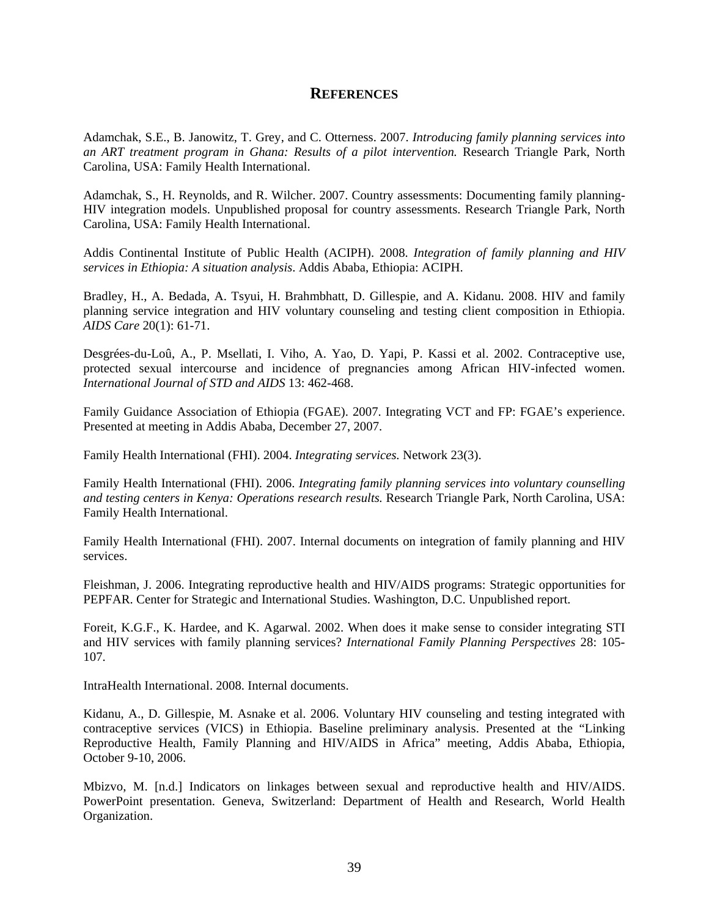# REFERENCES

Adamchak, S.E., B. Janowitz, T. Grey, and C. Otterness. 2007. *Introducing family planning services into an ART treatment program in Ghana: Results of a pilot intervention.* Research Triangle Park, North Carolina, USA: Family Health International.

Adamchak, S., H. Reynolds, and R. Wilcher. 2007. Country assessments: Documenting family planning-HIV integration models. Unpublished proposal for country assessments. Research Triangle Park, North Carolina, USA: Family Health International.

Addis Continental Institute of Public Health (ACIPH). 2008. *Integration of family planning and HIV services in Ethiopia: A situation analysis*. Addis Ababa, Ethiopia: ACIPH.

Bradley, H., A. Bedada, A. Tsyui, H. Brahmbhatt, D. Gillespie, and A. Kidanu. 2008. HIV and family planning service integration and HIV voluntary counseling and testing client composition in Ethiopia. *AIDS Care* 20(1): 61-71.

Desgrées-du-Loû, A., P. Msellati, I. Viho, A. Yao, D. Yapi, P. Kassi et al. 2002. Contraceptive use, protected sexual intercourse and incidence of pregnancies among African HIV-infected women. *International Journal of STD and AIDS* 13: 462-468.

Family Guidance Association of Ethiopia (FGAE). 2007. Integrating VCT and FP: FGAE's experience. Presented at meeting in Addis Ababa, December 27, 2007.

Family Health International (FHI). 2004. *Integrating services.* Network 23(3).

Family Health International (FHI). 2006. *Integrating family planning services into voluntary counselling and testing centers in Kenya: Operations research results.* Research Triangle Park, North Carolina, USA: Family Health International.

Family Health International (FHI). 2007. Internal documents on integration of family planning and HIV services.

Fleishman, J. 2006. Integrating reproductive health and HIV/AIDS programs: Strategic opportunities for PEPFAR. Center for Strategic and International Studies. Washington, D.C. Unpublished report.

Foreit, K.G.F., K. Hardee, and K. Agarwal. 2002. When does it make sense to consider integrating STI and HIV services with family planning services? *International Family Planning Perspectives* 28: 105-107.

IntraHealth International. 2008. Internal documents.

Kidanu, A., D. Gillespie, M. Asnake et al. 2006. Voluntary HIV counseling and testing integrated with contraceptive services (VICS) in Ethiopia. Baseline preliminary analysis. Presented at the "Linking Reproductive Health, Family Planning and HIV/AIDS in Africa" meeting, Addis Ababa, Ethiopia, October 9-10, 2006.

Mbizvo, M. [n.d.] Indicators on linkages between sexual and reproductive health and HIV/AIDS. PowerPoint presentation. Geneva, Switzerland: Department of Health and Research, World Health Organization.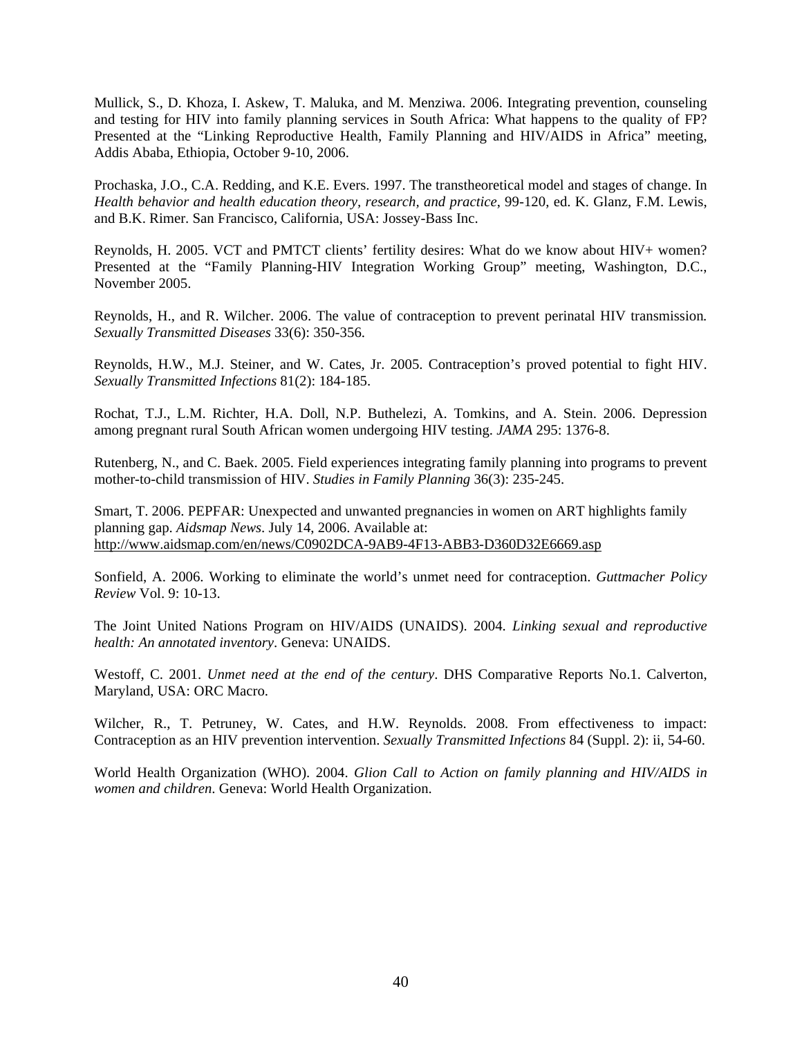Mullick, S., D. Khoza, I. Askew, T. Maluka, and M. Menziwa. 2006. Integrating prevention, counseling and testing for HIV into family planning services in South Africa: What happens to the quality of FP? Presented at the "Linking Reproductive Health, Family Planning and HIV/AIDS in Africa" meeting, Addis Ababa, Ethiopia, October 9-10, 2006.

Prochaska, J.O., C.A. Redding, and K.E. Evers. 1997. The transtheoretical model and stages of change. In *Health behavior and health education theory, research, and practice*, 99-120, ed. K. Glanz, F.M. Lewis, and B.K. Rimer. San Francisco, California, USA: Jossey-Bass Inc.

Reynolds, H. 2005. VCT and PMTCT clients' fertility desires: What do we know about HIV+ women? Presented at the "Family Planning-HIV Integration Working Group" meeting, Washington, D.C., November 2005.

Reynolds, H., and R. Wilcher. 2006. The value of contraception to prevent perinatal HIV transmission. *Sexually Transmitted Diseases* 33(6): 350-356.

Reynolds, H.W., M.J. Steiner, and W. Cates, Jr. 2005. Contraception's proved potential to fight HIV. *Sexually Transmitted Infections* 81(2): 184-185.

Rochat, T.J., L.M. Richter, H.A. Doll, N.P. Buthelezi, A. Tomkins, and A. Stein. 2006. Depression among pregnant rural South African women undergoing HIV testing. *JAMA* 295: 1376-8.

Rutenberg, N., and C. Baek. 2005. Field experiences integrating family planning into programs to prevent mother-to-child transmission of HIV. *Studies in Family Planning* 36(3): 235-245.

Smart, T. 2006. PEPFAR: Unexpected and unwanted pregnancies in women on ART highlights family planning gap. *Aidsmap News*. July 14, 2006. Available at: http://www.aidsmap.com/en/news/C0902DCA-9AB9-4F13-ABB3-D360D32E6669.asp

Sonfield, A. 2006. Working to eliminate the world's unmet need for contraception. *Guttmacher Policy Review* Vol. 9: 10-13.

The Joint United Nations Program on HIV/AIDS (UNAIDS). 2004. *Linking sexual and reproductive health: An annotated inventory*. Geneva: UNAIDS.

Westoff, C. 2001. *Unmet need at the end of the century*. DHS Comparative Reports No.1. Calverton, Maryland, USA: ORC Macro.

Wilcher, R., T. Petruney, W. Cates, and H.W. Reynolds. 2008. From effectiveness to impact: Contraception as an HIV prevention intervention. *Sexually Transmitted Infections* 84 (Suppl. 2): ii, 54-60.

World Health Organization (WHO). 2004. *Glion Call to Action on family planning and HIV/AIDS in women and children*. Geneva: World Health Organization.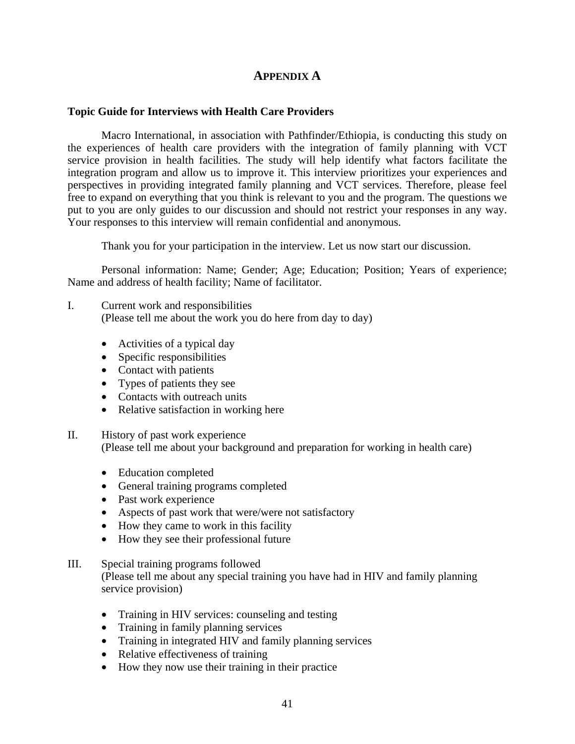# Appendix A

## Topic Guide for Interviews with Health Care Providers

Macro International, in association with Pathfinder/Ethiopia, is conducting this study on the experiences of health care providers with the integration of family planning with VCT service provision in health facilities. The study will help identify what factors facilitate the integration program and allow us to improve it. This interview prioritizes your experiences and perspectives in providing integrated family planning and VCT services. Therefore, please feel free to expand on everything that you think is relevant to you and the program. The questions we put to you are only guides to our discussion and should not restrict your responses in any way. Your responses to this interview will remain confidential and anonymous.

Thank you for your participation in the interview. Let us now start our discussion.

Personal information: Name; Gender; Age; Education; Position; Years of experience; Name and address of health facility; Name of facilitator.

I. Current work and responsibilities
(Please tell me about the work you do here from day to day)

- Activities of a typical day
- Specific responsibilities
- Contact with patients
- Types of patients they see
- Contacts with outreach units
- Relative satisfaction in working here

II. History of past work experience
(Please tell me about your background and preparation for working in health care)

- Education completed
- General training programs completed
- Past work experience
- Aspects of past work that were/were not satisfactory
- How they came to work in this facility
- How they see their professional future

III. Special training programs followed
(Please tell me about any special training you have had in HIV and family planning service provision)

- Training in HIV services: counseling and testing
- Training in family planning services
- Training in integrated HIV and family planning services
- Relative effectiveness of training
- How they now use their training in their practice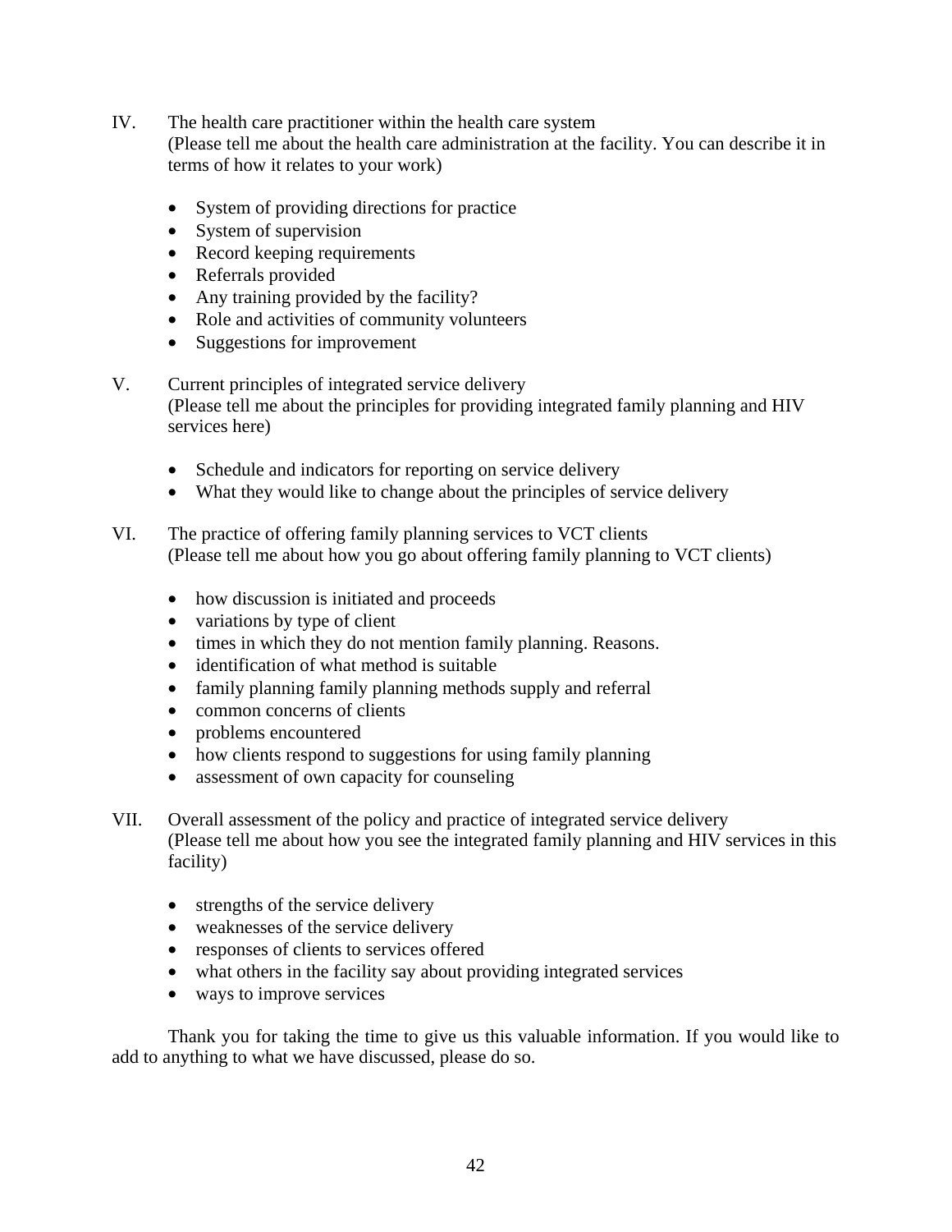IV. The health care practitioner within the health care system
(Please tell me about the health care administration at the facility. You can describe it in terms of how it relates to your work)

- System of providing directions for practice
- System of supervision
- Record keeping requirements
- Referrals provided
- Any training provided by the facility?
- Role and activities of community volunteers
- Suggestions for improvement

V. Current principles of integrated service delivery
(Please tell me about the principles for providing integrated family planning and HIV services here)

- Schedule and indicators for reporting on service delivery
- What they would like to change about the principles of service delivery

VI. The practice of offering family planning services to VCT clients
(Please tell me about how you go about offering family planning to VCT clients)

- how discussion is initiated and proceeds
- variations by type of client
- times in which they do not mention family planning. Reasons.
- identification of what method is suitable
- family planning family planning methods supply and referral
- common concerns of clients
- problems encountered
- how clients respond to suggestions for using family planning
- assessment of own capacity for counseling

VII. Overall assessment of the policy and practice of integrated service delivery
(Please tell me about how you see the integrated family planning and HIV services in this facility)

- strengths of the service delivery
- weaknesses of the service delivery
- responses of clients to services offered
- what others in the facility say about providing integrated services
- ways to improve services

Thank you for taking the time to give us this valuable information. If you would like to add to anything to what we have discussed, please do so.